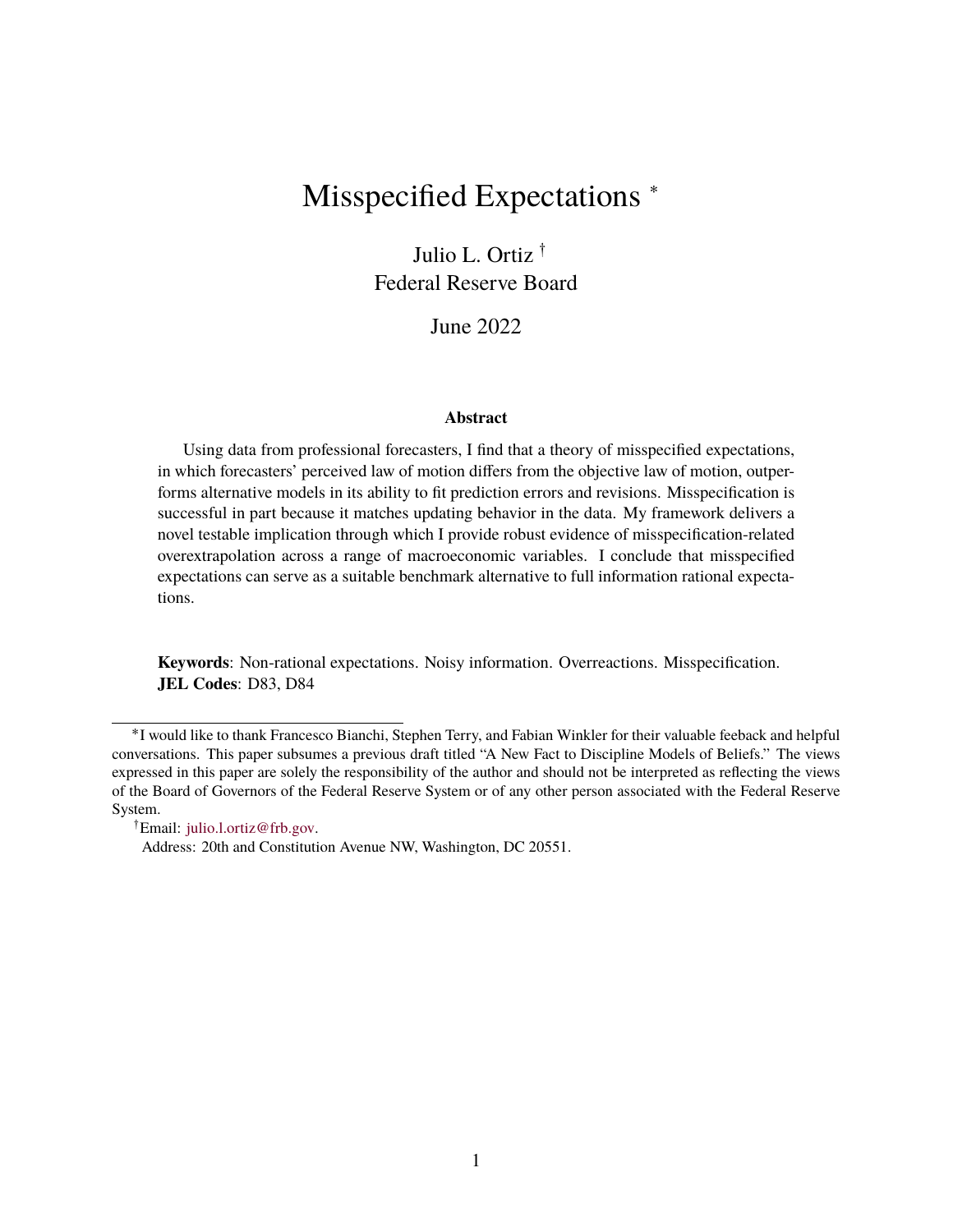# Misspecified Expectations [*]

Julio L. Ortiz [†]
Federal Reserve Board

June 2022

### Abstract

Using data from professional forecasters, I find that a theory of misspecified expectations, in which forecasters' perceived law of motion differs from the objective law of motion, outperforms alternative models in its ability to fit prediction errors and revisions. Misspecification is successful in part because it matches updating behavior in the data. My framework delivers a novel testable implication through which I provide robust evidence of misspecification-related overextrapolation across a range of macroeconomic variables. I conclude that misspecified expectations can serve as a suitable benchmark alternative to full information rational expectations.

**Keywords**: Non-rational expectations. Noisy information. Overreactions. Misspecification.
**JEL Codes**: D83, D84

[*] I would like to thank Francesco Bianchi, Stephen Terry, and Fabian Winkler for their valuable feeback and helpful conversations. This paper subsumes a previous draft titled "A New Fact to Discipline Models of Beliefs." The views expressed in this paper are solely the responsibility of the author and should not be interpreted as reflecting the views of the Board of Governors of the Federal Reserve System or of any other person associated with the Federal Reserve System.

[†] Email: julio.l.ortiz@frb.gov.
Address: 20th and Constitution Avenue NW, Washington, DC 20551.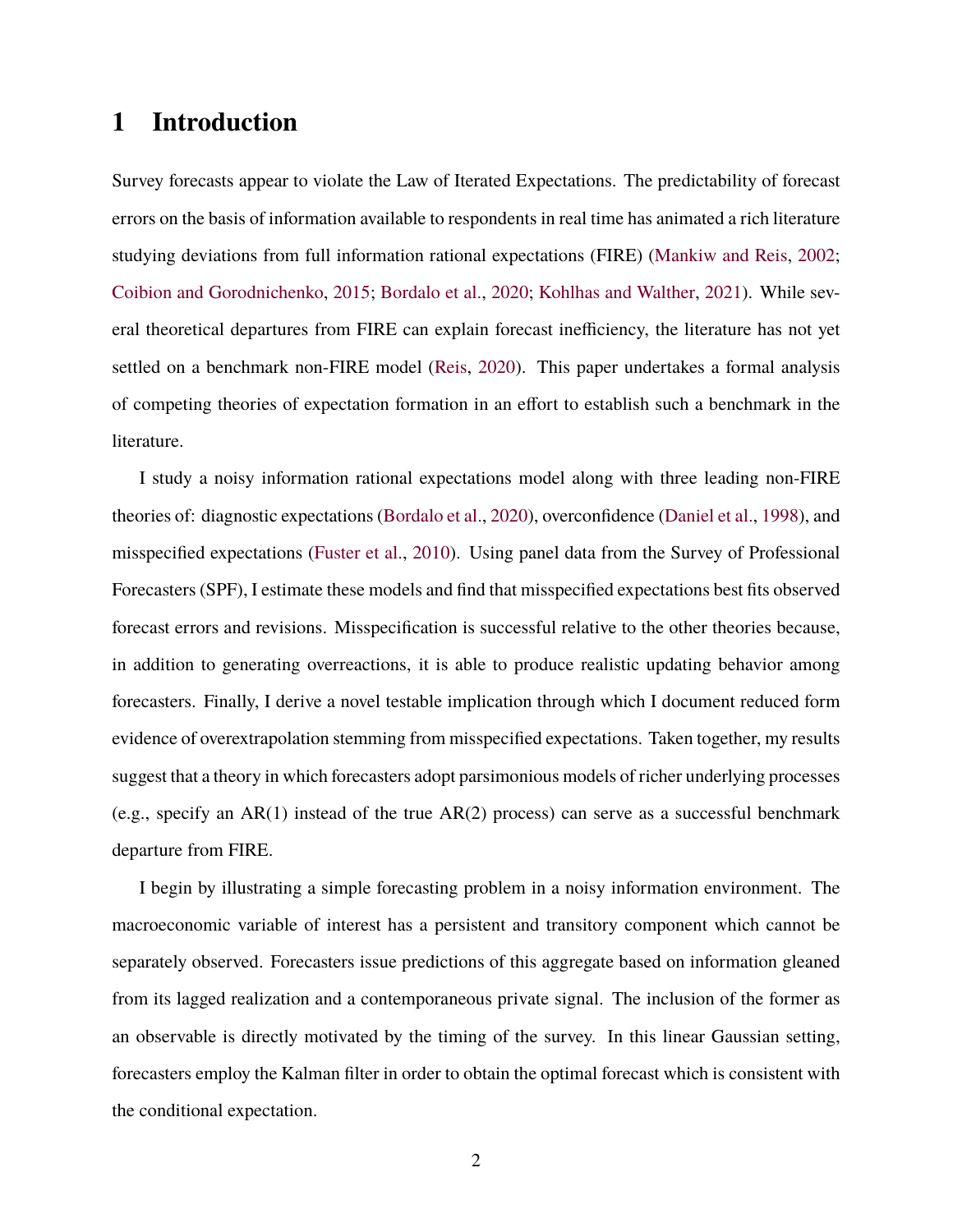# 1 Introduction

Survey forecasts appear to violate the Law of Iterated Expectations. The predictability of forecast errors on the basis of information available to respondents in real time has animated a rich literature studying deviations from full information rational expectations (FIRE) (Mankiw and Reis, 2002; Coibion and Gorodnichenko, 2015; Bordalo et al., 2020; Kohlhas and Walther, 2021). While several theoretical departures from FIRE can explain forecast inefficiency, the literature has not yet settled on a benchmark non-FIRE model (Reis, 2020). This paper undertakes a formal analysis of competing theories of expectation formation in an effort to establish such a benchmark in the literature.

I study a noisy information rational expectations model along with three leading non-FIRE theories of: diagnostic expectations (Bordalo et al., 2020), overconfidence (Daniel et al., 1998), and misspecified expectations (Fuster et al., 2010). Using panel data from the Survey of Professional Forecasters (SPF), I estimate these models and find that misspecified expectations best fits observed forecast errors and revisions. Misspecification is successful relative to the other theories because, in addition to generating overreactions, it is able to produce realistic updating behavior among forecasters. Finally, I derive a novel testable implication through which I document reduced form evidence of overextrapolation stemming from misspecified expectations. Taken together, my results suggest that a theory in which forecasters adopt parsimonious models of richer underlying processes (e.g., specify an AR(1) instead of the true AR(2) process) can serve as a successful benchmark departure from FIRE.

I begin by illustrating a simple forecasting problem in a noisy information environment. The macroeconomic variable of interest has a persistent and transitory component which cannot be separately observed. Forecasters issue predictions of this aggregate based on information gleaned from its lagged realization and a contemporaneous private signal. The inclusion of the former as an observable is directly motivated by the timing of the survey. In this linear Gaussian setting, forecasters employ the Kalman filter in order to obtain the optimal forecast which is consistent with the conditional expectation.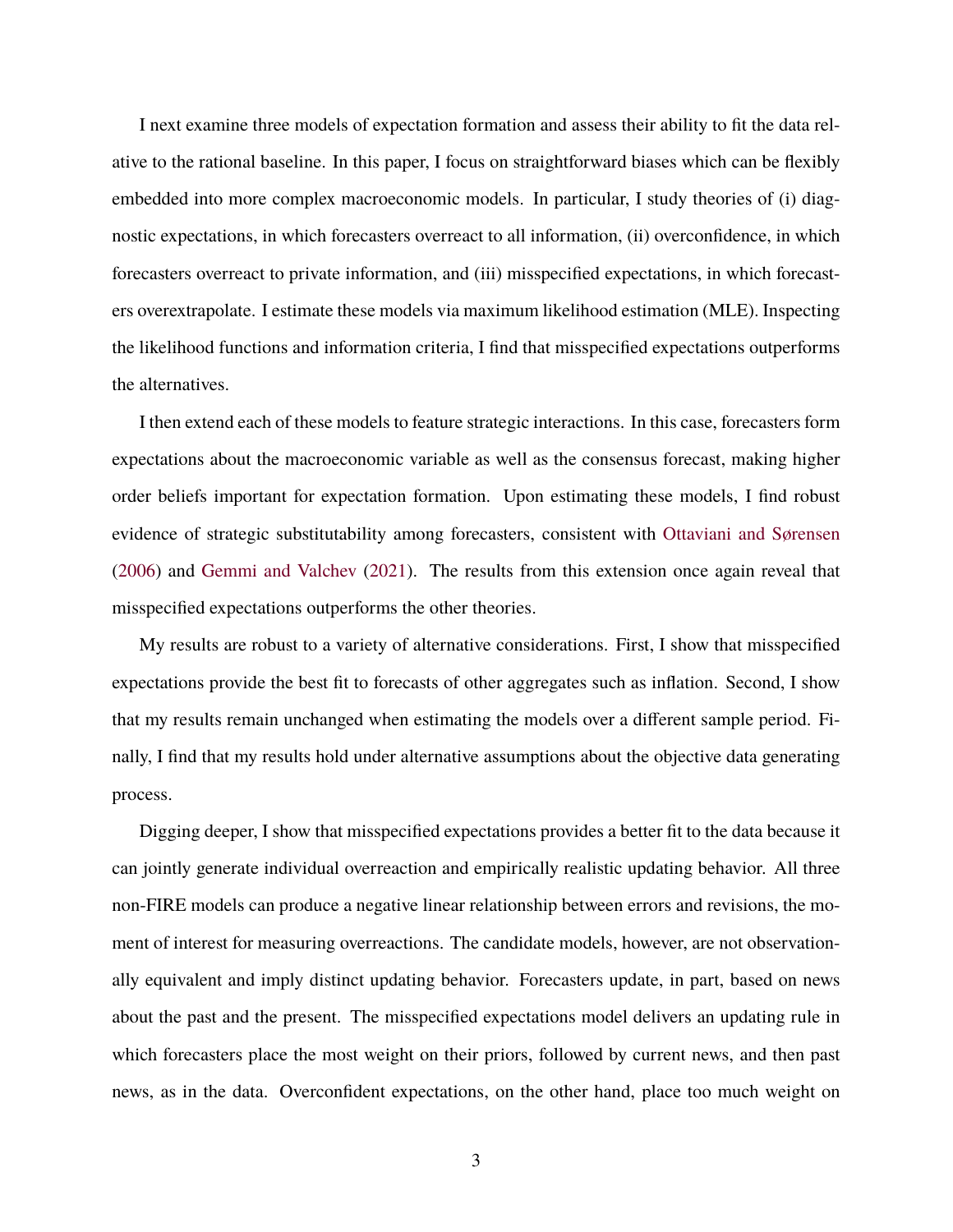I next examine three models of expectation formation and assess their ability to fit the data relative to the rational baseline. In this paper, I focus on straightforward biases which can be flexibly embedded into more complex macroeconomic models. In particular, I study theories of (i) diagnostic expectations, in which forecasters overreact to all information, (ii) overconfidence, in which forecasters overreact to private information, and (iii) misspecified expectations, in which forecasters overextrapolate. I estimate these models via maximum likelihood estimation (MLE). Inspecting the likelihood functions and information criteria, I find that misspecified expectations outperforms the alternatives.

I then extend each of these models to feature strategic interactions. In this case, forecasters form expectations about the macroeconomic variable as well as the consensus forecast, making higher order beliefs important for expectation formation. Upon estimating these models, I find robust evidence of strategic substitutability among forecasters, consistent with Ottaviani and Sørensen (2006) and Gemmi and Valchev (2021). The results from this extension once again reveal that misspecified expectations outperforms the other theories.

My results are robust to a variety of alternative considerations. First, I show that misspecified expectations provide the best fit to forecasts of other aggregates such as inflation. Second, I show that my results remain unchanged when estimating the models over a different sample period. Finally, I find that my results hold under alternative assumptions about the objective data generating process.

Digging deeper, I show that misspecified expectations provides a better fit to the data because it can jointly generate individual overreaction and empirically realistic updating behavior. All three non-FIRE models can produce a negative linear relationship between errors and revisions, the moment of interest for measuring overreactions. The candidate models, however, are not observationally equivalent and imply distinct updating behavior. Forecasters update, in part, based on news about the past and the present. The misspecified expectations model delivers an updating rule in which forecasters place the most weight on their priors, followed by current news, and then past news, as in the data. Overconfident expectations, on the other hand, place too much weight on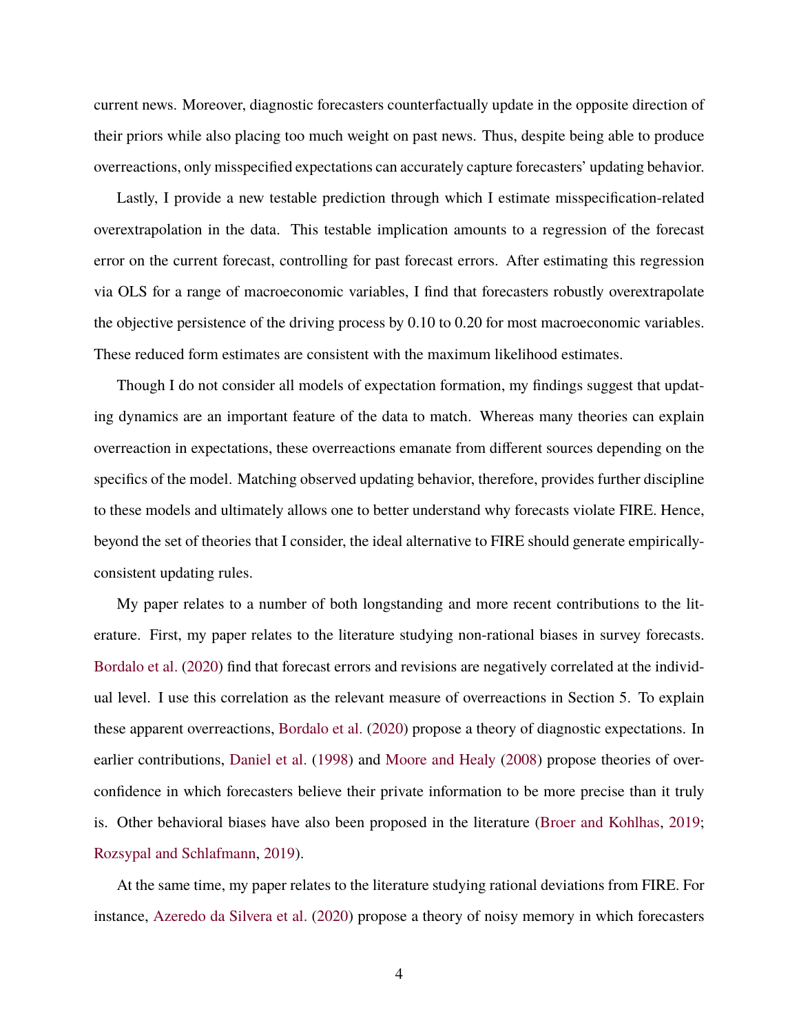current news. Moreover, diagnostic forecasters counterfactually update in the opposite direction of their priors while also placing too much weight on past news. Thus, despite being able to produce overreactions, only misspecified expectations can accurately capture forecasters' updating behavior.

Lastly, I provide a new testable prediction through which I estimate misspecification-related overextrapolation in the data. This testable implication amounts to a regression of the forecast error on the current forecast, controlling for past forecast errors. After estimating this regression via OLS for a range of macroeconomic variables, I find that forecasters robustly overextrapolate the objective persistence of the driving process by 0.10 to 0.20 for most macroeconomic variables. These reduced form estimates are consistent with the maximum likelihood estimates.

Though I do not consider all models of expectation formation, my findings suggest that updating dynamics are an important feature of the data to match. Whereas many theories can explain overreaction in expectations, these overreactions emanate from different sources depending on the specifics of the model. Matching observed updating behavior, therefore, provides further discipline to these models and ultimately allows one to better understand why forecasts violate FIRE. Hence, beyond the set of theories that I consider, the ideal alternative to FIRE should generate empirically-consistent updating rules.

My paper relates to a number of both longstanding and more recent contributions to the literature. First, my paper relates to the literature studying non-rational biases in survey forecasts. Bordalo et al. (2020) find that forecast errors and revisions are negatively correlated at the individual level. I use this correlation as the relevant measure of overreactions in Section 5. To explain these apparent overreactions, Bordalo et al. (2020) propose a theory of diagnostic expectations. In earlier contributions, Daniel et al. (1998) and Moore and Healy (2008) propose theories of overconfidence in which forecasters believe their private information to be more precise than it truly is. Other behavioral biases have also been proposed in the literature (Broer and Kohlhas, 2019; Rozsypal and Schlafmann, 2019).

At the same time, my paper relates to the literature studying rational deviations from FIRE. For instance, Azeredo da Silvera et al. (2020) propose a theory of noisy memory in which forecasters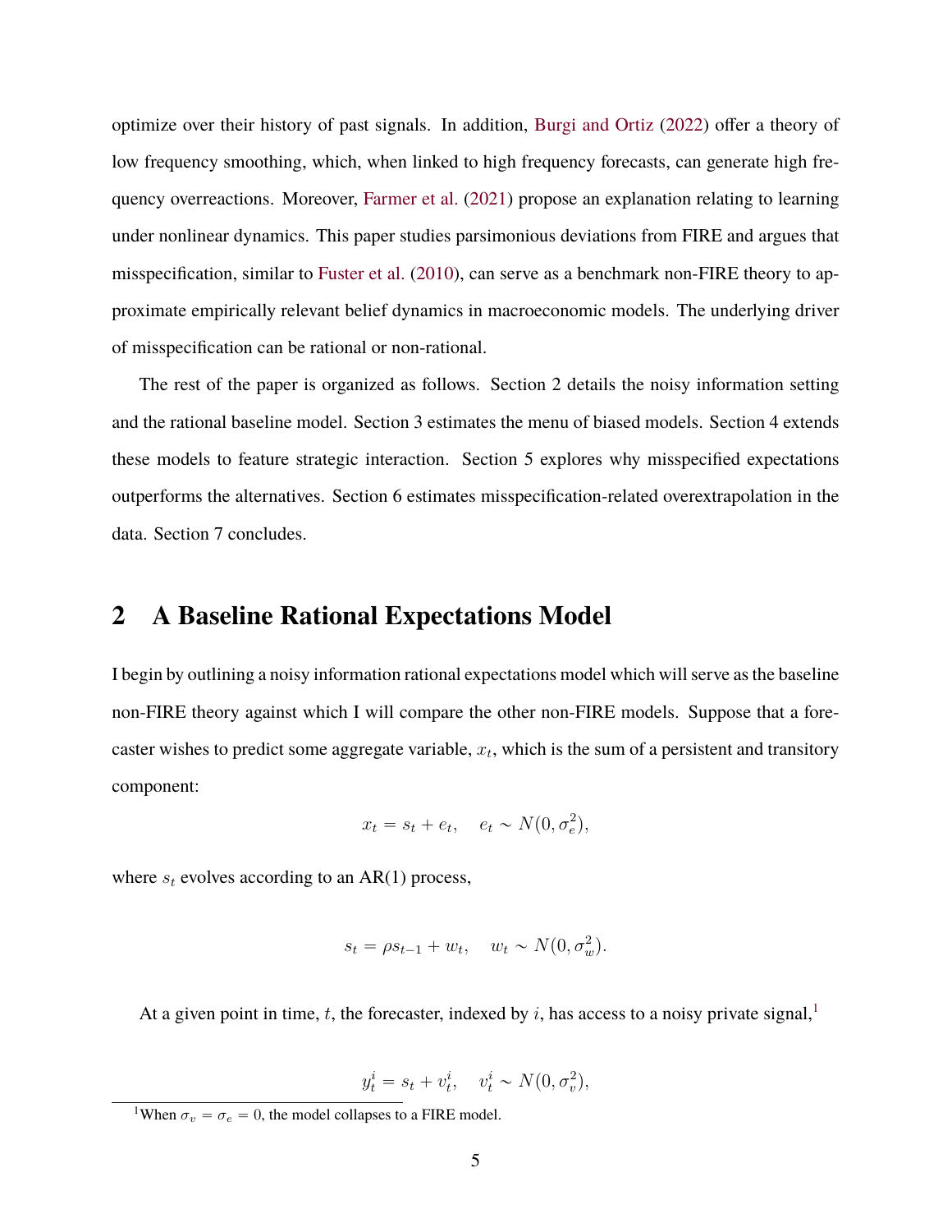optimize over their history of past signals. In addition, Burgi and Ortiz (2022) offer a theory of low frequency smoothing, which, when linked to high frequency forecasts, can generate high frequency overreactions. Moreover, Farmer et al. (2021) propose an explanation relating to learning under nonlinear dynamics. This paper studies parsimonious deviations from FIRE and argues that misspecification, similar to Fuster et al. (2010), can serve as a benchmark non-FIRE theory to approximate empirically relevant belief dynamics in macroeconomic models. The underlying driver of misspecification can be rational or non-rational.

The rest of the paper is organized as follows. Section 2 details the noisy information setting and the rational baseline model. Section 3 estimates the menu of biased models. Section 4 extends these models to feature strategic interaction. Section 5 explores why misspecified expectations outperforms the alternatives. Section 6 estimates misspecification-related overextrapolation in the data. Section 7 concludes.

## 2 A Baseline Rational Expectations Model

I begin by outlining a noisy information rational expectations model which will serve as the baseline non-FIRE theory against which I will compare the other non-FIRE models. Suppose that a forecaster wishes to predict some aggregate variable, $x_t$, which is the sum of a persistent and transitory component:

$$x_t = s_t + e_t, \quad e_t \sim N(0, \sigma_e^2),$$

where $s_t$ evolves according to an AR(1) process,

$$s_t = \rho s_{t-1} + w_t, \quad w_t \sim N(0, \sigma_w^2).$$

At a given point in time, $t$, the forecaster, indexed by $i$, has access to a noisy private signal,[1]

$$y_t^i = s_t + v_t^i, \quad v_t^i \sim N(0, \sigma_v^2),$$

[1] When $\sigma_v = \sigma_e = 0$, the model collapses to a FIRE model.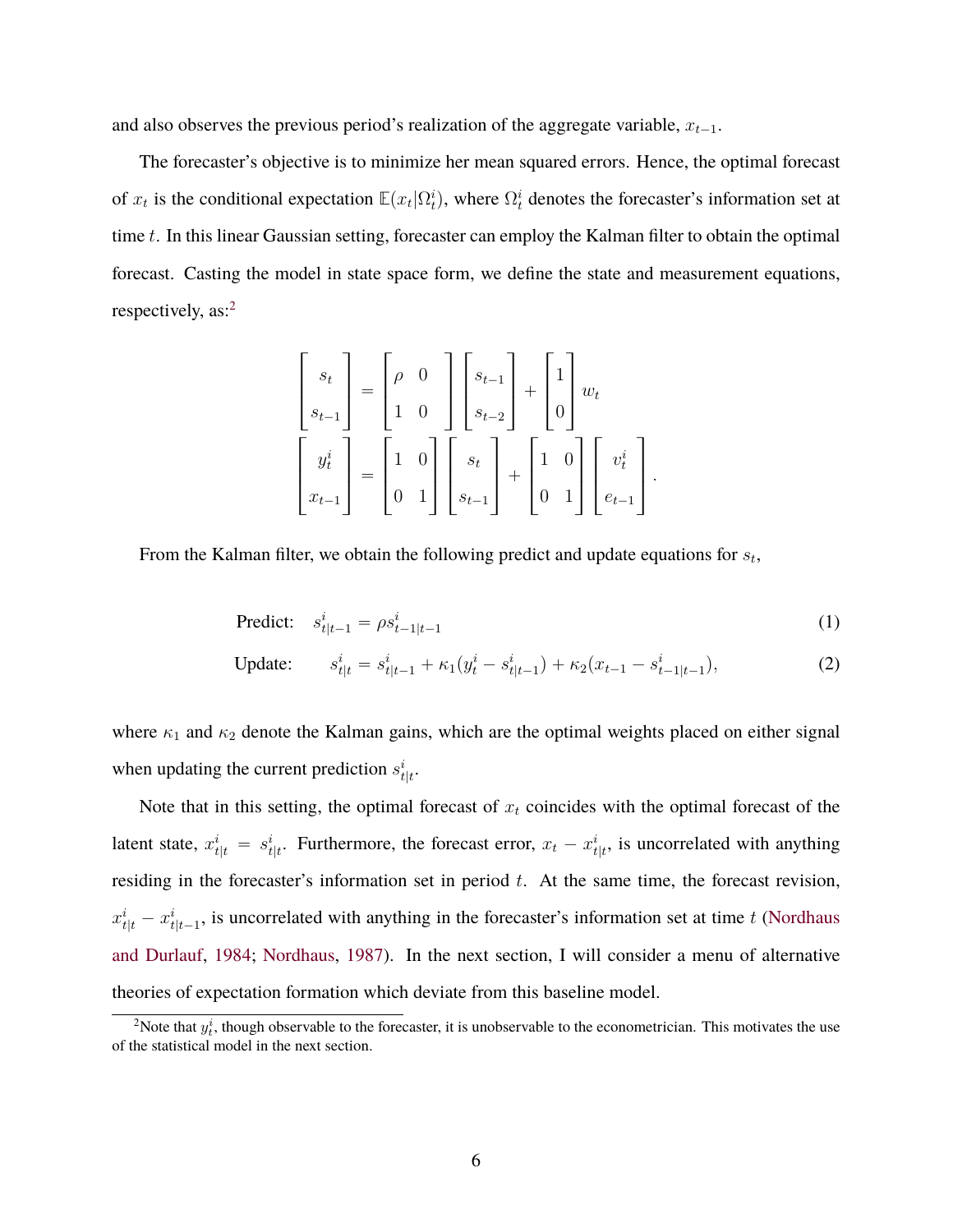and also observes the previous period's realization of the aggregate variable, $x_{t-1}$.

The forecaster's objective is to minimize her mean squared errors. Hence, the optimal forecast of $x_t$ is the conditional expectation $\mathbb{E}(x_t|\Omega_t^i)$, where $\Omega_t^i$ denotes the forecaster's information set at time $t$. In this linear Gaussian setting, forecaster can employ the Kalman filter to obtain the optimal forecast. Casting the model in state space form, we define the state and measurement equations, respectively, as:[2]

$$
\begin{bmatrix} s_t \\ s_{t-1} \end{bmatrix} = \begin{bmatrix} \rho & 0 \\ 1 & 0 \end{bmatrix} \begin{bmatrix} s_{t-1} \\ s_{t-2} \end{bmatrix} + \begin{bmatrix} 1 \\ 0 \end{bmatrix} w_t
$$

$$
\begin{bmatrix} y_t^i \\ x_{t-1} \end{bmatrix} = \begin{bmatrix} 1 & 0 \\ 0 & 1 \end{bmatrix} \begin{bmatrix} s_t \\ s_{t-1} \end{bmatrix} + \begin{bmatrix} 1 & 0 \\ 0 & 1 \end{bmatrix} \begin{bmatrix} v_t^i \\ e_{t-1} \end{bmatrix}.
$$

From the Kalman filter, we obtain the following predict and update equations for $s_t$,

$$
\text{Predict:} \quad s_{t|t-1}^i = \rho s_{t-1|t-1}^i \tag{1}
$$

$$
\text{Update:} \quad s_{t|t}^i = s_{t|t-1}^i + \kappa_1(y_t^i - s_{t|t-1}^i) + \kappa_2(x_{t-1} - s_{t-1|t-1}^i), \tag{2}
$$

where $\kappa_1$ and $\kappa_2$ denote the Kalman gains, which are the optimal weights placed on either signal when updating the current prediction $s_{t|t}^i$.

Note that in this setting, the optimal forecast of $x_t$ coincides with the optimal forecast of the latent state, $x_{t|t}^i = s_{t|t}^i$. Furthermore, the forecast error, $x_t - x_{t|t}^i$, is uncorrelated with anything residing in the forecaster's information set in period $t$. At the same time, the forecast revision, $x_{t|t}^i - x_{t|t-1}^i$, is uncorrelated with anything in the forecaster's information set at time $t$ (Nordhaus and Durlauf, 1984; Nordhaus, 1987). In the next section, I will consider a menu of alternative theories of expectation formation which deviate from this baseline model.

[2] Note that $y_t^i$, though observable to the forecaster, it is unobservable to the econometrician. This motivates the use of the statistical model in the next section.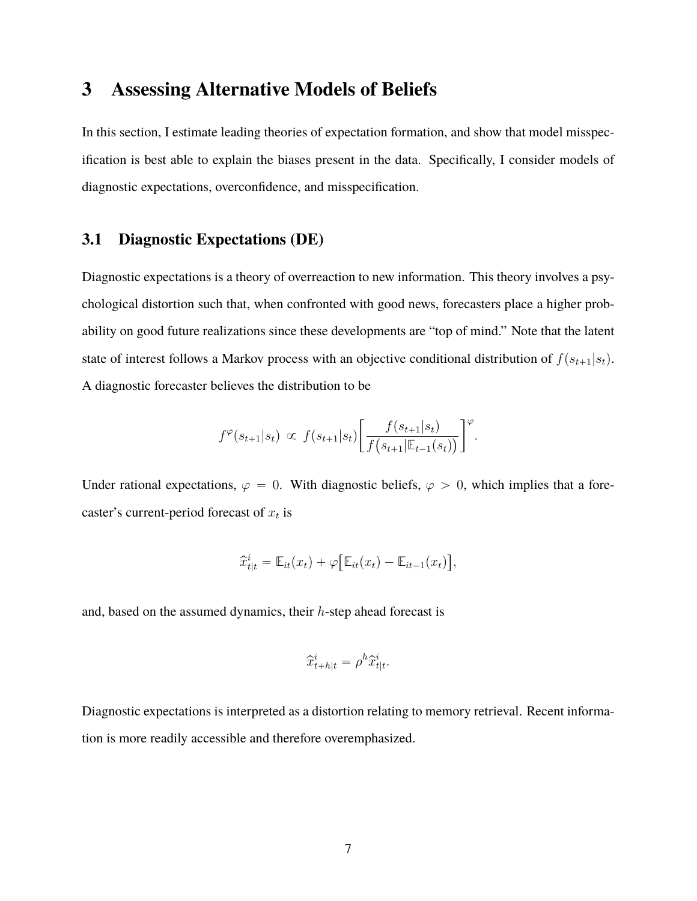# 3 Assessing Alternative Models of Beliefs

In this section, I estimate leading theories of expectation formation, and show that model misspecification is best able to explain the biases present in the data. Specifically, I consider models of diagnostic expectations, overconfidence, and misspecification.

## 3.1 Diagnostic Expectations (DE)

Diagnostic expectations is a theory of overreaction to new information. This theory involves a psychological distortion such that, when confronted with good news, forecasters place a higher probability on good future realizations since these developments are "top of mind." Note that the latent state of interest follows a Markov process with an objective conditional distribution of $f(s_{t+1}|s_t)$. A diagnostic forecaster believes the distribution to be

$$f^{\varphi}(s_{t+1}|s_t) \,\propto\, f(s_{t+1}|s_t)\left[\frac{f(s_{t+1}|s_t)}{f\big(s_{t+1}|\mathbb{E}_{t-1}(s_t)\big)}\right]^{\varphi}.$$

Under rational expectations, $\varphi = 0$. With diagnostic beliefs, $\varphi > 0$, which implies that a forecaster's current-period forecast of $x_t$ is

$$\widehat{x}^i_{t|t} = \mathbb{E}_{it}(x_t) + \varphi\big[\mathbb{E}_{it}(x_t) - \mathbb{E}_{it-1}(x_t)\big],$$

and, based on the assumed dynamics, their $h$-step ahead forecast is

$$\widehat{x}^i_{t+h|t} = \rho^h \widehat{x}^i_{t|t}.$$

Diagnostic expectations is interpreted as a distortion relating to memory retrieval. Recent information is more readily accessible and therefore overemphasized.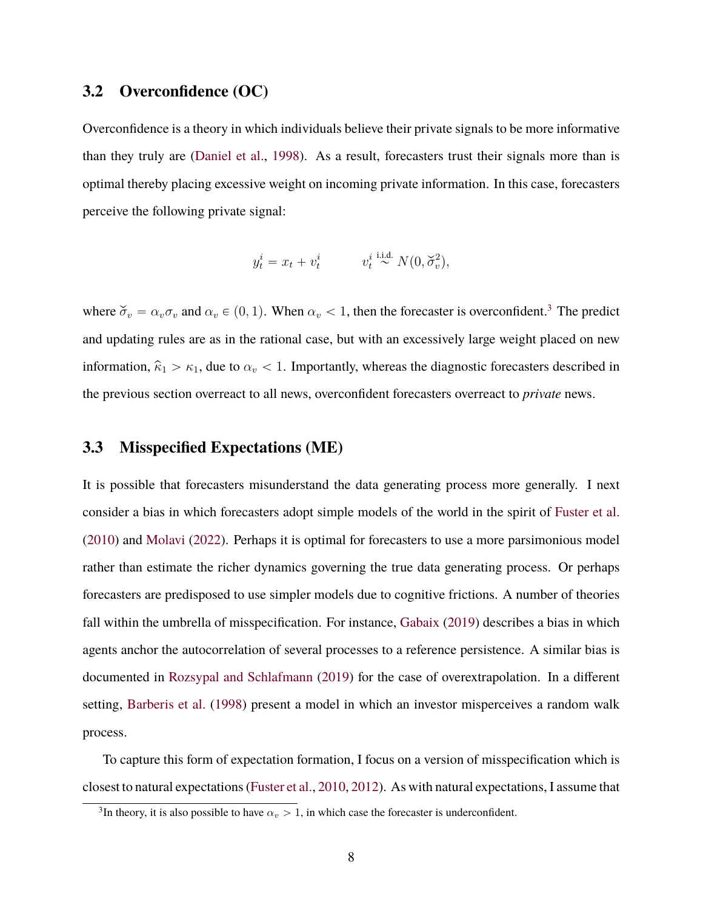### 3.2 Overconfidence (OC)

Overconfidence is a theory in which individuals believe their private signals to be more informative than they truly are (Daniel et al., 1998). As a result, forecasters trust their signals more than is optimal thereby placing excessive weight on incoming private information. In this case, forecasters perceive the following private signal:

$$y_t^i = x_t + v_t^i \qquad v_t^i \overset{\text{i.i.d.}}{\sim} N(0, \breve{\sigma}_v^2),$$

where $\breve{\sigma}_v = \alpha_v \sigma_v$ and $\alpha_v \in (0,1)$. When $\alpha_v < 1$, then the forecaster is overconfident.[3] The predict and updating rules are as in the rational case, but with an excessively large weight placed on new information, $\widehat{\kappa}_1 > \kappa_1$, due to $\alpha_v < 1$. Importantly, whereas the diagnostic forecasters described in the previous section overreact to all news, overconfident forecasters overreact to *private* news.

### 3.3 Misspecified Expectations (ME)

It is possible that forecasters misunderstand the data generating process more generally. I next consider a bias in which forecasters adopt simple models of the world in the spirit of Fuster et al. (2010) and Molavi (2022). Perhaps it is optimal for forecasters to use a more parsimonious model rather than estimate the richer dynamics governing the true data generating process. Or perhaps forecasters are predisposed to use simpler models due to cognitive frictions. A number of theories fall within the umbrella of misspecification. For instance, Gabaix (2019) describes a bias in which agents anchor the autocorrelation of several processes to a reference persistence. A similar bias is documented in Rozsypal and Schlafmann (2019) for the case of overextrapolation. In a different setting, Barberis et al. (1998) present a model in which an investor misperceives a random walk process.

To capture this form of expectation formation, I focus on a version of misspecification which is closest to natural expectations (Fuster et al., 2010, 2012). As with natural expectations, I assume that

[3] In theory, it is also possible to have $\alpha_v > 1$, in which case the forecaster is underconfident.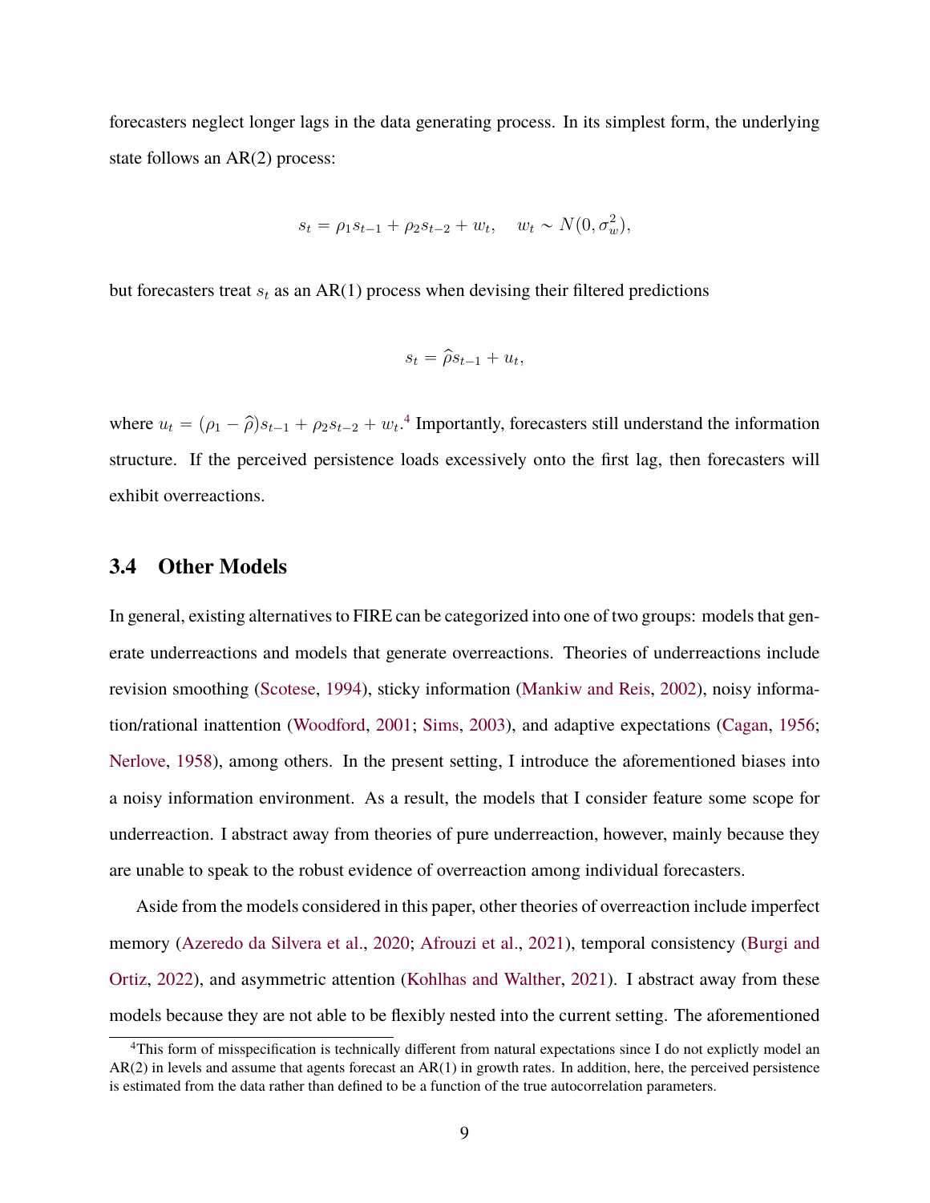forecasters neglect longer lags in the data generating process. In its simplest form, the underlying state follows an AR(2) process:

$$s_t = \rho_1 s_{t-1} + \rho_2 s_{t-2} + w_t, \quad w_t \sim N(0, \sigma_w^2),$$

but forecasters treat $s_t$ as an AR(1) process when devising their filtered predictions

$$s_t = \widehat{\rho} s_{t-1} + u_t,$$

where $u_t = (\rho_1 - \widehat{\rho})s_{t-1} + \rho_2 s_{t-2} + w_t$.[4] Importantly, forecasters still understand the information structure. If the perceived persistence loads excessively onto the first lag, then forecasters will exhibit overreactions.

### 3.4 Other Models

In general, existing alternatives to FIRE can be categorized into one of two groups: models that generate underreactions and models that generate overreactions. Theories of underreactions include revision smoothing (Scotese, 1994), sticky information (Mankiw and Reis, 2002), noisy information/rational inattention (Woodford, 2001; Sims, 2003), and adaptive expectations (Cagan, 1956; Nerlove, 1958), among others. In the present setting, I introduce the aforementioned biases into a noisy information environment. As a result, the models that I consider feature some scope for underreaction. I abstract away from theories of pure underreaction, however, mainly because they are unable to speak to the robust evidence of overreaction among individual forecasters.

Aside from the models considered in this paper, other theories of overreaction include imperfect memory (Azeredo da Silvera et al., 2020; Afrouzi et al., 2021), temporal consistency (Burgi and Ortiz, 2022), and asymmetric attention (Kohlhas and Walther, 2021). I abstract away from these models because they are not able to be flexibly nested into the current setting. The aforementioned

[4] This form of misspecification is technically different from natural expectations since I do not explictly model an AR(2) in levels and assume that agents forecast an AR(1) in growth rates. In addition, here, the perceived persistence is estimated from the data rather than defined to be a function of the true autocorrelation parameters.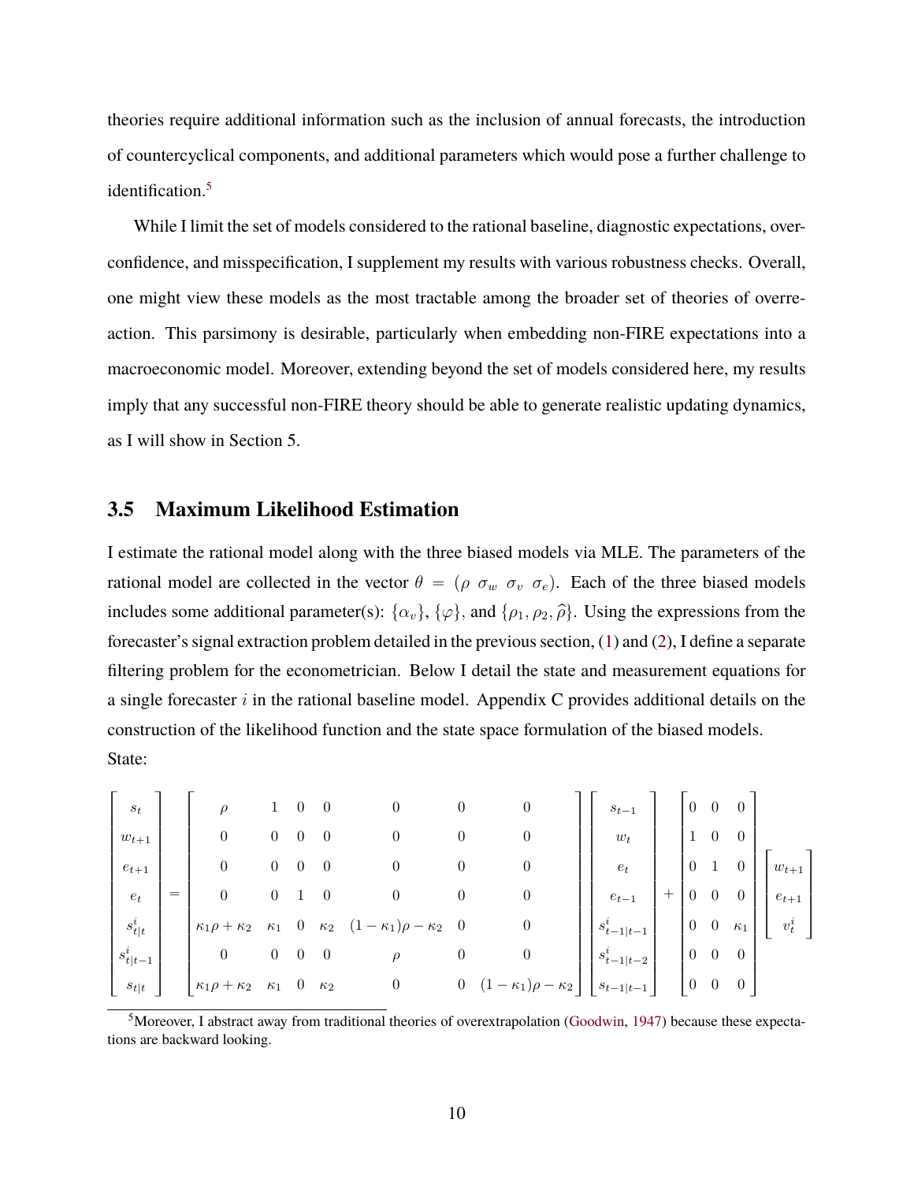theories require additional information such as the inclusion of annual forecasts, the introduction of countercyclical components, and additional parameters which would pose a further challenge to identification.[5]

While I limit the set of models considered to the rational baseline, diagnostic expectations, overconfidence, and misspecification, I supplement my results with various robustness checks. Overall, one might view these models as the most tractable among the broader set of theories of overreaction. This parsimony is desirable, particularly when embedding non-FIRE expectations into a macroeconomic model. Moreover, extending beyond the set of models considered here, my results imply that any successful non-FIRE theory should be able to generate realistic updating dynamics, as I will show in Section 5.

## 3.5 Maximum Likelihood Estimation

I estimate the rational model along with the three biased models via MLE. The parameters of the rational model are collected in the vector $\theta = (\rho \;\; \sigma_w \;\; \sigma_v \;\; \sigma_e)$. Each of the three biased models includes some additional parameter(s): $\{\alpha_v\}$, $\{\varphi\}$, and $\{\rho_1, \rho_2, \widehat{\rho}\}$. Using the expressions from the forecaster's signal extraction problem detailed in the previous section, (1) and (2), I define a separate filtering problem for the econometrician. Below I detail the state and measurement equations for a single forecaster $i$ in the rational baseline model. Appendix C provides additional details on the construction of the likelihood function and the state space formulation of the biased models.

State:

$$
\begin{bmatrix} s_t \\ w_{t+1} \\ e_{t+1} \\ e_t \\ s^i_{t|t} \\ s^i_{t|t-1} \\ s_{t|t} \end{bmatrix}
=
\begin{bmatrix}
\rho & 1 & 0 & 0 & 0 & 0 & 0 \\
0 & 0 & 0 & 0 & 0 & 0 & 0 \\
0 & 0 & 0 & 0 & 0 & 0 & 0 \\
0 & 0 & 1 & 0 & 0 & 0 & 0 \\
\kappa_1\rho + \kappa_2 & \kappa_1 & 0 & \kappa_2 & (1-\kappa_1)\rho - \kappa_2 & 0 & 0 \\
0 & 0 & 0 & 0 & \rho & 0 & 0 \\
\kappa_1\rho + \kappa_2 & \kappa_1 & 0 & \kappa_2 & 0 & 0 & (1-\kappa_1)\rho - \kappa_2
\end{bmatrix}
\begin{bmatrix} s_{t-1} \\ w_t \\ e_t \\ e_{t-1} \\ s^i_{t-1|t-1} \\ s^i_{t-1|t-2} \\ s_{t-1|t-1} \end{bmatrix}
+
\begin{bmatrix}
0 & 0 & 0 \\
1 & 0 & 0 \\
0 & 1 & 0 \\
0 & 0 & 0 \\
0 & 0 & \kappa_1 \\
0 & 0 & 0 \\
0 & 0 & 0
\end{bmatrix}
\begin{bmatrix} w_{t+1} \\ e_{t+1} \\ v^i_t \end{bmatrix}
$$

[5] Moreover, I abstract away from traditional theories of overextrapolation (Goodwin, 1947) because these expectations are backward looking.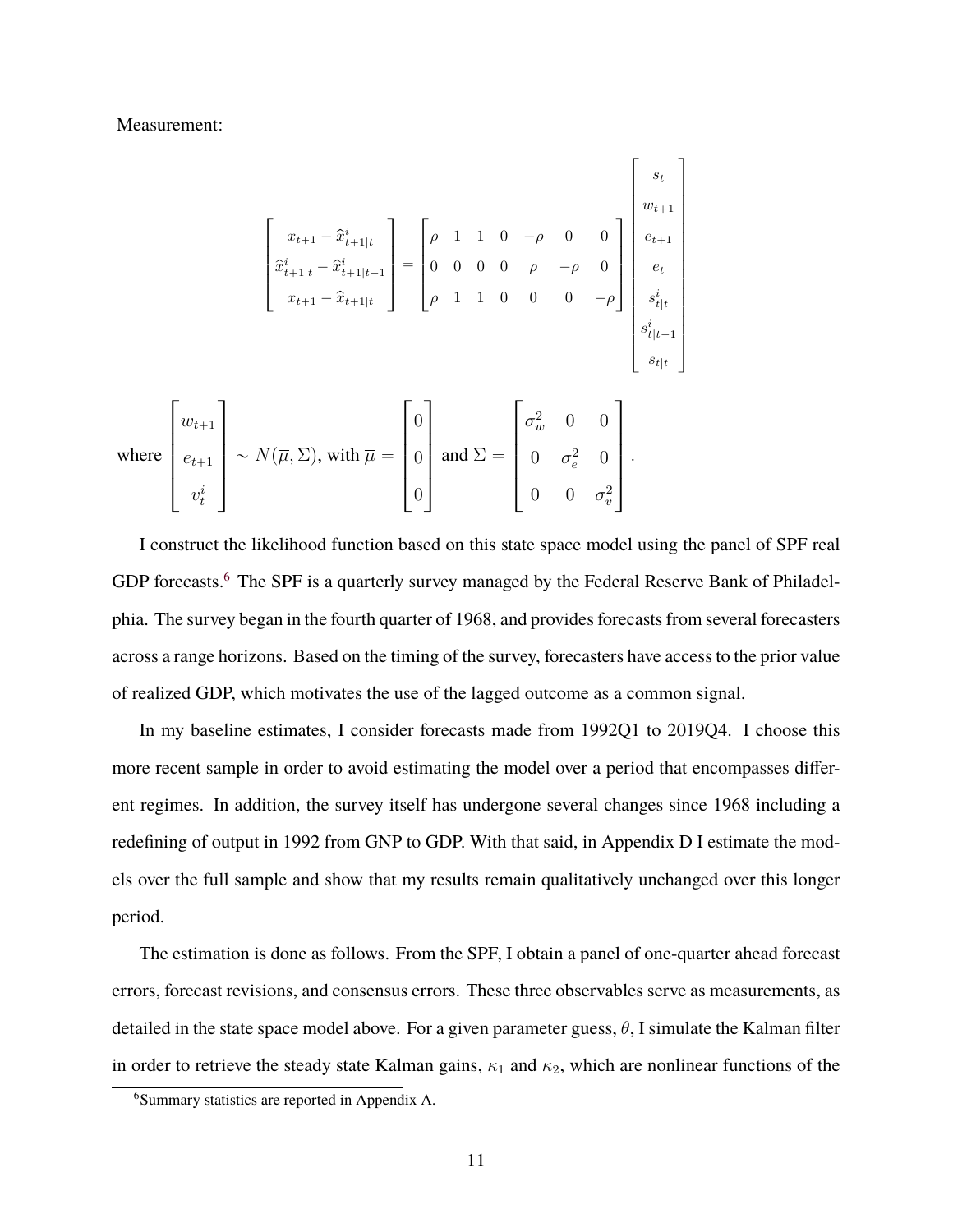Measurement:

$$
\begin{bmatrix} x_{t+1} - \widehat{x}^i_{t+1|t} \\ \widehat{x}^i_{t+1|t} - \widehat{x}^i_{t+1|t-1} \\ x_{t+1} - \widehat{x}_{t+1|t} \end{bmatrix} = \begin{bmatrix} \rho & 1 & 1 & 0 & -\rho & 0 & 0 \\ 0 & 0 & 0 & 0 & \rho & -\rho & 0 \\ \rho & 1 & 1 & 0 & 0 & 0 & -\rho \end{bmatrix} \begin{bmatrix} s_t \\ w_{t+1} \\ e_{t+1} \\ e_t \\ s^i_{t|t} \\ s^i_{t|t-1} \\ s_{t|t} \end{bmatrix}
$$

where $\begin{bmatrix} w_{t+1} \\ e_{t+1} \\ v^i_t \end{bmatrix} \sim N(\overline{\mu}, \Sigma)$, with $\overline{\mu} = \begin{bmatrix} 0 \\ 0 \\ 0 \end{bmatrix}$ and $\Sigma = \begin{bmatrix} \sigma^2_w & 0 & 0 \\ 0 & \sigma^2_e & 0 \\ 0 & 0 & \sigma^2_v \end{bmatrix}$.

I construct the likelihood function based on this state space model using the panel of SPF real GDP forecasts.[6] The SPF is a quarterly survey managed by the Federal Reserve Bank of Philadelphia. The survey began in the fourth quarter of 1968, and provides forecasts from several forecasters across a range horizons. Based on the timing of the survey, forecasters have access to the prior value of realized GDP, which motivates the use of the lagged outcome as a common signal.

In my baseline estimates, I consider forecasts made from 1992Q1 to 2019Q4. I choose this more recent sample in order to avoid estimating the model over a period that encompasses different regimes. In addition, the survey itself has undergone several changes since 1968 including a redefining of output in 1992 from GNP to GDP. With that said, in Appendix D I estimate the models over the full sample and show that my results remain qualitatively unchanged over this longer period.

The estimation is done as follows. From the SPF, I obtain a panel of one-quarter ahead forecast errors, forecast revisions, and consensus errors. These three observables serve as measurements, as detailed in the state space model above. For a given parameter guess, $\theta$, I simulate the Kalman filter in order to retrieve the steady state Kalman gains, $\kappa_1$ and $\kappa_2$, which are nonlinear functions of the

[6]Summary statistics are reported in Appendix A.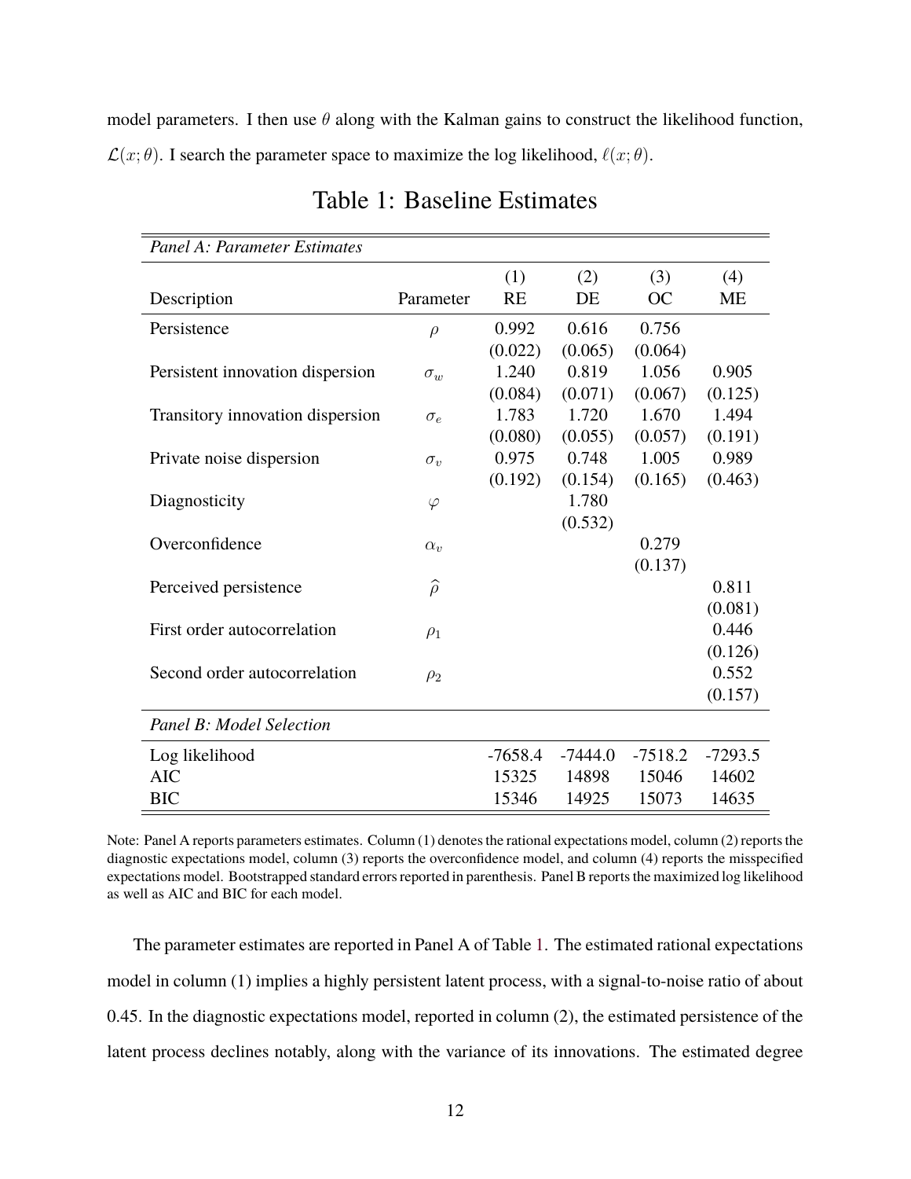model parameters. I then use $\theta$ along with the Kalman gains to construct the likelihood function, $\mathcal{L}(x;\theta)$. I search the parameter space to maximize the log likelihood, $\ell(x;\theta)$.

## Table 1: Baseline Estimates

| *Panel A: Parameter Estimates* | | | | | |
|---|---|---|---|---|---|
| Description | Parameter | (1) RE | (2) DE | (3) OC | (4) ME |
| Persistence | $\rho$ | 0.992 | 0.616 | 0.756 | |
| | | (0.022) | (0.065) | (0.064) | |
| Persistent innovation dispersion | $\sigma_w$ | 1.240 | 0.819 | 1.056 | 0.905 |
| | | (0.084) | (0.071) | (0.067) | (0.125) |
| Transitory innovation dispersion | $\sigma_e$ | 1.783 | 1.720 | 1.670 | 1.494 |
| | | (0.080) | (0.055) | (0.057) | (0.191) |
| Private noise dispersion | $\sigma_v$ | 0.975 | 0.748 | 1.005 | 0.989 |
| | | (0.192) | (0.154) | (0.165) | (0.463) |
| Diagnosticity | $\varphi$ | | 1.780 | | |
| | | | (0.532) | | |
| Overconfidence | $\alpha_v$ | | | 0.279 | |
| | | | | (0.137) | |
| Perceived persistence | $\widehat{\rho}$ | | | | 0.811 |
| | | | | | (0.081) |
| First order autocorrelation | $\rho_1$ | | | | 0.446 |
| | | | | | (0.126) |
| Second order autocorrelation | $\rho_2$ | | | | 0.552 |
| | | | | | (0.157) |
| *Panel B: Model Selection* | | | | | |
| Log likelihood | | -7658.4 | -7444.0 | -7518.2 | -7293.5 |
| AIC | | 15325 | 14898 | 15046 | 14602 |
| BIC | | 15346 | 14925 | 15073 | 14635 |

Note: Panel A reports parameters estimates. Column (1) denotes the rational expectations model, column (2) reports the diagnostic expectations model, column (3) reports the overconfidence model, and column (4) reports the misspecified expectations model. Bootstrapped standard errors reported in parenthesis. Panel B reports the maximized log likelihood as well as AIC and BIC for each model.

The parameter estimates are reported in Panel A of Table 1. The estimated rational expectations model in column (1) implies a highly persistent latent process, with a signal-to-noise ratio of about 0.45. In the diagnostic expectations model, reported in column (2), the estimated persistence of the latent process declines notably, along with the variance of its innovations. The estimated degree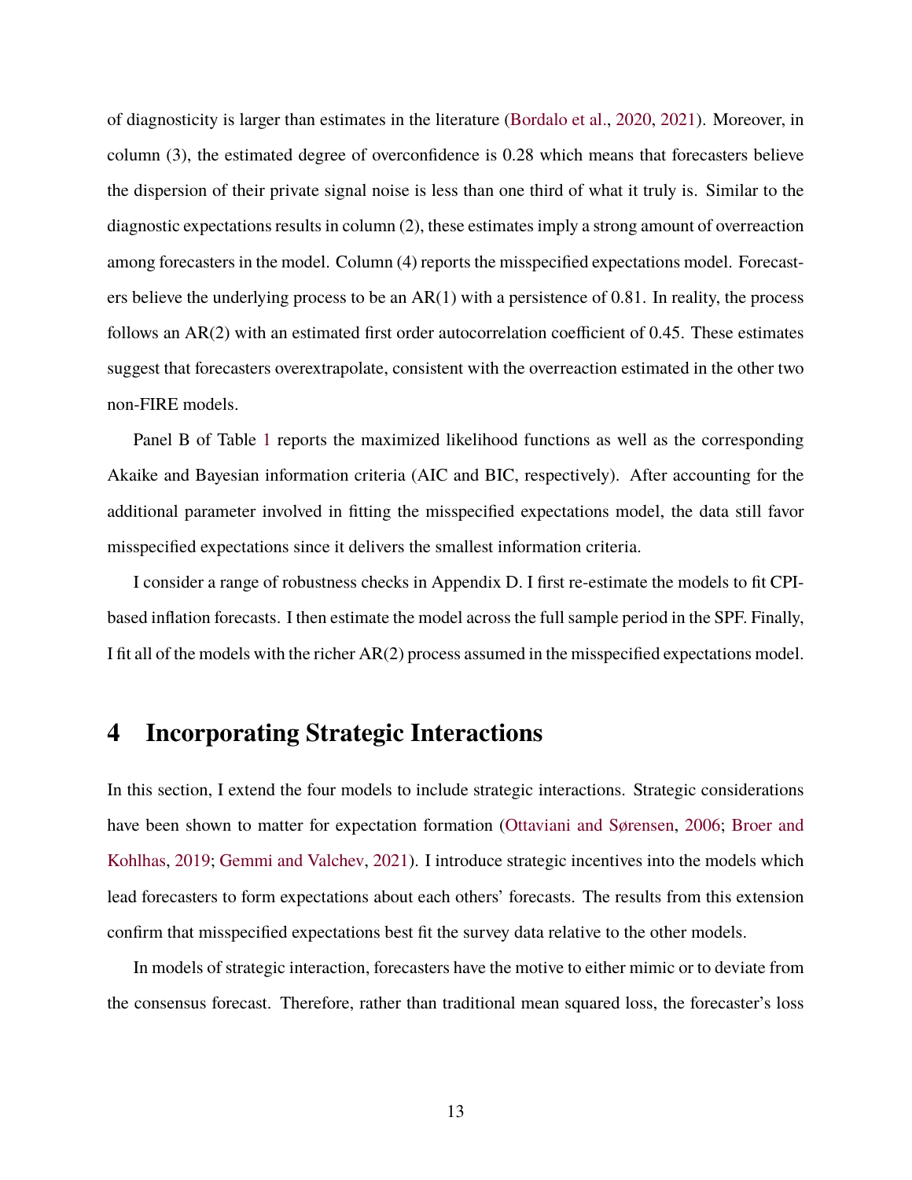of diagnosticity is larger than estimates in the literature (Bordalo et al., 2020, 2021). Moreover, in column (3), the estimated degree of overconfidence is 0.28 which means that forecasters believe the dispersion of their private signal noise is less than one third of what it truly is. Similar to the diagnostic expectations results in column (2), these estimates imply a strong amount of overreaction among forecasters in the model. Column (4) reports the misspecified expectations model. Forecasters believe the underlying process to be an AR(1) with a persistence of 0.81. In reality, the process follows an AR(2) with an estimated first order autocorrelation coefficient of 0.45. These estimates suggest that forecasters overextrapolate, consistent with the overreaction estimated in the other two non-FIRE models.

Panel B of Table 1 reports the maximized likelihood functions as well as the corresponding Akaike and Bayesian information criteria (AIC and BIC, respectively). After accounting for the additional parameter involved in fitting the misspecified expectations model, the data still favor misspecified expectations since it delivers the smallest information criteria.

I consider a range of robustness checks in Appendix D. I first re-estimate the models to fit CPI-based inflation forecasts. I then estimate the model across the full sample period in the SPF. Finally, I fit all of the models with the richer AR(2) process assumed in the misspecified expectations model.

# 4 Incorporating Strategic Interactions

In this section, I extend the four models to include strategic interactions. Strategic considerations have been shown to matter for expectation formation (Ottaviani and Sørensen, 2006; Broer and Kohlhas, 2019; Gemmi and Valchev, 2021). I introduce strategic incentives into the models which lead forecasters to form expectations about each others' forecasts. The results from this extension confirm that misspecified expectations best fit the survey data relative to the other models.

In models of strategic interaction, forecasters have the motive to either mimic or to deviate from the consensus forecast. Therefore, rather than traditional mean squared loss, the forecaster's loss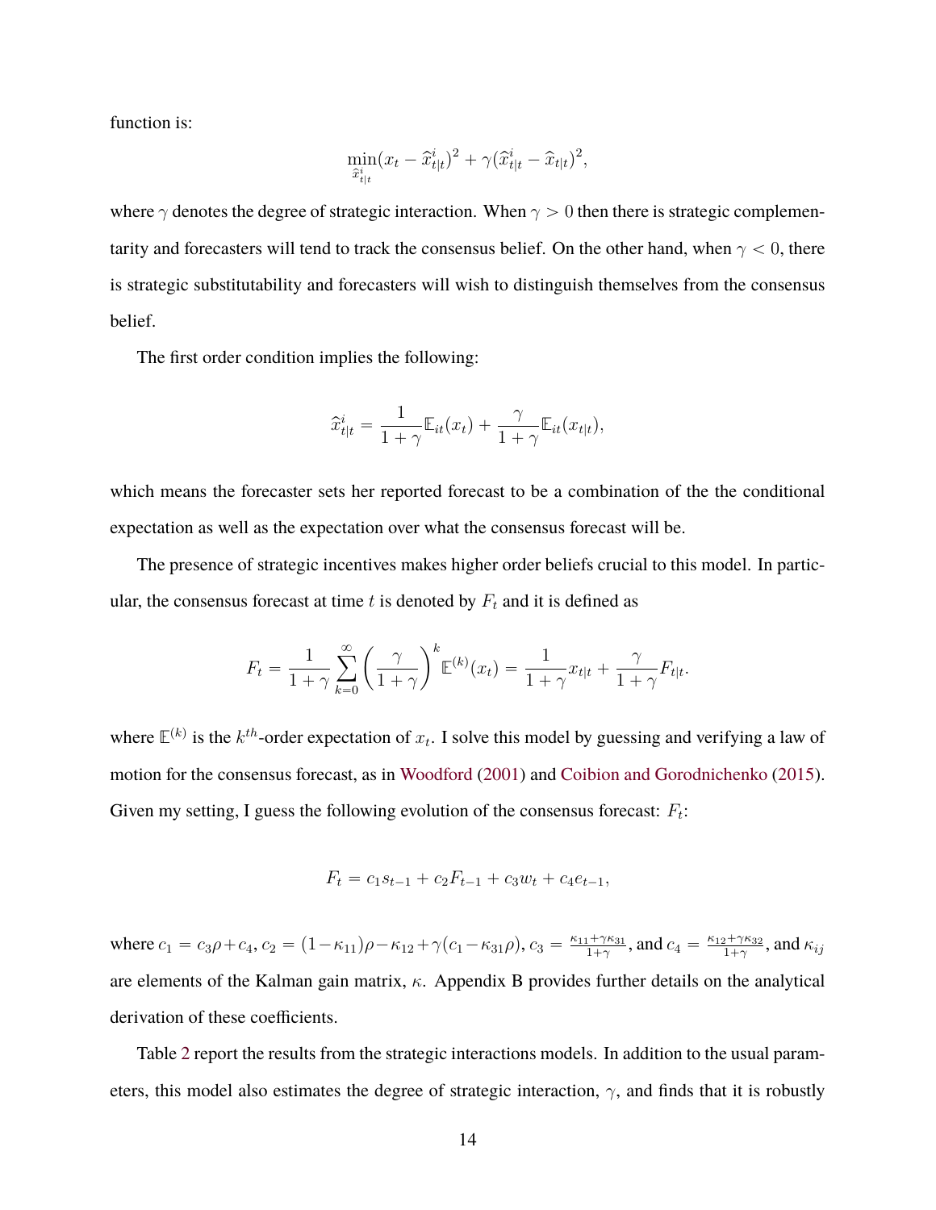function is:

$$\min_{\widehat{x}^i_{t|t}} (x_t - \widehat{x}^i_{t|t})^2 + \gamma(\widehat{x}^i_{t|t} - \widehat{x}_{t|t})^2,$$

where $\gamma$ denotes the degree of strategic interaction. When $\gamma > 0$ then there is strategic complementarity and forecasters will tend to track the consensus belief. On the other hand, when $\gamma < 0$, there is strategic substitutability and forecasters will wish to distinguish themselves from the consensus belief.

The first order condition implies the following:

$$\widehat{x}^i_{t|t} = \frac{1}{1+\gamma}\mathbb{E}_{it}(x_t) + \frac{\gamma}{1+\gamma}\mathbb{E}_{it}(x_{t|t}),$$

which means the forecaster sets her reported forecast to be a combination of the the conditional expectation as well as the expectation over what the consensus forecast will be.

The presence of strategic incentives makes higher order beliefs crucial to this model. In particular, the consensus forecast at time $t$ is denoted by $F_t$ and it is defined as

$$F_t = \frac{1}{1+\gamma}\sum_{k=0}^{\infty}\left(\frac{\gamma}{1+\gamma}\right)^k \mathbb{E}^{(k)}(x_t) = \frac{1}{1+\gamma}x_{t|t} + \frac{\gamma}{1+\gamma}F_{t|t}.$$

where $\mathbb{E}^{(k)}$ is the $k^{th}$-order expectation of $x_t$. I solve this model by guessing and verifying a law of motion for the consensus forecast, as in Woodford (2001) and Coibion and Gorodnichenko (2015). Given my setting, I guess the following evolution of the consensus forecast: $F_t$:

$$F_t = c_1 s_{t-1} + c_2 F_{t-1} + c_3 w_t + c_4 e_{t-1},$$

where $c_1 = c_3\rho + c_4$, $c_2 = (1-\kappa_{11})\rho - \kappa_{12} + \gamma(c_1 - \kappa_{31}\rho)$, $c_3 = \frac{\kappa_{11}+\gamma\kappa_{31}}{1+\gamma}$, and $c_4 = \frac{\kappa_{12}+\gamma\kappa_{32}}{1+\gamma}$, and $\kappa_{ij}$ are elements of the Kalman gain matrix, $\kappa$. Appendix B provides further details on the analytical derivation of these coefficients.

Table 2 report the results from the strategic interactions models. In addition to the usual parameters, this model also estimates the degree of strategic interaction, $\gamma$, and finds that it is robustly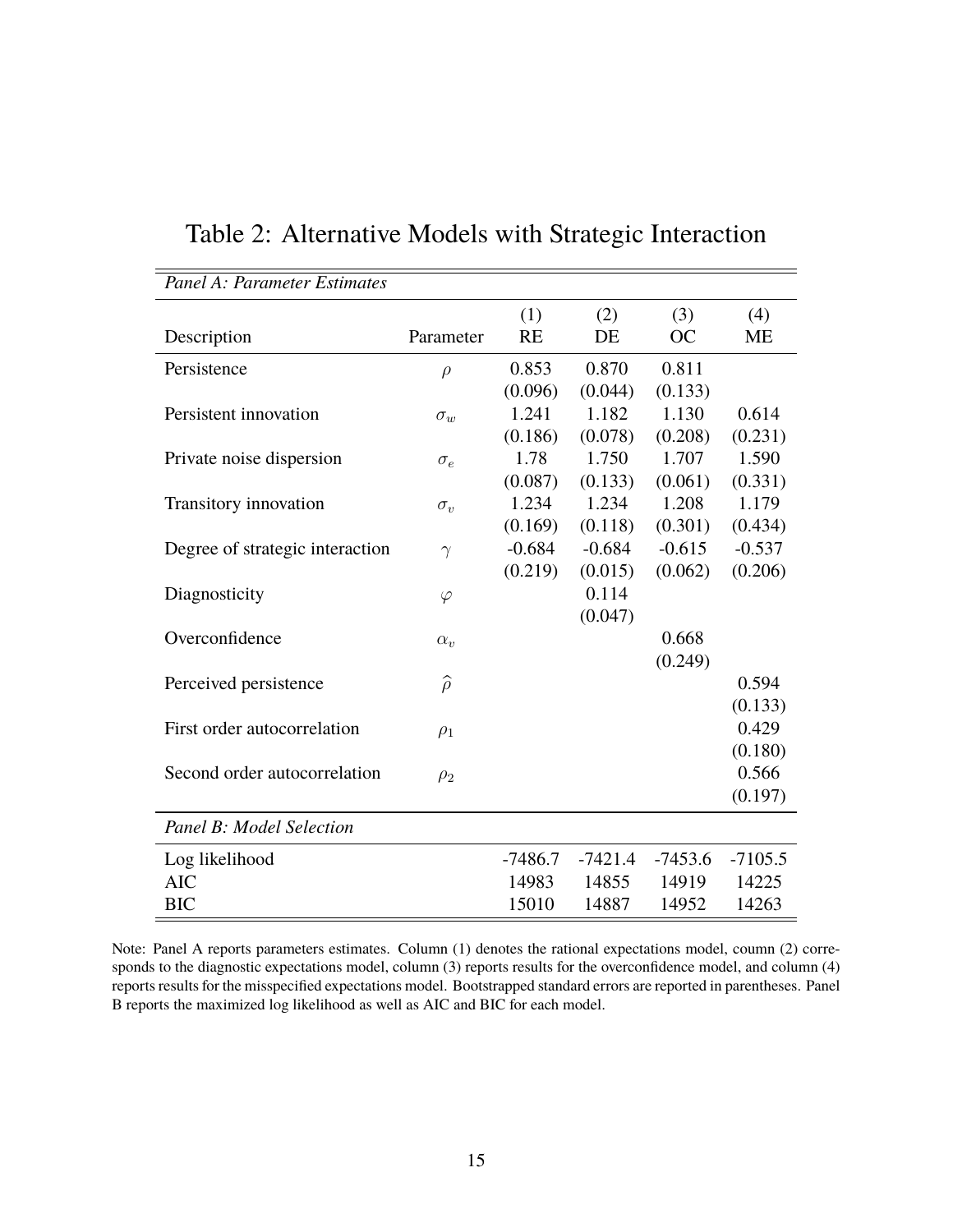# Table 2: Alternative Models with Strategic Interaction

| *Panel A: Parameter Estimates* | | | | | |
|---|---|---|---|---|---|
| Description | Parameter | (1) RE | (2) DE | (3) OC | (4) ME |
| Persistence | $\rho$ | 0.853 | 0.870 | 0.811 | |
| | | (0.096) | (0.044) | (0.133) | |
| Persistent innovation | $\sigma_w$ | 1.241 | 1.182 | 1.130 | 0.614 |
| | | (0.186) | (0.078) | (0.208) | (0.231) |
| Private noise dispersion | $\sigma_e$ | 1.78 | 1.750 | 1.707 | 1.590 |
| | | (0.087) | (0.133) | (0.061) | (0.331) |
| Transitory innovation | $\sigma_v$ | 1.234 | 1.234 | 1.208 | 1.179 |
| | | (0.169) | (0.118) | (0.301) | (0.434) |
| Degree of strategic interaction | $\gamma$ | -0.684 | -0.684 | -0.615 | -0.537 |
| | | (0.219) | (0.015) | (0.062) | (0.206) |
| Diagnosticity | $\varphi$ | | 0.114 | | |
| | | | (0.047) | | |
| Overconfidence | $\alpha_v$ | | | 0.668 | |
| | | | | (0.249) | |
| Perceived persistence | $\widehat{\rho}$ | | | | 0.594 |
| | | | | | (0.133) |
| First order autocorrelation | $\rho_1$ | | | | 0.429 |
| | | | | | (0.180) |
| Second order autocorrelation | $\rho_2$ | | | | 0.566 |
| | | | | | (0.197) |
| *Panel B: Model Selection* | | | | | |
| Log likelihood | | -7486.7 | -7421.4 | -7453.6 | -7105.5 |
| AIC | | 14983 | 14855 | 14919 | 14225 |
| BIC | | 15010 | 14887 | 14952 | 14263 |

Note: Panel A reports parameters estimates. Column (1) denotes the rational expectations model, coumn (2) corresponds to the diagnostic expectations model, column (3) reports results for the overconfidence model, and column (4) reports results for the misspecified expectations model. Bootstrapped standard errors are reported in parentheses. Panel B reports the maximized log likelihood as well as AIC and BIC for each model.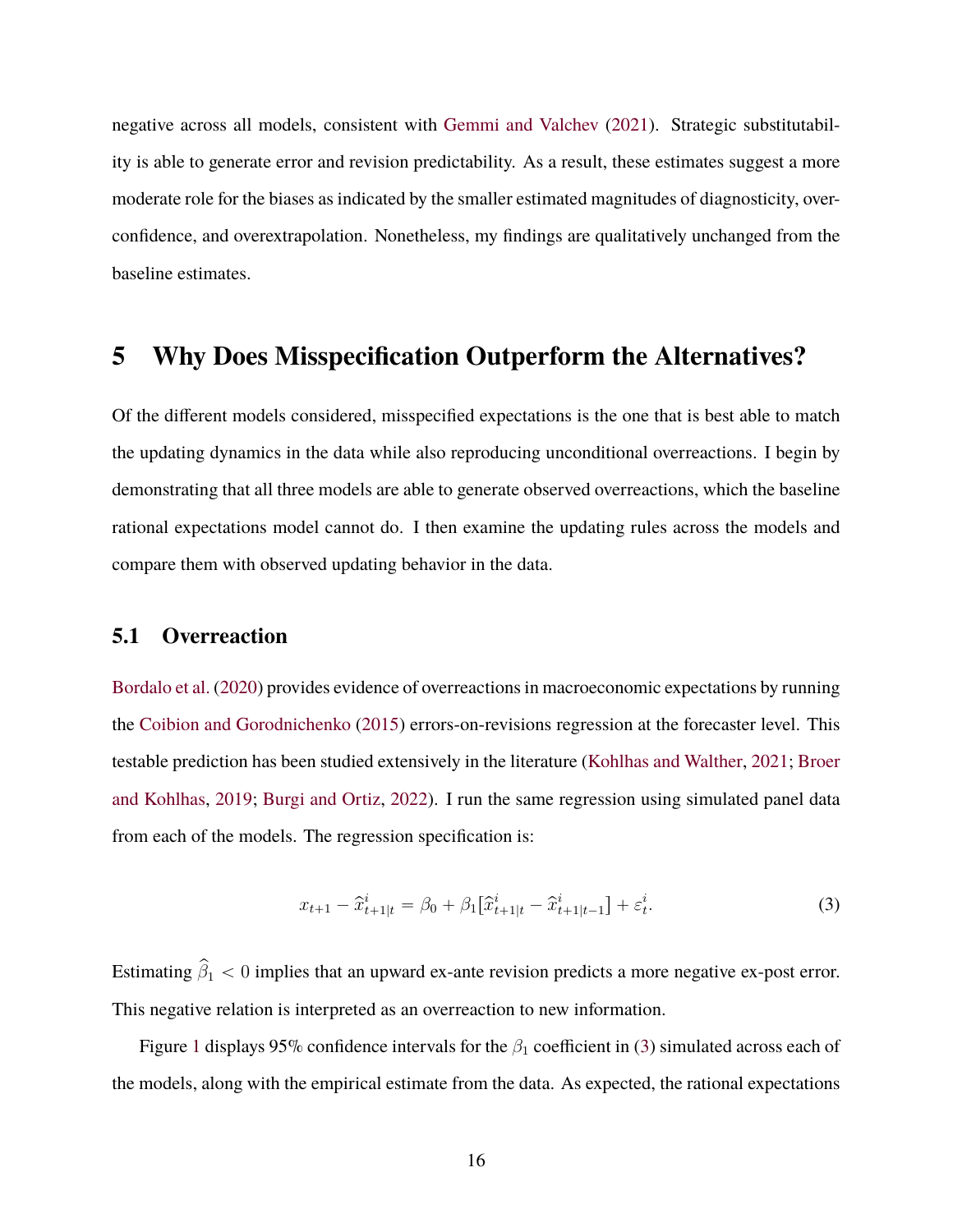negative across all models, consistent with Gemmi and Valchev (2021). Strategic substitutability is able to generate error and revision predictability. As a result, these estimates suggest a more moderate role for the biases as indicated by the smaller estimated magnitudes of diagnosticity, overconfidence, and overextrapolation. Nonetheless, my findings are qualitatively unchanged from the baseline estimates.

# 5 Why Does Misspecification Outperform the Alternatives?

Of the different models considered, misspecified expectations is the one that is best able to match the updating dynamics in the data while also reproducing unconditional overreactions. I begin by demonstrating that all three models are able to generate observed overreactions, which the baseline rational expectations model cannot do. I then examine the updating rules across the models and compare them with observed updating behavior in the data.

## 5.1 Overreaction

Bordalo et al. (2020) provides evidence of overreactions in macroeconomic expectations by running the Coibion and Gorodnichenko (2015) errors-on-revisions regression at the forecaster level. This testable prediction has been studied extensively in the literature (Kohlhas and Walther, 2021; Broer and Kohlhas, 2019; Burgi and Ortiz, 2022). I run the same regression using simulated panel data from each of the models. The regression specification is:

$$x_{t+1} - \widehat{x}^i_{t+1|t} = \beta_0 + \beta_1[\widehat{x}^i_{t+1|t} - \widehat{x}^i_{t+1|t-1}] + \varepsilon^i_t. \tag{3}$$

Estimating $\widehat{\beta}_1 < 0$ implies that an upward ex-ante revision predicts a more negative ex-post error. This negative relation is interpreted as an overreaction to new information.

Figure 1 displays 95% confidence intervals for the $\beta_1$ coefficient in (3) simulated across each of the models, along with the empirical estimate from the data. As expected, the rational expectations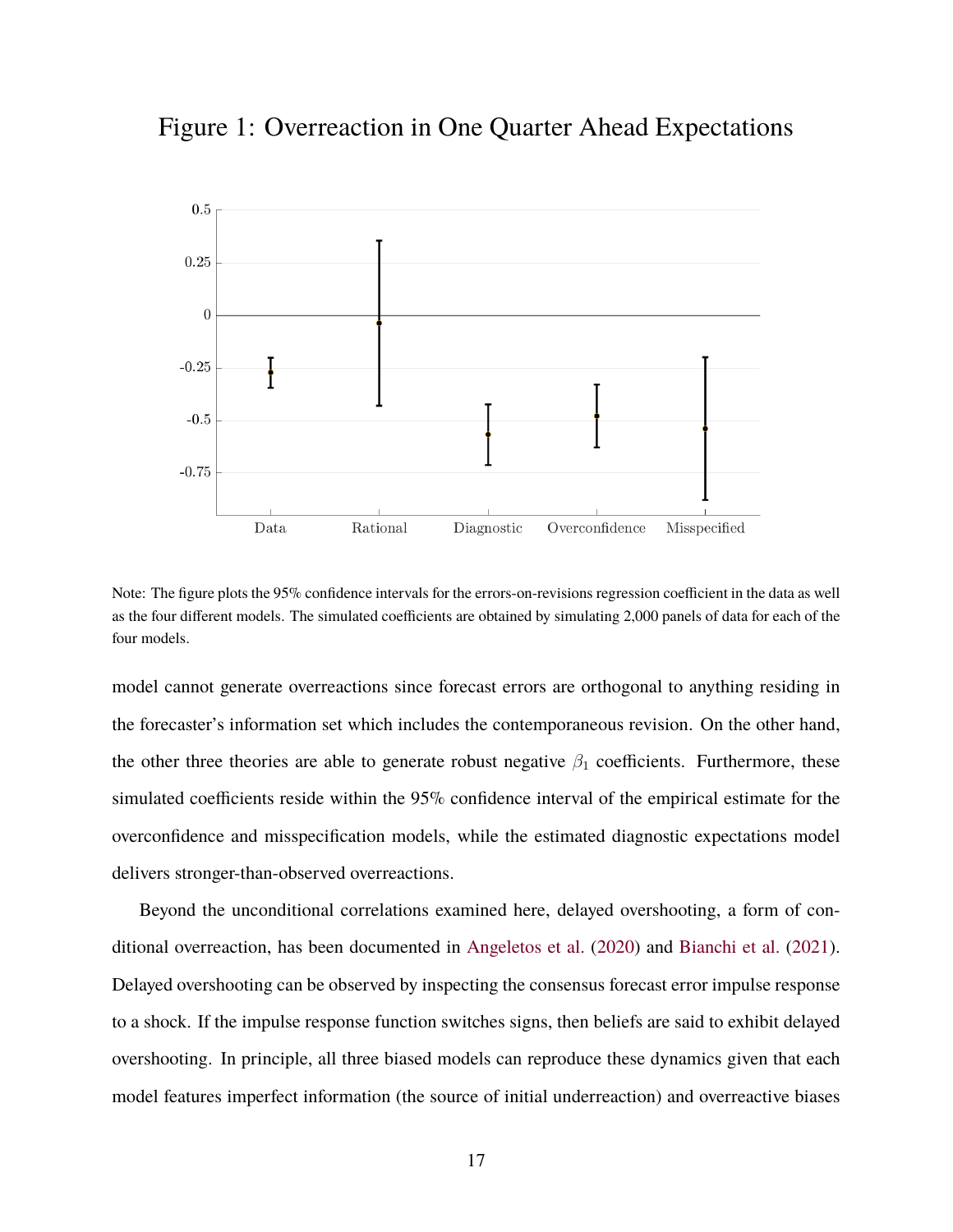# Figure 1: Overreaction in One Quarter Ahead Expectations

Note: The figure plots the 95% confidence intervals for the errors-on-revisions regression coefficient in the data as well as the four different models. The simulated coefficients are obtained by simulating 2,000 panels of data for each of the four models.

model cannot generate overreactions since forecast errors are orthogonal to anything residing in the forecaster's information set which includes the contemporaneous revision. On the other hand, the other three theories are able to generate robust negative $\beta_1$ coefficients. Furthermore, these simulated coefficients reside within the 95% confidence interval of the empirical estimate for the overconfidence and misspecification models, while the estimated diagnostic expectations model delivers stronger-than-observed overreactions.

Beyond the unconditional correlations examined here, delayed overshooting, a form of conditional overreaction, has been documented in Angeletos et al. (2020) and Bianchi et al. (2021). Delayed overshooting can be observed by inspecting the consensus forecast error impulse response to a shock. If the impulse response function switches signs, then beliefs are said to exhibit delayed overshooting. In principle, all three biased models can reproduce these dynamics given that each model features imperfect information (the source of initial underreaction) and overreactive biases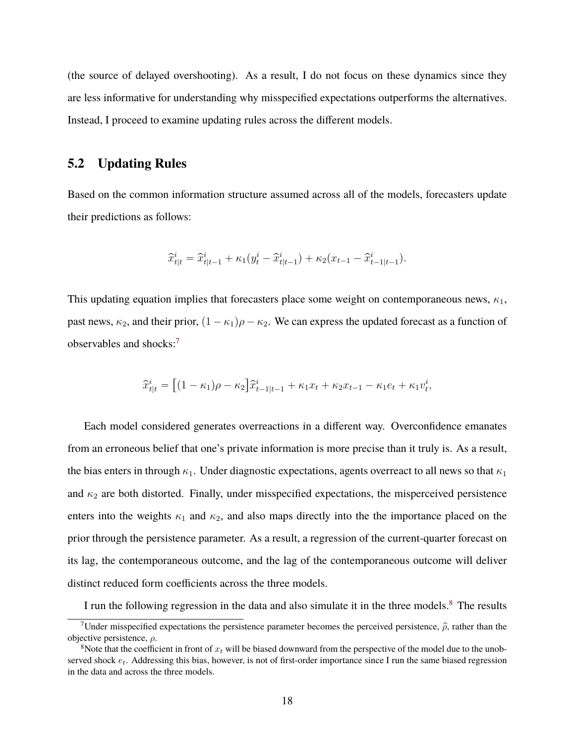(the source of delayed overshooting). As a result, I do not focus on these dynamics since they are less informative for understanding why misspecified expectations outperforms the alternatives. Instead, I proceed to examine updating rules across the different models.

## 5.2 Updating Rules

Based on the common information structure assumed across all of the models, forecasters update their predictions as follows:

$$\widehat{x}^i_{t|t} = \widehat{x}^i_{t|t-1} + \kappa_1(y^i_t - \widehat{x}^i_{t|t-1}) + \kappa_2(x_{t-1} - \widehat{x}^i_{t-1|t-1}).$$

This updating equation implies that forecasters place some weight on contemporaneous news, $\kappa_1$, past news, $\kappa_2$, and their prior, $(1-\kappa_1)\rho - \kappa_2$. We can express the updated forecast as a function of observables and shocks:[7]

$$\widehat{x}^i_{t|t} = \big[(1-\kappa_1)\rho - \kappa_2\big]\widehat{x}^i_{t-1|t-1} + \kappa_1 x_t + \kappa_2 x_{t-1} - \kappa_1 e_t + \kappa_1 v^i_t,$$

Each model considered generates overreactions in a different way. Overconfidence emanates from an erroneous belief that one's private information is more precise than it truly is. As a result, the bias enters in through $\kappa_1$. Under diagnostic expectations, agents overreact to all news so that $\kappa_1$ and $\kappa_2$ are both distorted. Finally, under misspecified expectations, the misperceived persistence enters into the weights $\kappa_1$ and $\kappa_2$, and also maps directly into the the importance placed on the prior through the persistence parameter. As a result, a regression of the current-quarter forecast on its lag, the contemporaneous outcome, and the lag of the contemporaneous outcome will deliver distinct reduced form coefficients across the three models.

I run the following regression in the data and also simulate it in the three models.[8] The results

[7] Under misspecified expectations the persistence parameter becomes the perceived persistence, $\widehat{\rho}$, rather than the objective persistence, $\rho$.

[8] Note that the coefficient in front of $x_t$ will be biased downward from the perspective of the model due to the unobserved shock $e_t$. Addressing this bias, however, is not of first-order importance since I run the same biased regression in the data and across the three models.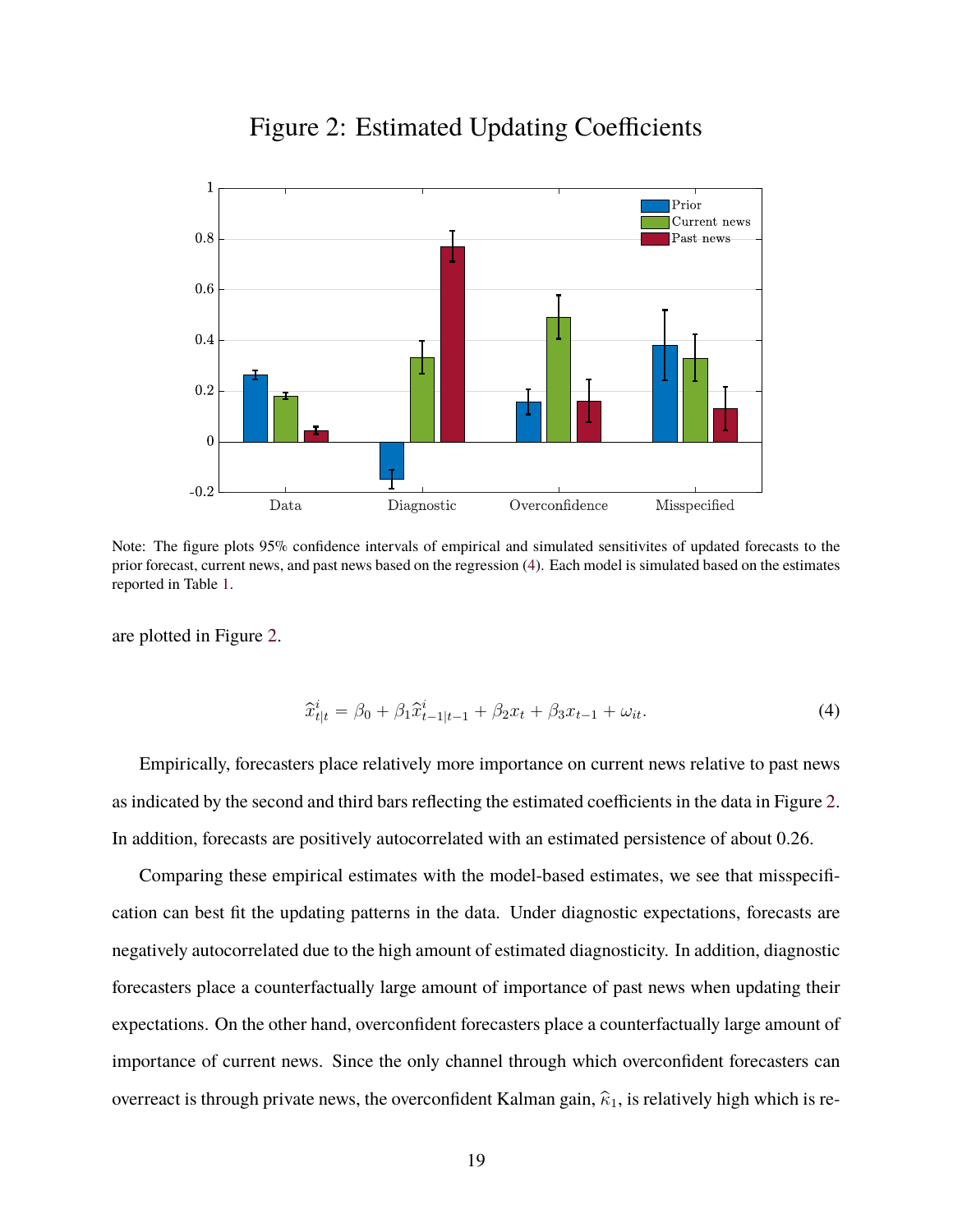# Figure 2: Estimated Updating Coefficients

Note: The figure plots 95% confidence intervals of empirical and simulated sensitivites of updated forecasts to the prior forecast, current news, and past news based on the regression (4). Each model is simulated based on the estimates reported in Table 1.

are plotted in Figure 2.

$$\widehat{x}^i_{t|t} = \beta_0 + \beta_1 \widehat{x}^i_{t-1|t-1} + \beta_2 x_t + \beta_3 x_{t-1} + \omega_{it}. \tag{4}$$

Empirically, forecasters place relatively more importance on current news relative to past news as indicated by the second and third bars reflecting the estimated coefficients in the data in Figure 2. In addition, forecasts are positively autocorrelated with an estimated persistence of about 0.26.

Comparing these empirical estimates with the model-based estimates, we see that misspecification can best fit the updating patterns in the data. Under diagnostic expectations, forecasts are negatively autocorrelated due to the high amount of estimated diagnosticity. In addition, diagnostic forecasters place a counterfactually large amount of importance of past news when updating their expectations. On the other hand, overconfident forecasters place a counterfactually large amount of importance of current news. Since the only channel through which overconfident forecasters can overreact is through private news, the overconfident Kalman gain, $\widehat{\kappa}_1$, is relatively high which is re-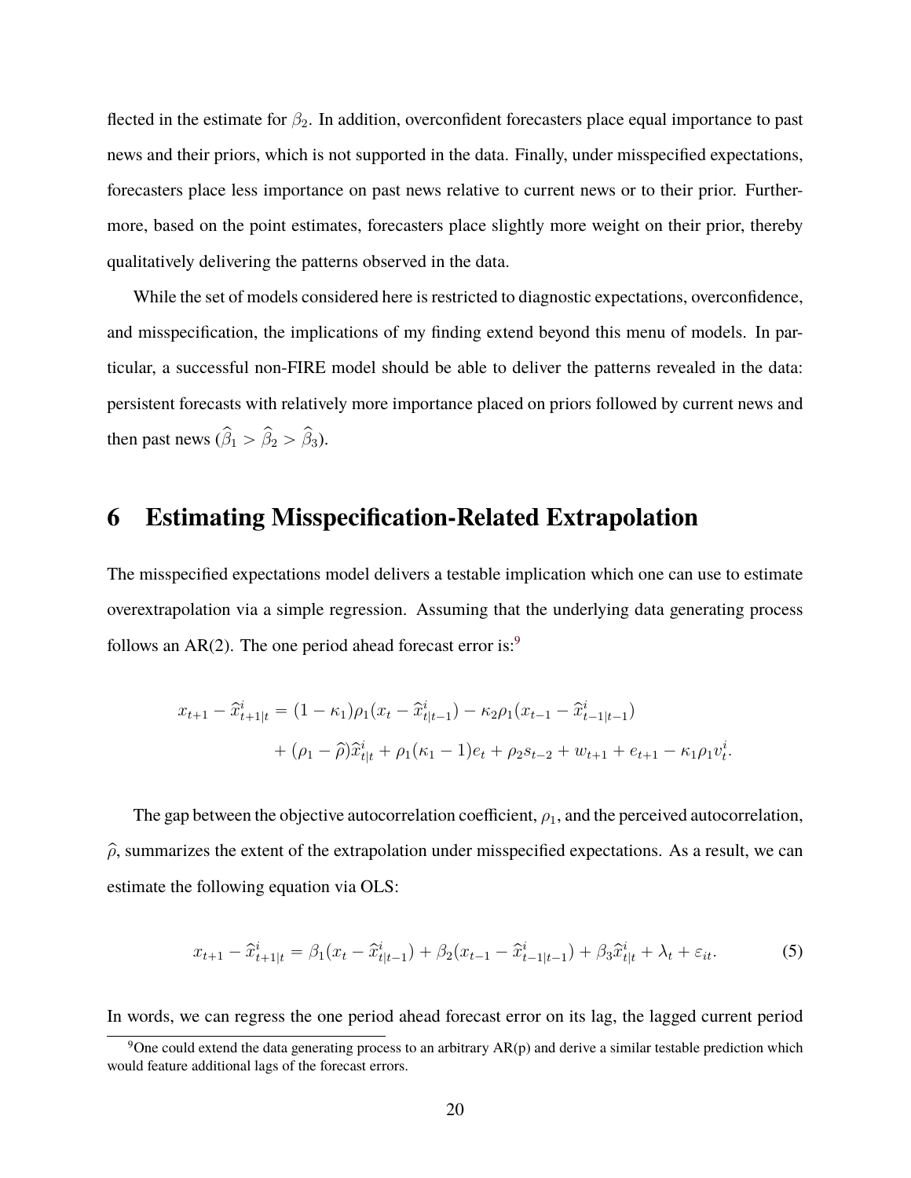flected in the estimate for $\beta_2$. In addition, overconfident forecasters place equal importance to past news and their priors, which is not supported in the data. Finally, under misspecified expectations, forecasters place less importance on past news relative to current news or to their prior. Furthermore, based on the point estimates, forecasters place slightly more weight on their prior, thereby qualitatively delivering the patterns observed in the data.

While the set of models considered here is restricted to diagnostic expectations, overconfidence, and misspecification, the implications of my finding extend beyond this menu of models. In particular, a successful non-FIRE model should be able to deliver the patterns revealed in the data: persistent forecasts with relatively more importance placed on priors followed by current news and then past news ($\widehat{\beta}_1 > \widehat{\beta}_2 > \widehat{\beta}_3$).

# 6 Estimating Misspecification-Related Extrapolation

The misspecified expectations model delivers a testable implication which one can use to estimate overextrapolation via a simple regression. Assuming that the underlying data generating process follows an AR(2). The one period ahead forecast error is:[9]

$$
\begin{aligned}
x_{t+1} - \widehat{x}^i_{t+1|t} = {} & (1-\kappa_1)\rho_1(x_t - \widehat{x}^i_{t|t-1}) - \kappa_2\rho_1(x_{t-1} - \widehat{x}^i_{t-1|t-1}) \\
& + (\rho_1 - \widehat{\rho})\widehat{x}^i_{t|t} + \rho_1(\kappa_1 - 1)e_t + \rho_2 s_{t-2} + w_{t+1} + e_{t+1} - \kappa_1\rho_1 v^i_t.
\end{aligned}
$$

The gap between the objective autocorrelation coefficient, $\rho_1$, and the perceived autocorrelation, $\widehat{\rho}$, summarizes the extent of the extrapolation under misspecified expectations. As a result, we can estimate the following equation via OLS:

$$
x_{t+1} - \widehat{x}^i_{t+1|t} = \beta_1(x_t - \widehat{x}^i_{t|t-1}) + \beta_2(x_{t-1} - \widehat{x}^i_{t-1|t-1}) + \beta_3\widehat{x}^i_{t|t} + \lambda_t + \varepsilon_{it}. \tag{5}
$$

In words, we can regress the one period ahead forecast error on its lag, the lagged current period

[9] One could extend the data generating process to an arbitrary AR(p) and derive a similar testable prediction which would feature additional lags of the forecast errors.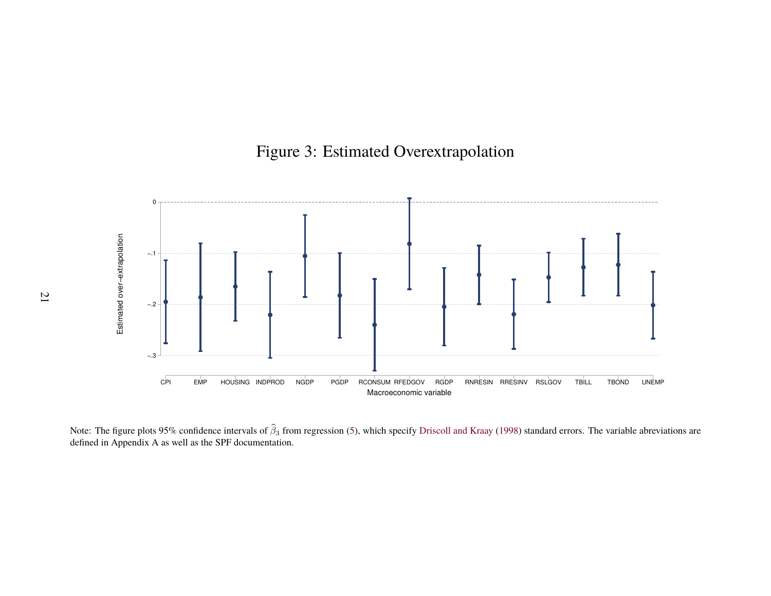Figure 3: Estimated Overextrapolation

Note: The figure plots 95% confidence intervals of $\widehat{\beta}_3$ from regression (5), which specify Driscoll and Kraay (1998) standard errors. The variable abreviations are defined in Appendix A as well as the SPF documentation.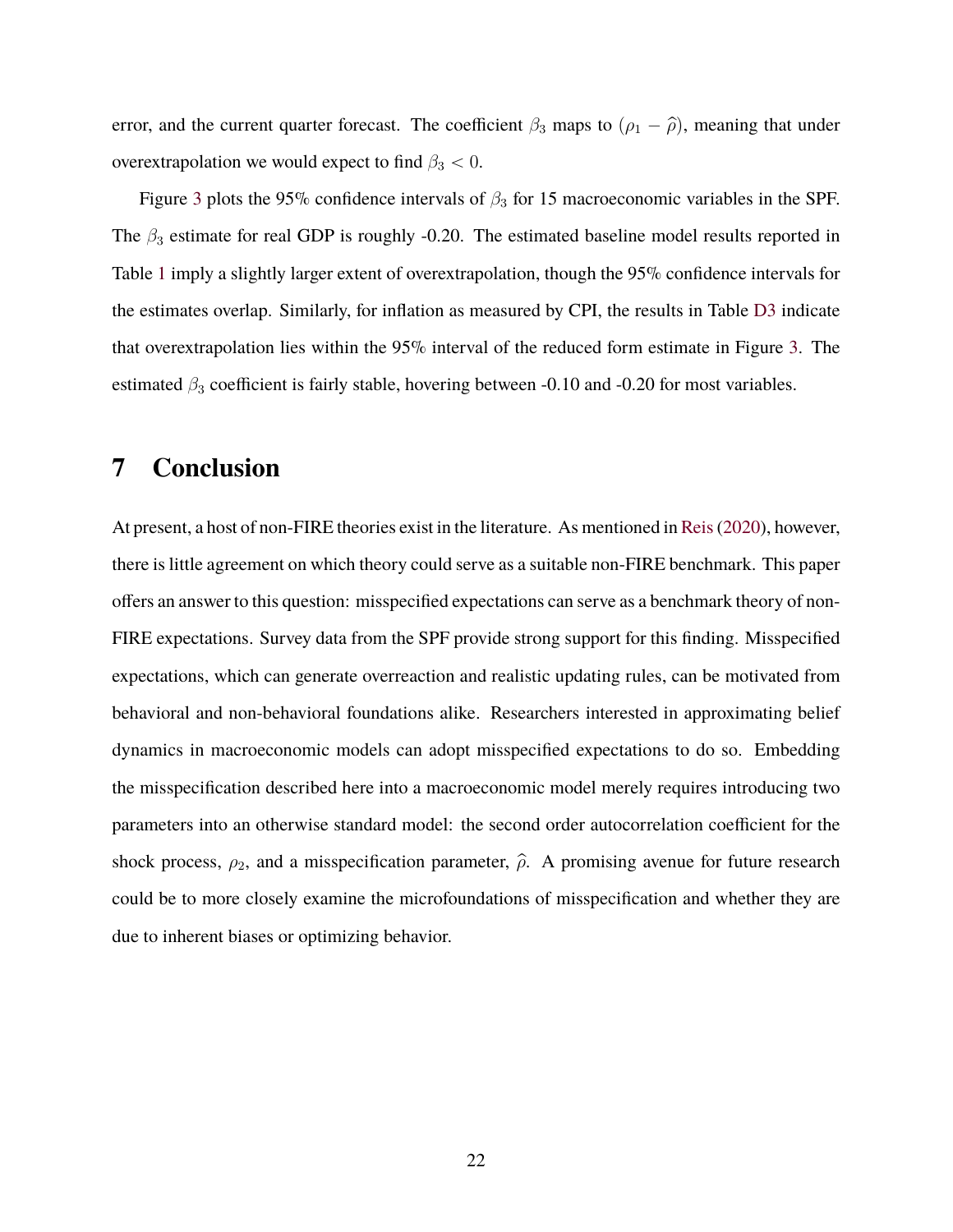error, and the current quarter forecast. The coefficient $\beta_3$ maps to $(\rho_1 - \widehat{\rho})$, meaning that under overextrapolation we would expect to find $\beta_3 < 0$.

Figure 3 plots the 95% confidence intervals of $\beta_3$ for 15 macroeconomic variables in the SPF. The $\beta_3$ estimate for real GDP is roughly -0.20. The estimated baseline model results reported in Table 1 imply a slightly larger extent of overextrapolation, though the 95% confidence intervals for the estimates overlap. Similarly, for inflation as measured by CPI, the results in Table D3 indicate that overextrapolation lies within the 95% interval of the reduced form estimate in Figure 3. The estimated $\beta_3$ coefficient is fairly stable, hovering between -0.10 and -0.20 for most variables.

## 7 Conclusion

At present, a host of non-FIRE theories exist in the literature. As mentioned in Reis (2020), however, there is little agreement on which theory could serve as a suitable non-FIRE benchmark. This paper offers an answer to this question: misspecified expectations can serve as a benchmark theory of non-FIRE expectations. Survey data from the SPF provide strong support for this finding. Misspecified expectations, which can generate overreaction and realistic updating rules, can be motivated from behavioral and non-behavioral foundations alike. Researchers interested in approximating belief dynamics in macroeconomic models can adopt misspecified expectations to do so. Embedding the misspecification described here into a macroeconomic model merely requires introducing two parameters into an otherwise standard model: the second order autocorrelation coefficient for the shock process, $\rho_2$, and a misspecification parameter, $\widehat{\rho}$. A promising avenue for future research could be to more closely examine the microfoundations of misspecification and whether they are due to inherent biases or optimizing behavior.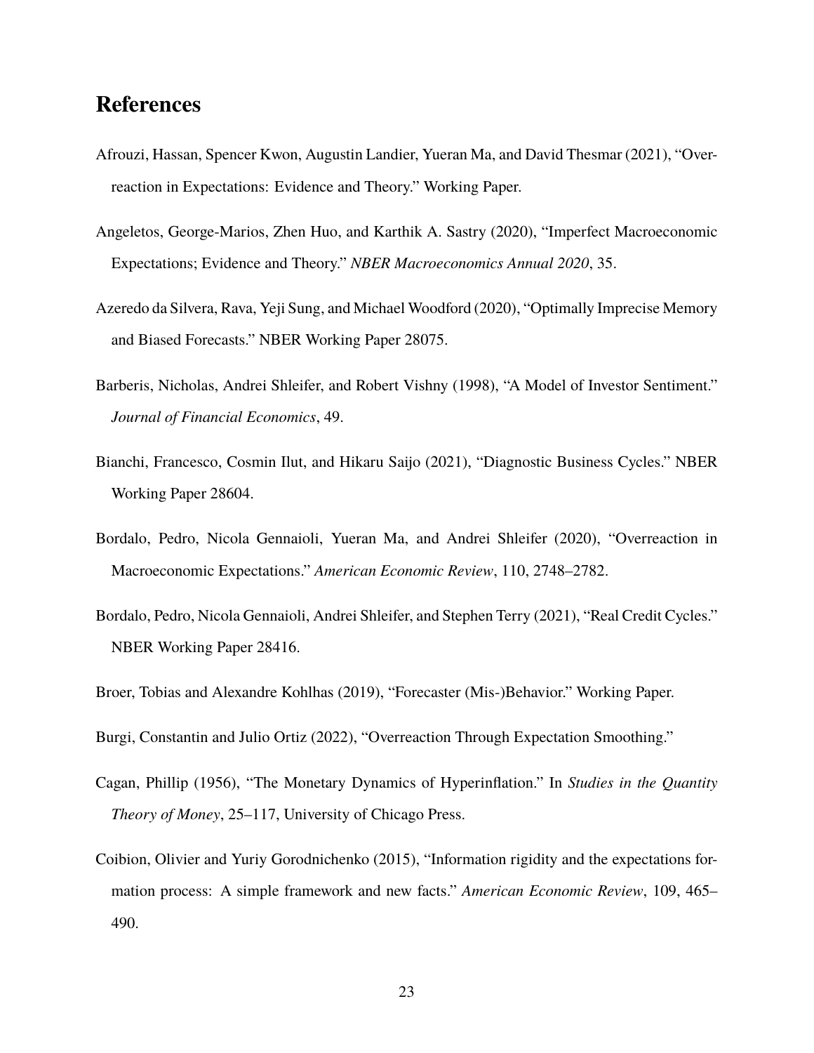# References

Afrouzi, Hassan, Spencer Kwon, Augustin Landier, Yueran Ma, and David Thesmar (2021), "Overreaction in Expectations: Evidence and Theory." Working Paper.

Angeletos, George-Marios, Zhen Huo, and Karthik A. Sastry (2020), "Imperfect Macroeconomic Expectations; Evidence and Theory." *NBER Macroeconomics Annual 2020*, 35.

Azeredo da Silvera, Rava, Yeji Sung, and Michael Woodford (2020), "Optimally Imprecise Memory and Biased Forecasts." NBER Working Paper 28075.

Barberis, Nicholas, Andrei Shleifer, and Robert Vishny (1998), "A Model of Investor Sentiment." *Journal of Financial Economics*, 49.

Bianchi, Francesco, Cosmin Ilut, and Hikaru Saijo (2021), "Diagnostic Business Cycles." NBER Working Paper 28604.

Bordalo, Pedro, Nicola Gennaioli, Yueran Ma, and Andrei Shleifer (2020), "Overreaction in Macroeconomic Expectations." *American Economic Review*, 110, 2748–2782.

Bordalo, Pedro, Nicola Gennaioli, Andrei Shleifer, and Stephen Terry (2021), "Real Credit Cycles." NBER Working Paper 28416.

Broer, Tobias and Alexandre Kohlhas (2019), "Forecaster (Mis-)Behavior." Working Paper.

Burgi, Constantin and Julio Ortiz (2022), "Overreaction Through Expectation Smoothing."

Cagan, Phillip (1956), "The Monetary Dynamics of Hyperinflation." In *Studies in the Quantity Theory of Money*, 25–117, University of Chicago Press.

Coibion, Olivier and Yuriy Gorodnichenko (2015), "Information rigidity and the expectations formation process: A simple framework and new facts." *American Economic Review*, 109, 465–490.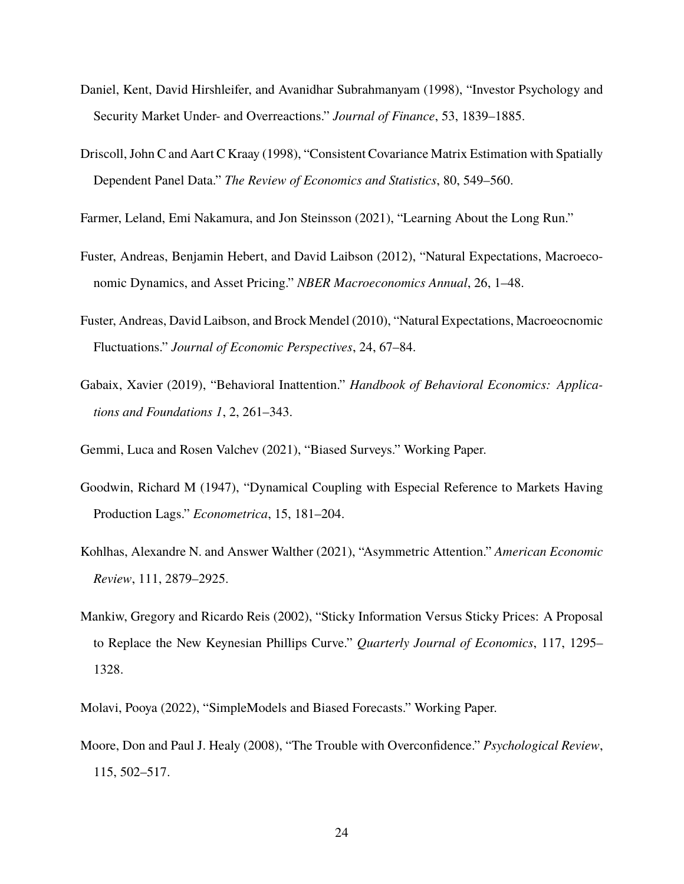Daniel, Kent, David Hirshleifer, and Avanidhar Subrahmanyam (1998), "Investor Psychology and Security Market Under- and Overreactions." *Journal of Finance*, 53, 1839–1885.

Driscoll, John C and Aart C Kraay (1998), "Consistent Covariance Matrix Estimation with Spatially Dependent Panel Data." *The Review of Economics and Statistics*, 80, 549–560.

Farmer, Leland, Emi Nakamura, and Jon Steinsson (2021), "Learning About the Long Run."

Fuster, Andreas, Benjamin Hebert, and David Laibson (2012), "Natural Expectations, Macroeconomic Dynamics, and Asset Pricing." *NBER Macroeconomics Annual*, 26, 1–48.

Fuster, Andreas, David Laibson, and Brock Mendel (2010), "Natural Expectations, Macroeocnomic Fluctuations." *Journal of Economic Perspectives*, 24, 67–84.

Gabaix, Xavier (2019), "Behavioral Inattention." *Handbook of Behavioral Economics: Applications and Foundations 1*, 2, 261–343.

Gemmi, Luca and Rosen Valchev (2021), "Biased Surveys." Working Paper.

Goodwin, Richard M (1947), "Dynamical Coupling with Especial Reference to Markets Having Production Lags." *Econometrica*, 15, 181–204.

Kohlhas, Alexandre N. and Answer Walther (2021), "Asymmetric Attention." *American Economic Review*, 111, 2879–2925.

Mankiw, Gregory and Ricardo Reis (2002), "Sticky Information Versus Sticky Prices: A Proposal to Replace the New Keynesian Phillips Curve." *Quarterly Journal of Economics*, 117, 1295–1328.

Molavi, Pooya (2022), "SimpleModels and Biased Forecasts." Working Paper.

Moore, Don and Paul J. Healy (2008), "The Trouble with Overconfidence." *Psychological Review*, 115, 502–517.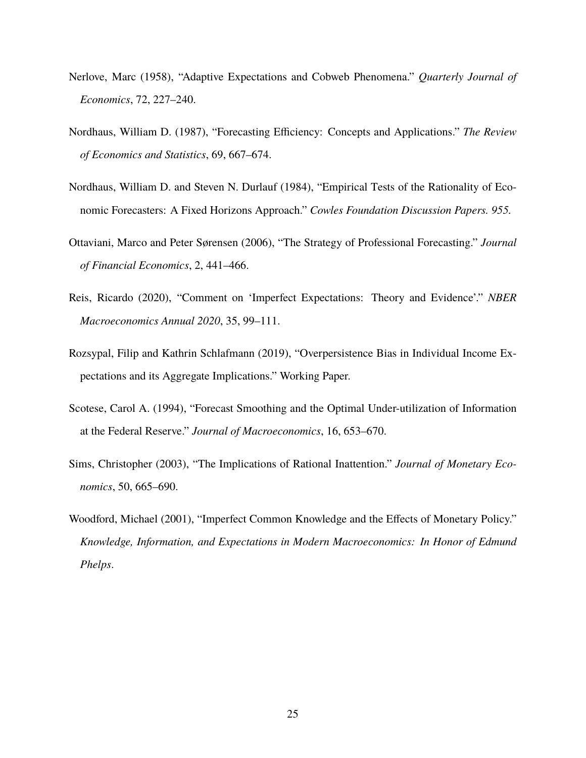Nerlove, Marc (1958), "Adaptive Expectations and Cobweb Phenomena." *Quarterly Journal of Economics*, 72, 227–240.

Nordhaus, William D. (1987), "Forecasting Efficiency: Concepts and Applications." *The Review of Economics and Statistics*, 69, 667–674.

Nordhaus, William D. and Steven N. Durlauf (1984), "Empirical Tests of the Rationality of Economic Forecasters: A Fixed Horizons Approach." *Cowles Foundation Discussion Papers. 955.*

Ottaviani, Marco and Peter Sørensen (2006), "The Strategy of Professional Forecasting." *Journal of Financial Economics*, 2, 441–466.

Reis, Ricardo (2020), "Comment on 'Imperfect Expectations: Theory and Evidence'." *NBER Macroeconomics Annual 2020*, 35, 99–111.

Rozsypal, Filip and Kathrin Schlafmann (2019), "Overpersistence Bias in Individual Income Expectations and its Aggregate Implications." Working Paper.

Scotese, Carol A. (1994), "Forecast Smoothing and the Optimal Under-utilization of Information at the Federal Reserve." *Journal of Macroeconomics*, 16, 653–670.

Sims, Christopher (2003), "The Implications of Rational Inattention." *Journal of Monetary Economics*, 50, 665–690.

Woodford, Michael (2001), "Imperfect Common Knowledge and the Effects of Monetary Policy." *Knowledge, Information, and Expectations in Modern Macroeconomics: In Honor of Edmund Phelps*.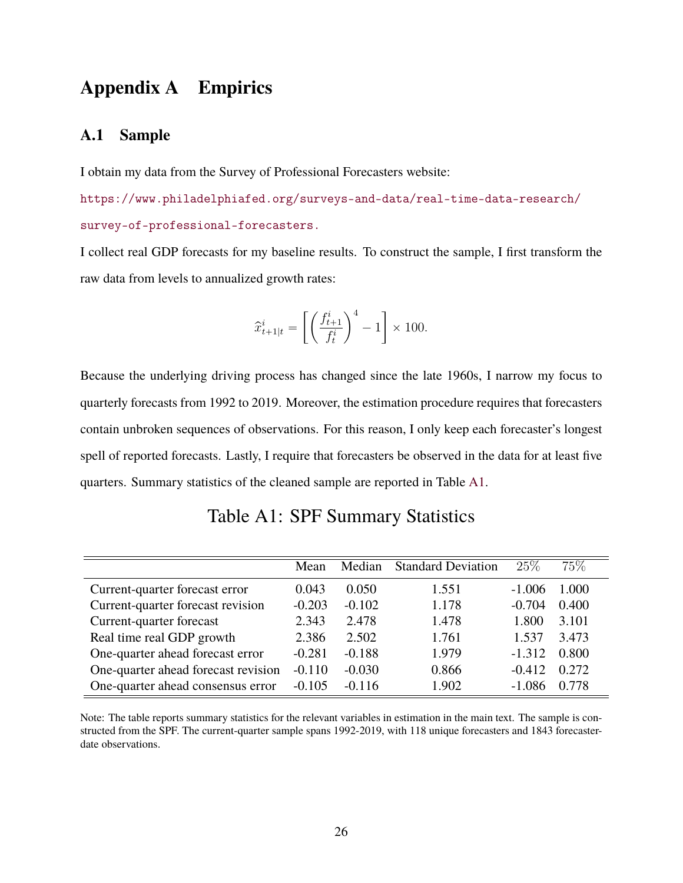# Appendix A Empirics

## A.1 Sample

I obtain my data from the Survey of Professional Forecasters website:

https://www.philadelphiafed.org/surveys-and-data/real-time-data-research/survey-of-professional-forecasters.

I collect real GDP forecasts for my baseline results. To construct the sample, I first transform the raw data from levels to annualized growth rates:

$$\widehat{x}^i_{t+1|t} = \left[ \left( \frac{f^i_{t+1}}{f^i_t} \right)^4 - 1 \right] \times 100.$$

Because the underlying driving process has changed since the late 1960s, I narrow my focus to quarterly forecasts from 1992 to 2019. Moreover, the estimation procedure requires that forecasters contain unbroken sequences of observations. For this reason, I only keep each forecaster's longest spell of reported forecasts. Lastly, I require that forecasters be observed in the data for at least five quarters. Summary statistics of the cleaned sample are reported in Table A1.

Table A1: SPF Summary Statistics

| | Mean | Median | Standard Deviation | 25% | 75% |
|---|---|---|---|---|---|
| Current-quarter forecast error | 0.043 | 0.050 | 1.551 | -1.006 | 1.000 |
| Current-quarter forecast revision | -0.203 | -0.102 | 1.178 | -0.704 | 0.400 |
| Current-quarter forecast | 2.343 | 2.478 | 1.478 | 1.800 | 3.101 |
| Real time real GDP growth | 2.386 | 2.502 | 1.761 | 1.537 | 3.473 |
| One-quarter ahead forecast error | -0.281 | -0.188 | 1.979 | -1.312 | 0.800 |
| One-quarter ahead forecast revision | -0.110 | -0.030 | 0.866 | -0.412 | 0.272 |
| One-quarter ahead consensus error | -0.105 | -0.116 | 1.902 | -1.086 | 0.778 |

Note: The table reports summary statistics for the relevant variables in estimation in the main text. The sample is constructed from the SPF. The current-quarter sample spans 1992-2019, with 118 unique forecasters and 1843 forecaster-date observations.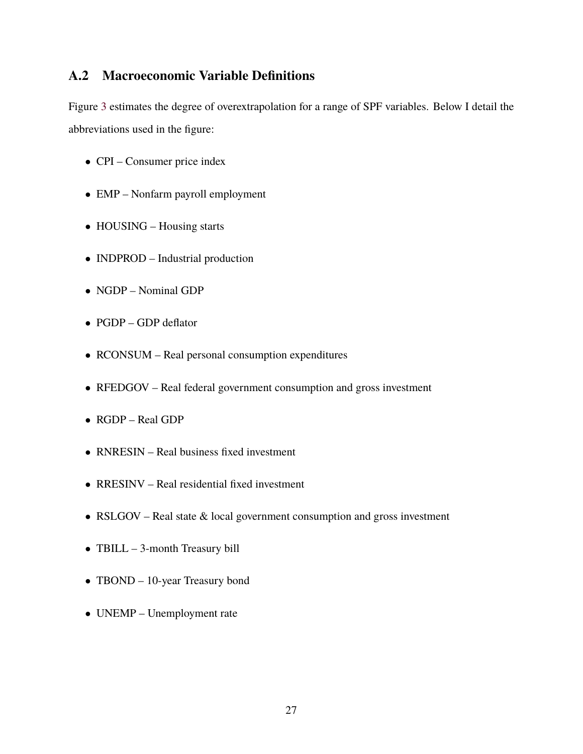## A.2 Macroeconomic Variable Definitions

Figure 3 estimates the degree of overextrapolation for a range of SPF variables. Below I detail the abbreviations used in the figure:

- CPI – Consumer price index
- EMP – Nonfarm payroll employment
- HOUSING – Housing starts
- INDPROD – Industrial production
- NGDP – Nominal GDP
- PGDP – GDP deflator
- RCONSUM – Real personal consumption expenditures
- RFEDGOV – Real federal government consumption and gross investment
- RGDP – Real GDP
- RNRESIN – Real business fixed investment
- RRESINV – Real residential fixed investment
- RSLGOV – Real state & local government consumption and gross investment
- TBILL – 3-month Treasury bill
- TBOND – 10-year Treasury bond
- UNEMP – Unemployment rate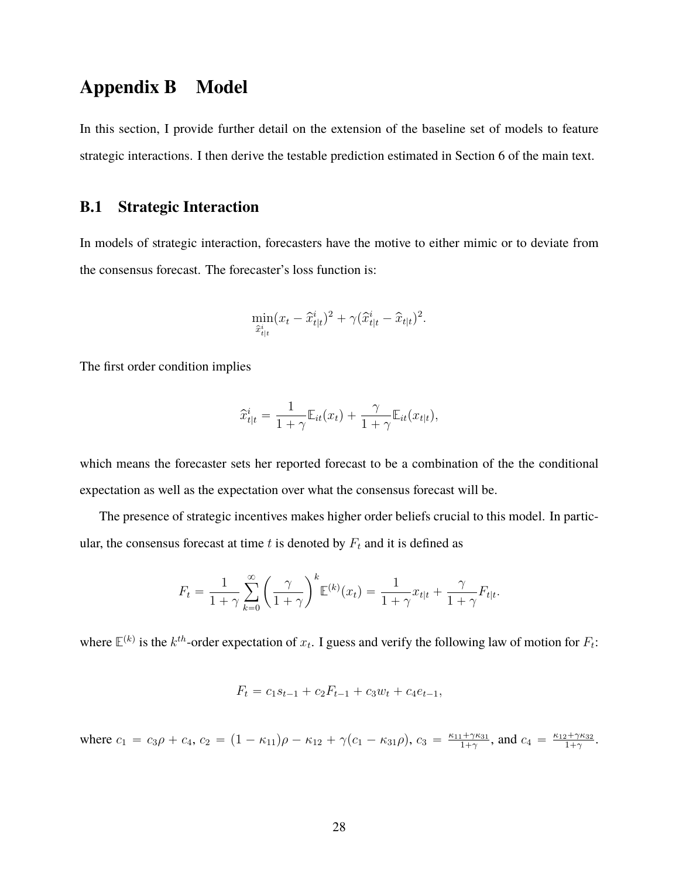# Appendix B Model

In this section, I provide further detail on the extension of the baseline set of models to feature strategic interactions. I then derive the testable prediction estimated in Section 6 of the main text.

## B.1 Strategic Interaction

In models of strategic interaction, forecasters have the motive to either mimic or to deviate from the consensus forecast. The forecaster's loss function is:

$$\min_{\widehat{x}^i_{t|t}} (x_t - \widehat{x}^i_{t|t})^2 + \gamma(\widehat{x}^i_{t|t} - \widehat{x}_{t|t})^2.$$

The first order condition implies

$$\widehat{x}^i_{t|t} = \frac{1}{1+\gamma}\mathbb{E}_{it}(x_t) + \frac{\gamma}{1+\gamma}\mathbb{E}_{it}(x_{t|t}),$$

which means the forecaster sets her reported forecast to be a combination of the the conditional expectation as well as the expectation over what the consensus forecast will be.

The presence of strategic incentives makes higher order beliefs crucial to this model. In particular, the consensus forecast at time $t$ is denoted by $F_t$ and it is defined as

$$F_t = \frac{1}{1+\gamma}\sum_{k=0}^{\infty}\left(\frac{\gamma}{1+\gamma}\right)^k \mathbb{E}^{(k)}(x_t) = \frac{1}{1+\gamma}x_{t|t} + \frac{\gamma}{1+\gamma}F_{t|t}.$$

where $\mathbb{E}^{(k)}$ is the $k^{th}$-order expectation of $x_t$. I guess and verify the following law of motion for $F_t$:

$$F_t = c_1 s_{t-1} + c_2 F_{t-1} + c_3 w_t + c_4 e_{t-1},$$

where $c_1 = c_3\rho + c_4$, $c_2 = (1-\kappa_{11})\rho - \kappa_{12} + \gamma(c_1 - \kappa_{31}\rho)$, $c_3 = \frac{\kappa_{11}+\gamma\kappa_{31}}{1+\gamma}$, and $c_4 = \frac{\kappa_{12}+\gamma\kappa_{32}}{1+\gamma}$.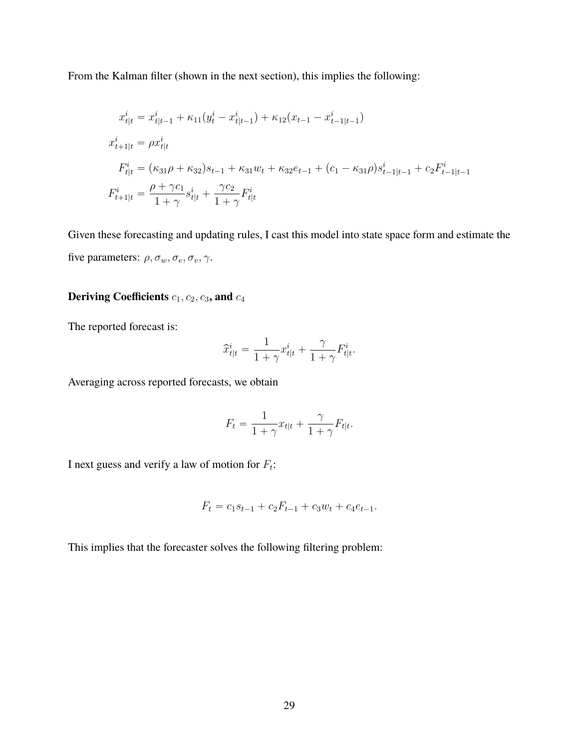From the Kalman filter (shown in the next section), this implies the following:

$$
\begin{aligned}
x^i_{t|t} &= x^i_{t|t-1} + \kappa_{11}(y^i_t - x^i_{t|t-1}) + \kappa_{12}(x_{t-1} - x^i_{t-1|t-1}) \\
x^i_{t+1|t} &= \rho x^i_{t|t} \\
F^i_{t|t} &= (\kappa_{31}\rho + \kappa_{32})s_{t-1} + \kappa_{31}w_t + \kappa_{32}e_{t-1} + (c_1 - \kappa_{31}\rho)s^i_{t-1|t-1} + c_2 F^i_{t-1|t-1} \\
F^i_{t+1|t} &= \frac{\rho + \gamma c_1}{1+\gamma} s^i_{t|t} + \frac{\gamma c_2}{1+\gamma} F^i_{t|t}
\end{aligned}
$$

Given these forecasting and updating rules, I cast this model into state space form and estimate the five parameters: $\rho, \sigma_w, \sigma_e, \sigma_v, \gamma$.

**Deriving Coefficients $c_1, c_2, c_3$, and $c_4$**

The reported forecast is:

$$
\widehat{x}^i_{t|t} = \frac{1}{1+\gamma} x^i_{t|t} + \frac{\gamma}{1+\gamma} F^i_{t|t}.
$$

Averaging across reported forecasts, we obtain

$$
F_t = \frac{1}{1+\gamma} x_{t|t} + \frac{\gamma}{1+\gamma} F_{t|t}.
$$

I next guess and verify a law of motion for $F_t$:

$$
F_t = c_1 s_{t-1} + c_2 F_{t-1} + c_3 w_t + c_4 e_{t-1}.
$$

This implies that the forecaster solves the following filtering problem: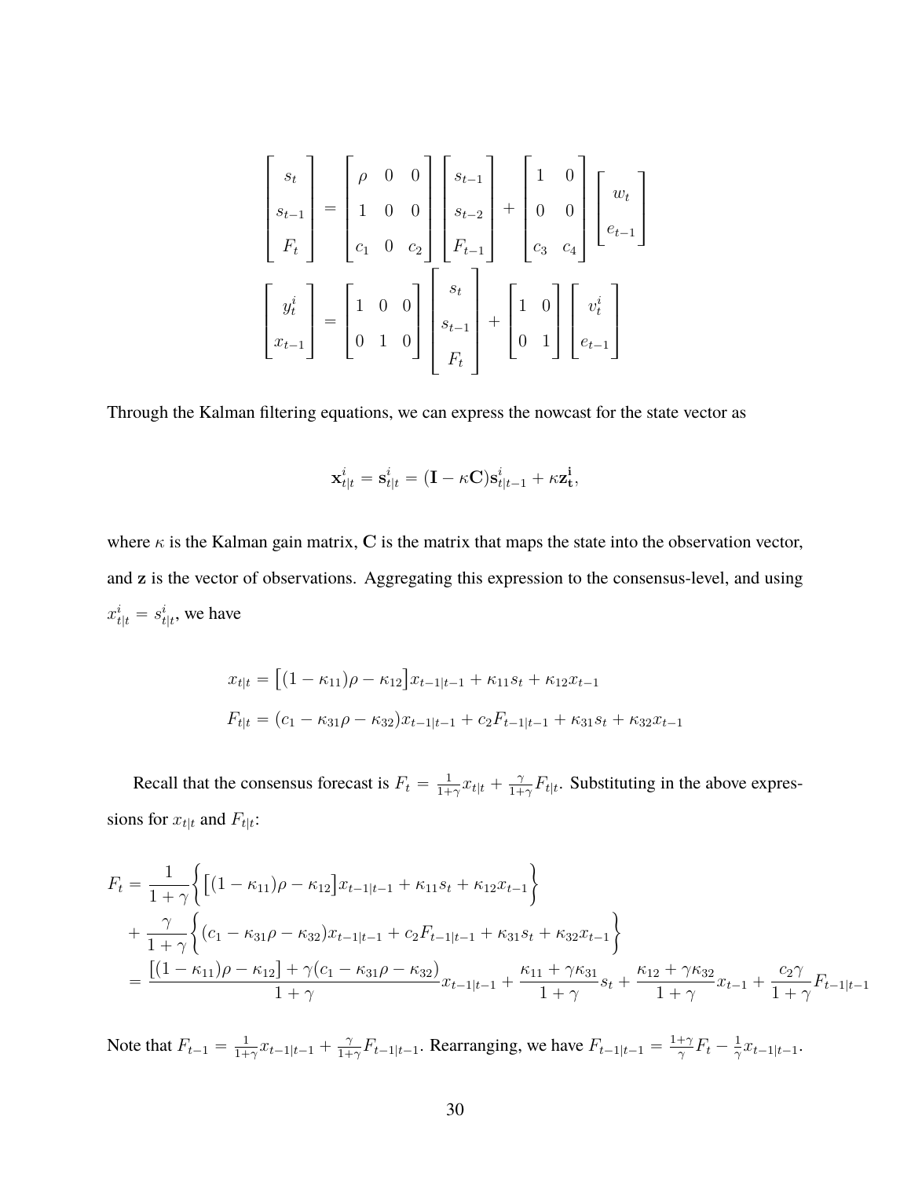$$
\begin{bmatrix} s_t \\ s_{t-1} \\ F_t \end{bmatrix} = \begin{bmatrix} \rho & 0 & 0 \\ 1 & 0 & 0 \\ c_1 & 0 & c_2 \end{bmatrix} \begin{bmatrix} s_{t-1} \\ s_{t-2} \\ F_{t-1} \end{bmatrix} + \begin{bmatrix} 1 & 0 \\ 0 & 0 \\ c_3 & c_4 \end{bmatrix} \begin{bmatrix} w_t \\ e_{t-1} \end{bmatrix}
$$

$$
\begin{bmatrix} y_t^i \\ x_{t-1} \end{bmatrix} = \begin{bmatrix} 1 & 0 & 0 \\ 0 & 1 & 0 \end{bmatrix} \begin{bmatrix} s_t \\ s_{t-1} \\ F_t \end{bmatrix} + \begin{bmatrix} 1 & 0 \\ 0 & 1 \end{bmatrix} \begin{bmatrix} v_t^i \\ e_{t-1} \end{bmatrix}
$$

Through the Kalman filtering equations, we can express the nowcast for the state vector as

$$
\mathbf{x}_{t|t}^i = \mathbf{s}_{t|t}^i = (\mathbf{I} - \kappa \mathbf{C})\mathbf{s}_{t|t-1}^i + \kappa \mathbf{z}_\mathbf{t}^\mathbf{i},
$$

where $\kappa$ is the Kalman gain matrix, $\mathbf{C}$ is the matrix that maps the state into the observation vector, and $\mathbf{z}$ is the vector of observations. Aggregating this expression to the consensus-level, and using $x_{t|t}^i = s_{t|t}^i$, we have

$$
\begin{aligned}
x_{t|t} &= \big[(1-\kappa_{11})\rho - \kappa_{12}\big] x_{t-1|t-1} + \kappa_{11} s_t + \kappa_{12} x_{t-1} \\
F_{t|t} &= (c_1 - \kappa_{31}\rho - \kappa_{32}) x_{t-1|t-1} + c_2 F_{t-1|t-1} + \kappa_{31} s_t + \kappa_{32} x_{t-1}
\end{aligned}
$$

Recall that the consensus forecast is $F_t = \frac{1}{1+\gamma} x_{t|t} + \frac{\gamma}{1+\gamma} F_{t|t}$. Substituting in the above expressions for $x_{t|t}$ and $F_{t|t}$:

$$
\begin{aligned}
F_t &= \frac{1}{1+\gamma}\Big\{ \big[(1-\kappa_{11})\rho - \kappa_{12}\big] x_{t-1|t-1} + \kappa_{11} s_t + \kappa_{12} x_{t-1} \Big\} \\
&\quad + \frac{\gamma}{1+\gamma}\Big\{ (c_1 - \kappa_{31}\rho - \kappa_{32}) x_{t-1|t-1} + c_2 F_{t-1|t-1} + \kappa_{31} s_t + \kappa_{32} x_{t-1} \Big\} \\
&= \frac{\big[(1-\kappa_{11})\rho - \kappa_{12}\big] + \gamma(c_1 - \kappa_{31}\rho - \kappa_{32})}{1+\gamma} x_{t-1|t-1} + \frac{\kappa_{11} + \gamma\kappa_{31}}{1+\gamma} s_t + \frac{\kappa_{12} + \gamma\kappa_{32}}{1+\gamma} x_{t-1} + \frac{c_2\gamma}{1+\gamma} F_{t-1|t-1}
\end{aligned}
$$

Note that $F_{t-1} = \frac{1}{1+\gamma} x_{t-1|t-1} + \frac{\gamma}{1+\gamma} F_{t-1|t-1}$. Rearranging, we have $F_{t-1|t-1} = \frac{1+\gamma}{\gamma} F_t - \frac{1}{\gamma} x_{t-1|t-1}$.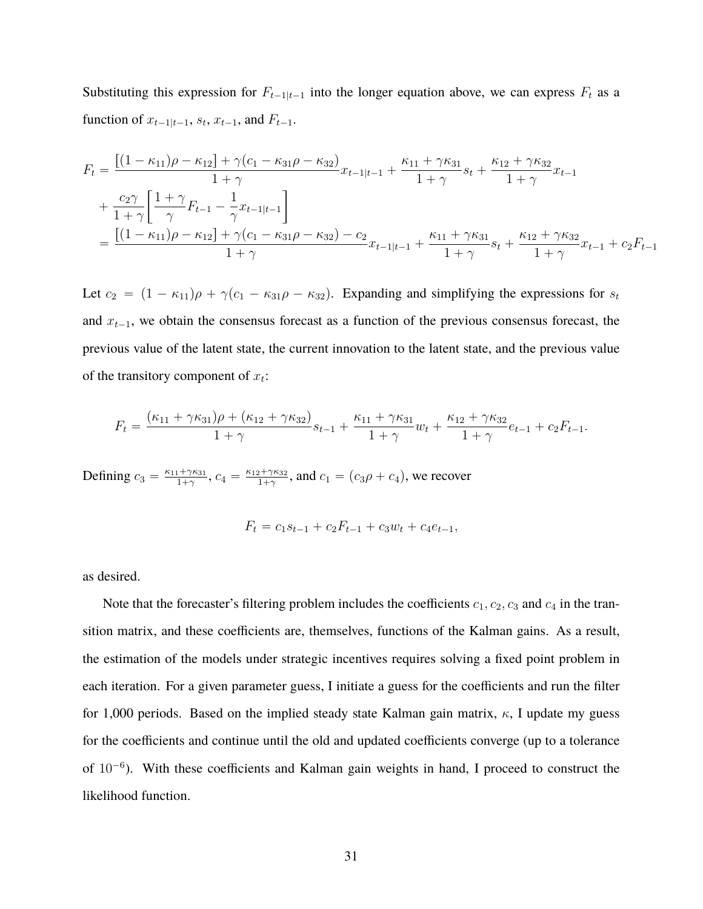Substituting this expression for $F_{t-1|t-1}$ into the longer equation above, we can express $F_t$ as a function of $x_{t-1|t-1}$, $s_t$, $x_{t-1}$, and $F_{t-1}$.

$$
\begin{aligned}
F_t &= \frac{[(1-\kappa_{11})\rho - \kappa_{12}] + \gamma(c_1 - \kappa_{31}\rho - \kappa_{32})}{1+\gamma} x_{t-1|t-1} + \frac{\kappa_{11} + \gamma\kappa_{31}}{1+\gamma} s_t + \frac{\kappa_{12} + \gamma\kappa_{32}}{1+\gamma} x_{t-1} \\
&\quad + \frac{c_2\gamma}{1+\gamma}\left[\frac{1+\gamma}{\gamma} F_{t-1} - \frac{1}{\gamma} x_{t-1|t-1}\right] \\
&= \frac{[(1-\kappa_{11})\rho - \kappa_{12}] + \gamma(c_1 - \kappa_{31}\rho - \kappa_{32}) - c_2}{1+\gamma} x_{t-1|t-1} + \frac{\kappa_{11} + \gamma\kappa_{31}}{1+\gamma} s_t + \frac{\kappa_{12} + \gamma\kappa_{32}}{1+\gamma} x_{t-1} + c_2 F_{t-1}
\end{aligned}
$$

Let $c_2 = (1-\kappa_{11})\rho + \gamma(c_1 - \kappa_{31}\rho - \kappa_{32})$. Expanding and simplifying the expressions for $s_t$ and $x_{t-1}$, we obtain the consensus forecast as a function of the previous consensus forecast, the previous value of the latent state, the current innovation to the latent state, and the previous value of the transitory component of $x_t$:

$$
F_t = \frac{(\kappa_{11} + \gamma\kappa_{31})\rho + (\kappa_{12} + \gamma\kappa_{32})}{1+\gamma} s_{t-1} + \frac{\kappa_{11} + \gamma\kappa_{31}}{1+\gamma} w_t + \frac{\kappa_{12} + \gamma\kappa_{32}}{1+\gamma} e_{t-1} + c_2 F_{t-1}.
$$

Defining $c_3 = \frac{\kappa_{11}+\gamma\kappa_{31}}{1+\gamma}$, $c_4 = \frac{\kappa_{12}+\gamma\kappa_{32}}{1+\gamma}$, and $c_1 = (c_3\rho + c_4)$, we recover

$$
F_t = c_1 s_{t-1} + c_2 F_{t-1} + c_3 w_t + c_4 e_{t-1},
$$

as desired.

Note that the forecaster's filtering problem includes the coefficients $c_1, c_2, c_3$ and $c_4$ in the transition matrix, and these coefficients are, themselves, functions of the Kalman gains. As a result, the estimation of the models under strategic incentives requires solving a fixed point problem in each iteration. For a given parameter guess, I initiate a guess for the coefficients and run the filter for 1,000 periods. Based on the implied steady state Kalman gain matrix, $\kappa$, I update my guess for the coefficients and continue until the old and updated coefficients converge (up to a tolerance of $10^{-6}$). With these coefficients and Kalman gain weights in hand, I proceed to construct the likelihood function.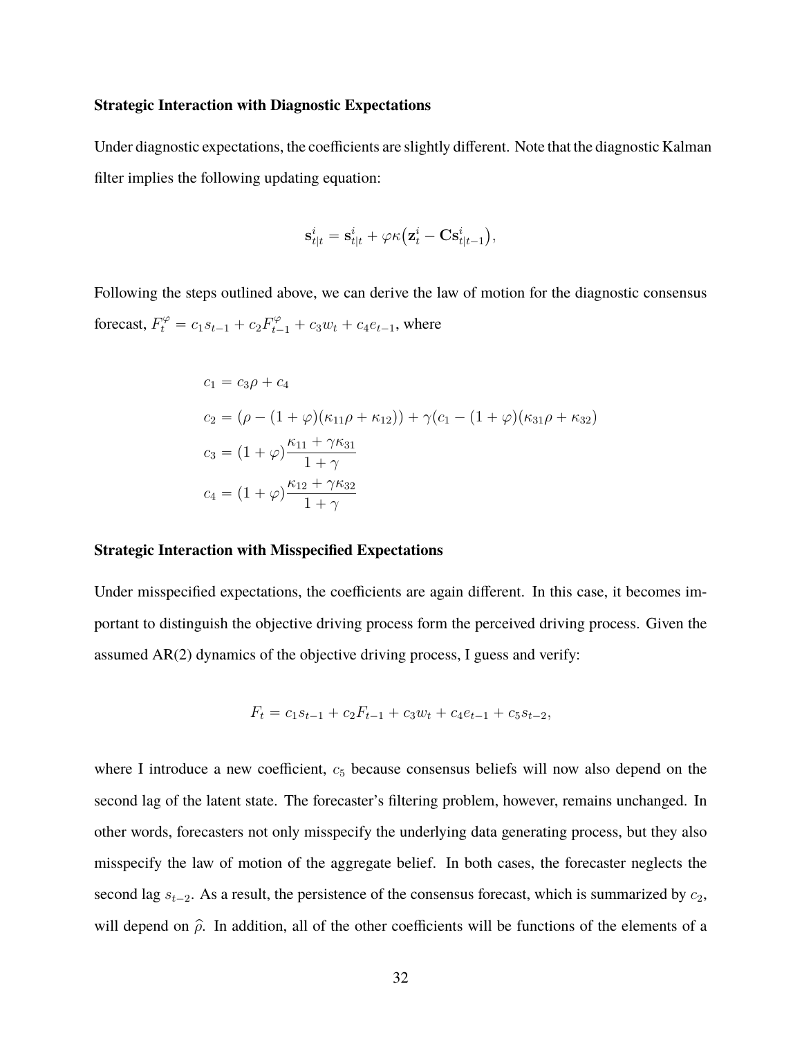**Strategic Interaction with Diagnostic Expectations**

Under diagnostic expectations, the coefficients are slightly different. Note that the diagnostic Kalman filter implies the following updating equation:

$$\mathbf{s}^i_{t|t} = \mathbf{s}^i_{t|t} + \varphi\kappa\big(\mathbf{z}^i_t - \mathbf{C}\mathbf{s}^i_{t|t-1}\big),$$

Following the steps outlined above, we can derive the law of motion for the diagnostic consensus forecast, $F^{\varphi}_t = c_1 s_{t-1} + c_2 F^{\varphi}_{t-1} + c_3 w_t + c_4 e_{t-1}$, where

$$
\begin{aligned}
c_1 &= c_3\rho + c_4 \\
c_2 &= (\rho - (1+\varphi)(\kappa_{11}\rho + \kappa_{12})) + \gamma(c_1 - (1+\varphi)(\kappa_{31}\rho + \kappa_{32}) \\
c_3 &= (1+\varphi)\frac{\kappa_{11} + \gamma\kappa_{31}}{1+\gamma} \\
c_4 &= (1+\varphi)\frac{\kappa_{12} + \gamma\kappa_{32}}{1+\gamma}
\end{aligned}
$$

**Strategic Interaction with Misspecified Expectations**

Under misspecified expectations, the coefficients are again different. In this case, it becomes important to distinguish the objective driving process form the perceived driving process. Given the assumed AR(2) dynamics of the objective driving process, I guess and verify:

$$F_t = c_1 s_{t-1} + c_2 F_{t-1} + c_3 w_t + c_4 e_{t-1} + c_5 s_{t-2},$$

where I introduce a new coefficient, $c_5$ because consensus beliefs will now also depend on the second lag of the latent state. The forecaster's filtering problem, however, remains unchanged. In other words, forecasters not only misspecify the underlying data generating process, but they also misspecify the law of motion of the aggregate belief. In both cases, the forecaster neglects the second lag $s_{t-2}$. As a result, the persistence of the consensus forecast, which is summarized by $c_2$, will depend on $\widehat{\rho}$. In addition, all of the other coefficients will be functions of the elements of a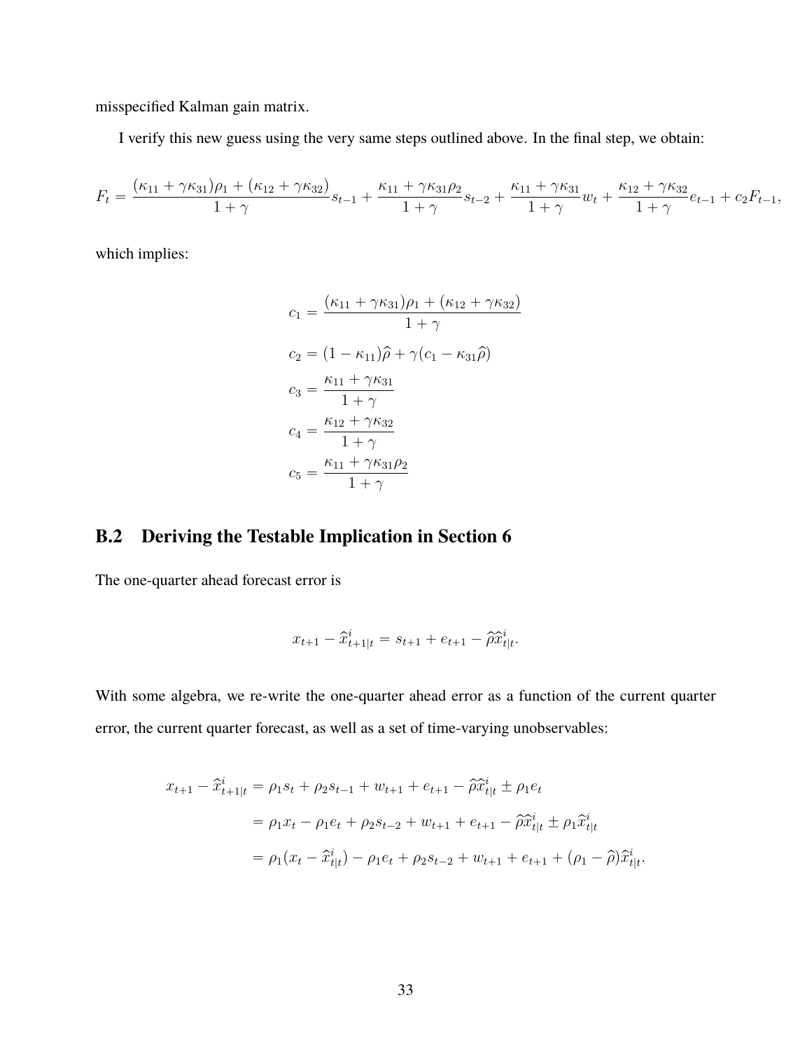misspecified Kalman gain matrix.

I verify this new guess using the very same steps outlined above. In the final step, we obtain:

$$F_t = \frac{(\kappa_{11} + \gamma\kappa_{31})\rho_1 + (\kappa_{12} + \gamma\kappa_{32})}{1+\gamma} s_{t-1} + \frac{\kappa_{11} + \gamma\kappa_{31}\rho_2}{1+\gamma} s_{t-2} + \frac{\kappa_{11} + \gamma\kappa_{31}}{1+\gamma} w_t + \frac{\kappa_{12} + \gamma\kappa_{32}}{1+\gamma} e_{t-1} + c_2 F_{t-1},$$

which implies:

$$\begin{aligned}
c_1 &= \frac{(\kappa_{11} + \gamma\kappa_{31})\rho_1 + (\kappa_{12} + \gamma\kappa_{32})}{1+\gamma} \\
c_2 &= (1-\kappa_{11})\widehat{\rho} + \gamma(c_1 - \kappa_{31}\widehat{\rho}) \\
c_3 &= \frac{\kappa_{11} + \gamma\kappa_{31}}{1+\gamma} \\
c_4 &= \frac{\kappa_{12} + \gamma\kappa_{32}}{1+\gamma} \\
c_5 &= \frac{\kappa_{11} + \gamma\kappa_{31}\rho_2}{1+\gamma}
\end{aligned}$$

## B.2 Deriving the Testable Implication in Section 6

The one-quarter ahead forecast error is

$$x_{t+1} - \widehat{x}^i_{t+1|t} = s_{t+1} + e_{t+1} - \widehat{\rho}\widehat{x}^i_{t|t}.$$

With some algebra, we re-write the one-quarter ahead error as a function of the current quarter error, the current quarter forecast, as well as a set of time-varying unobservables:

$$\begin{aligned}
x_{t+1} - \widehat{x}^i_{t+1|t} &= \rho_1 s_t + \rho_2 s_{t-1} + w_{t+1} + e_{t+1} - \widehat{\rho}\widehat{x}^i_{t|t} \pm \rho_1 e_t \\
&= \rho_1 x_t - \rho_1 e_t + \rho_2 s_{t-2} + w_{t+1} + e_{t+1} - \widehat{\rho}\widehat{x}^i_{t|t} \pm \rho_1 \widehat{x}^i_{t|t} \\
&= \rho_1 (x_t - \widehat{x}^i_{t|t}) - \rho_1 e_t + \rho_2 s_{t-2} + w_{t+1} + e_{t+1} + (\rho_1 - \widehat{\rho})\widehat{x}^i_{t|t}.
\end{aligned}$$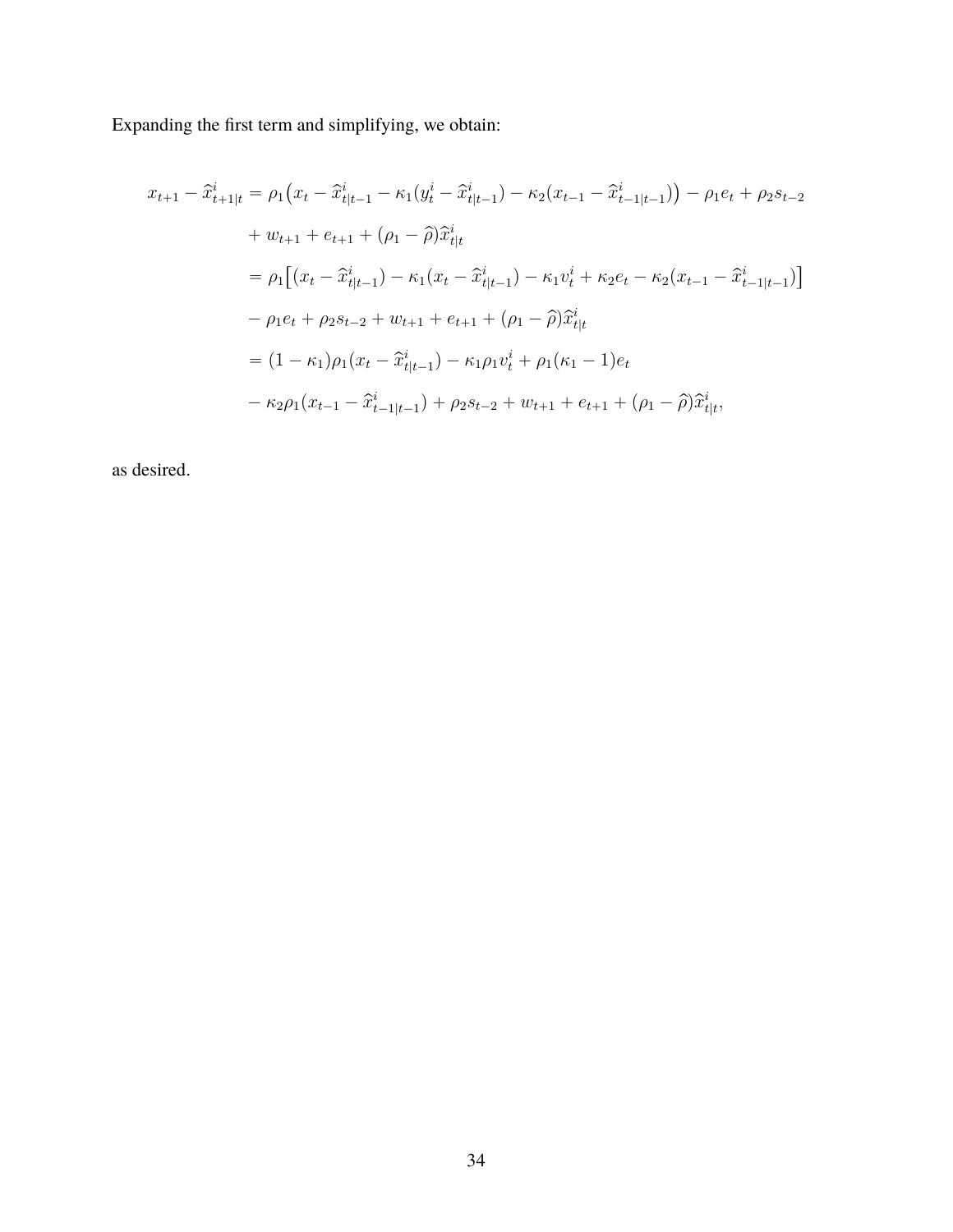Expanding the first term and simplifying, we obtain:

$$
\begin{aligned}
x_{t+1} - \widehat{x}^i_{t+1|t} &= \rho_1 \big( x_t - \widehat{x}^i_{t|t-1} - \kappa_1 (y^i_t - \widehat{x}^i_{t|t-1}) - \kappa_2 (x_{t-1} - \widehat{x}^i_{t-1|t-1}) \big) - \rho_1 e_t + \rho_2 s_{t-2} \\
&\quad + w_{t+1} + e_{t+1} + (\rho_1 - \widehat{\rho}) \widehat{x}^i_{t|t} \\
&= \rho_1 \big[ (x_t - \widehat{x}^i_{t|t-1}) - \kappa_1 (x_t - \widehat{x}^i_{t|t-1}) - \kappa_1 v^i_t + \kappa_2 e_t - \kappa_2 (x_{t-1} - \widehat{x}^i_{t-1|t-1}) \big] \\
&\quad - \rho_1 e_t + \rho_2 s_{t-2} + w_{t+1} + e_{t+1} + (\rho_1 - \widehat{\rho}) \widehat{x}^i_{t|t} \\
&= (1 - \kappa_1) \rho_1 (x_t - \widehat{x}^i_{t|t-1}) - \kappa_1 \rho_1 v^i_t + \rho_1 (\kappa_1 - 1) e_t \\
&\quad - \kappa_2 \rho_1 (x_{t-1} - \widehat{x}^i_{t-1|t-1}) + \rho_2 s_{t-2} + w_{t+1} + e_{t+1} + (\rho_1 - \widehat{\rho}) \widehat{x}^i_{t|t},
\end{aligned}
$$

as desired.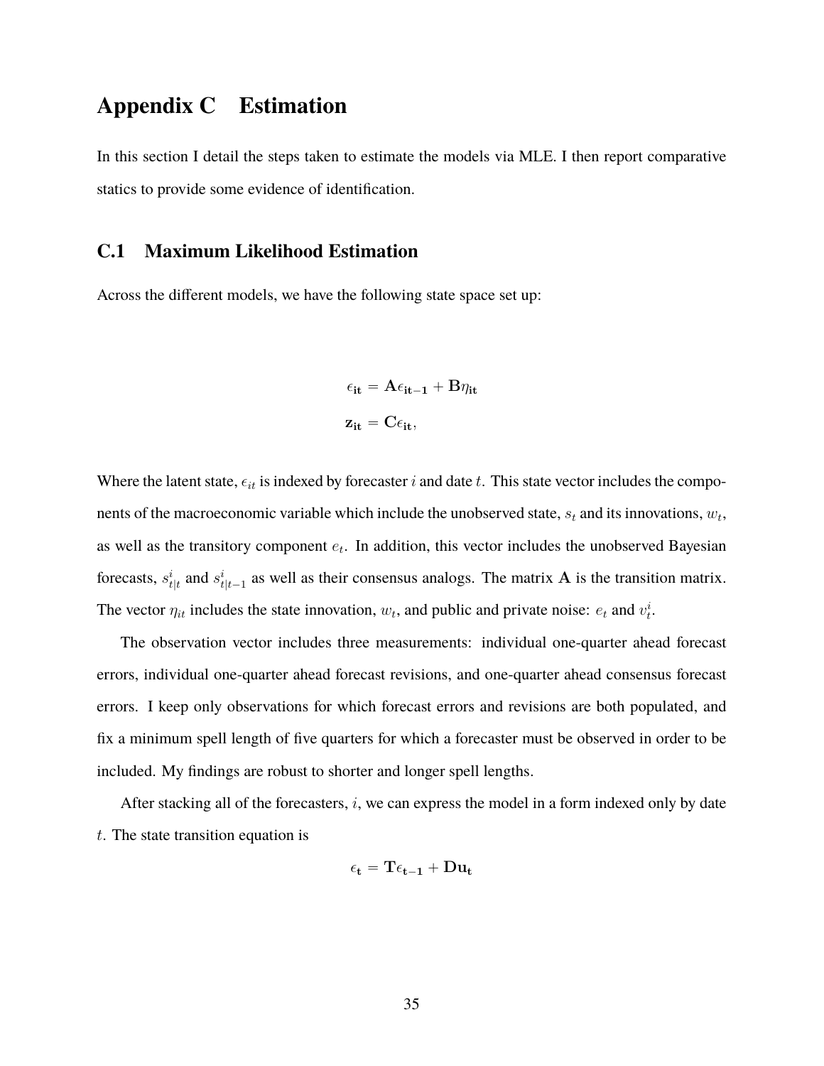# Appendix C Estimation

In this section I detail the steps taken to estimate the models via MLE. I then report comparative statics to provide some evidence of identification.

## C.1 Maximum Likelihood Estimation

Across the different models, we have the following state space set up:

$$
\begin{aligned}
\epsilon_{\mathbf{it}} &= \mathbf{A}\epsilon_{\mathbf{it-1}} + \mathbf{B}\eta_{\mathbf{it}} \\
\mathbf{z_{it}} &= \mathbf{C}\epsilon_{\mathbf{it}},
\end{aligned}
$$

Where the latent state, $\epsilon_{it}$ is indexed by forecaster $i$ and date $t$. This state vector includes the components of the macroeconomic variable which include the unobserved state, $s_t$ and its innovations, $w_t$, as well as the transitory component $e_t$. In addition, this vector includes the unobserved Bayesian forecasts, $s^i_{t|t}$ and $s^i_{t|t-1}$ as well as their consensus analogs. The matrix $\mathbf{A}$ is the transition matrix. The vector $\eta_{it}$ includes the state innovation, $w_t$, and public and private noise: $e_t$ and $v^i_t$.

The observation vector includes three measurements: individual one-quarter ahead forecast errors, individual one-quarter ahead forecast revisions, and one-quarter ahead consensus forecast errors. I keep only observations for which forecast errors and revisions are both populated, and fix a minimum spell length of five quarters for which a forecaster must be observed in order to be included. My findings are robust to shorter and longer spell lengths.

After stacking all of the forecasters, $i$, we can express the model in a form indexed only by date $t$. The state transition equation is

$$
\epsilon_{\mathbf{t}} = \mathbf{T}\epsilon_{\mathbf{t-1}} + \mathbf{D}\mathbf{u_t}
$$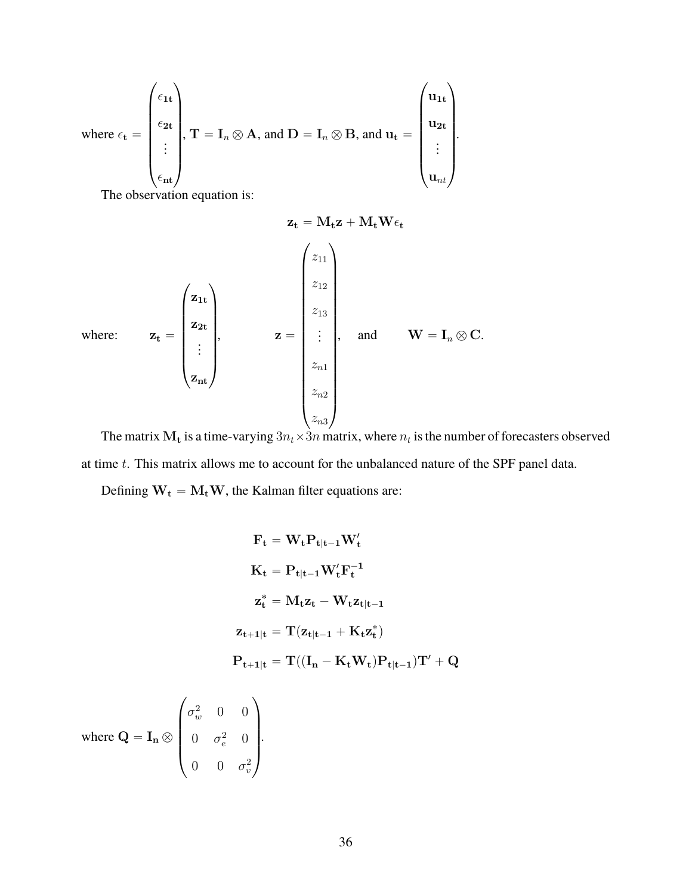where $\epsilon_\mathbf{t} = \begin{pmatrix} \epsilon_\mathbf{1t} \\ \epsilon_\mathbf{2t} \\ \vdots \\ \epsilon_\mathbf{nt} \end{pmatrix}$, $\mathbf{T} = \mathbf{I}_n \otimes \mathbf{A}$, and $\mathbf{D} = \mathbf{I}_n \otimes \mathbf{B}$, and $\mathbf{u_t} = \begin{pmatrix} \mathbf{u_{1t}} \\ \mathbf{u_{2t}} \\ \vdots \\ \mathbf{u}_{nt} \end{pmatrix}$.

The observation equation is:

$$\mathbf{z_t} = \mathbf{M_t z} + \mathbf{M_t W} \epsilon_\mathbf{t}$$

where: $\mathbf{z_t} = \begin{pmatrix} \mathbf{z_{1t}} \\ \mathbf{z_{2t}} \\ \vdots \\ \mathbf{z_{nt}} \end{pmatrix}$, $\mathbf{z} = \begin{pmatrix} z_{11} \\ z_{12} \\ z_{13} \\ \vdots \\ z_{n1} \\ z_{n2} \\ z_{n3} \end{pmatrix}$, and $\mathbf{W} = \mathbf{I}_n \otimes \mathbf{C}$.

The matrix $\mathbf{M_t}$ is a time-varying $3n_t \times 3n$ matrix, where $n_t$ is the number of forecasters observed at time $t$. This matrix allows me to account for the unbalanced nature of the SPF panel data.

Defining $\mathbf{W_t} = \mathbf{M_t W}$, the Kalman filter equations are:

$$\mathbf{F_t} = \mathbf{W_t P_{t|t-1} W_t'}$$

$$\mathbf{K_t} = \mathbf{P_{t|t-1} W_t' F_t^{-1}}$$

$$\mathbf{z_t^*} = \mathbf{M_t z_t} - \mathbf{W_t z_{t|t-1}}$$

$$\mathbf{z_{t+1|t}} = \mathbf{T}(\mathbf{z_{t|t-1}} + \mathbf{K_t z_t^*})$$

$$\mathbf{P_{t+1|t}} = \mathbf{T}((\mathbf{I_n} - \mathbf{K_t W_t})\mathbf{P_{t|t-1}})\mathbf{T}' + \mathbf{Q}$$

where $\mathbf{Q} = \mathbf{I_n} \otimes \begin{pmatrix} \sigma_w^2 & 0 & 0 \\ 0 & \sigma_e^2 & 0 \\ 0 & 0 & \sigma_v^2 \end{pmatrix}$.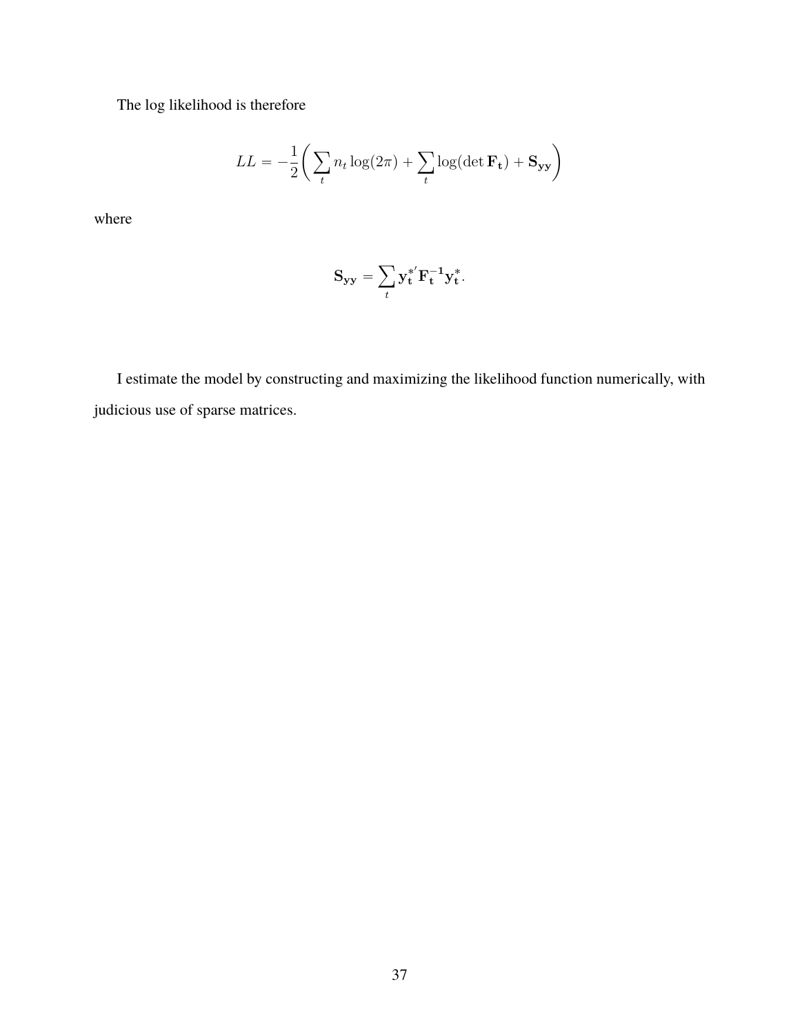The log likelihood is therefore

$$LL = -\frac{1}{2}\left( \sum_t n_t \log(2\pi) + \sum_t \log(\det \mathbf{F_t}) + \mathbf{S_{yy}} \right)$$

where

$$\mathbf{S_{yy}} = \sum_t \mathbf{y_t^{*'}} \mathbf{F_t^{-1}} \mathbf{y_t^*}.$$

I estimate the model by constructing and maximizing the likelihood function numerically, with judicious use of sparse matrices.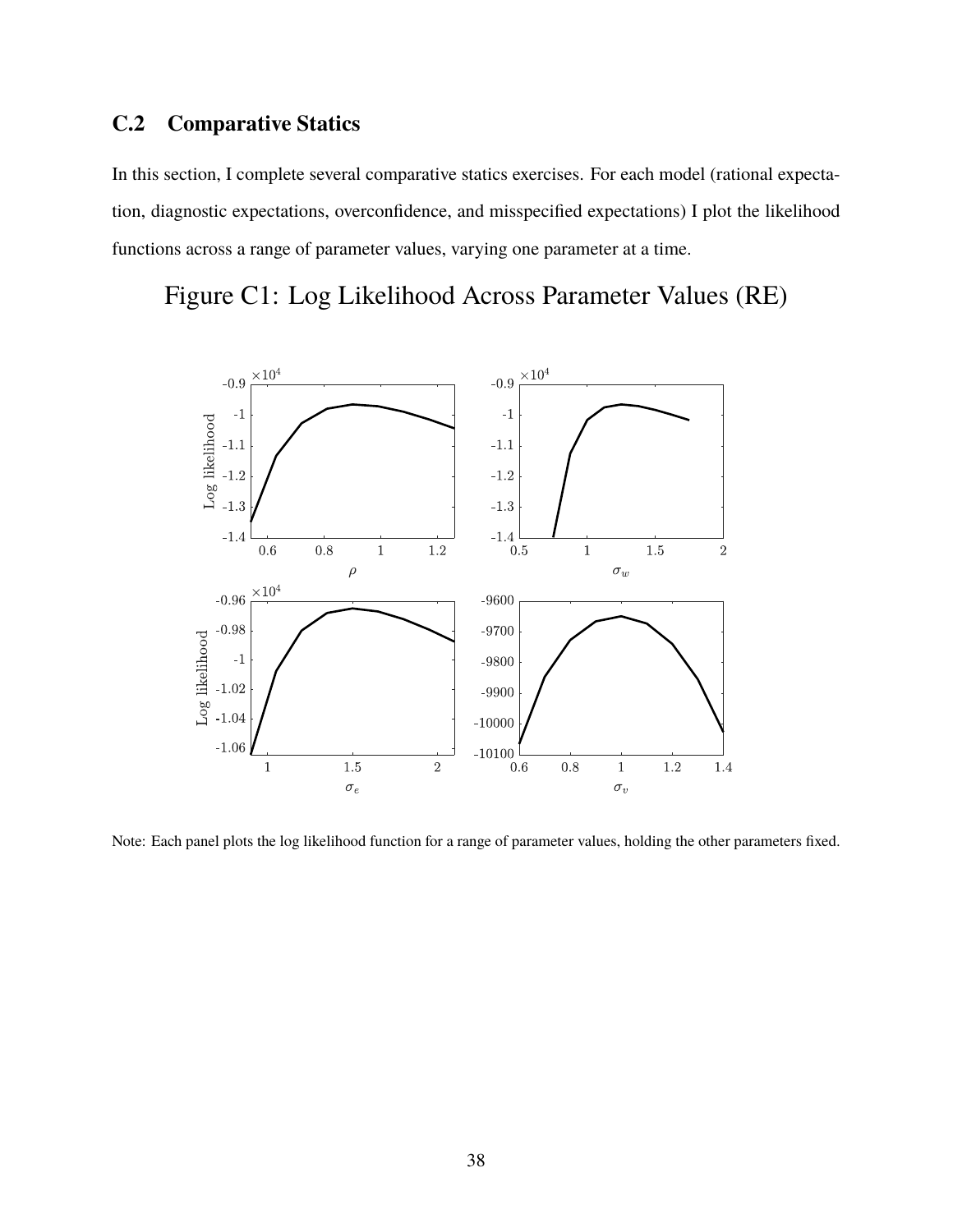## C.2 Comparative Statics

In this section, I complete several comparative statics exercises. For each model (rational expectation, diagnostic expectations, overconfidence, and misspecified expectations) I plot the likelihood functions across a range of parameter values, varying one parameter at a time.

Figure C1: Log Likelihood Across Parameter Values (RE)

Note: Each panel plots the log likelihood function for a range of parameter values, holding the other parameters fixed.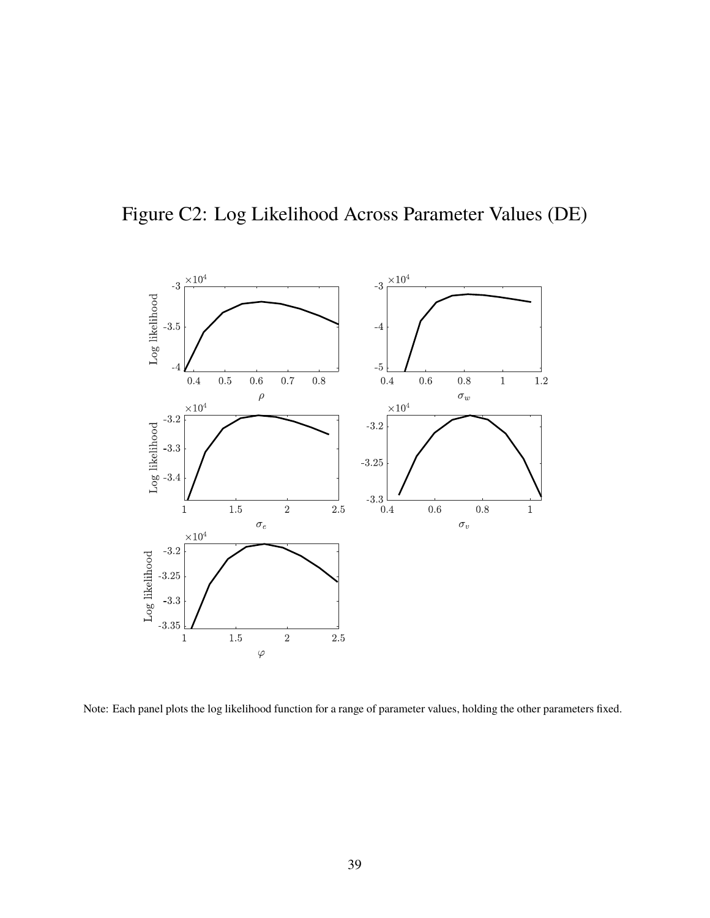# Figure C2: Log Likelihood Across Parameter Values (DE)

Note: Each panel plots the log likelihood function for a range of parameter values, holding the other parameters fixed.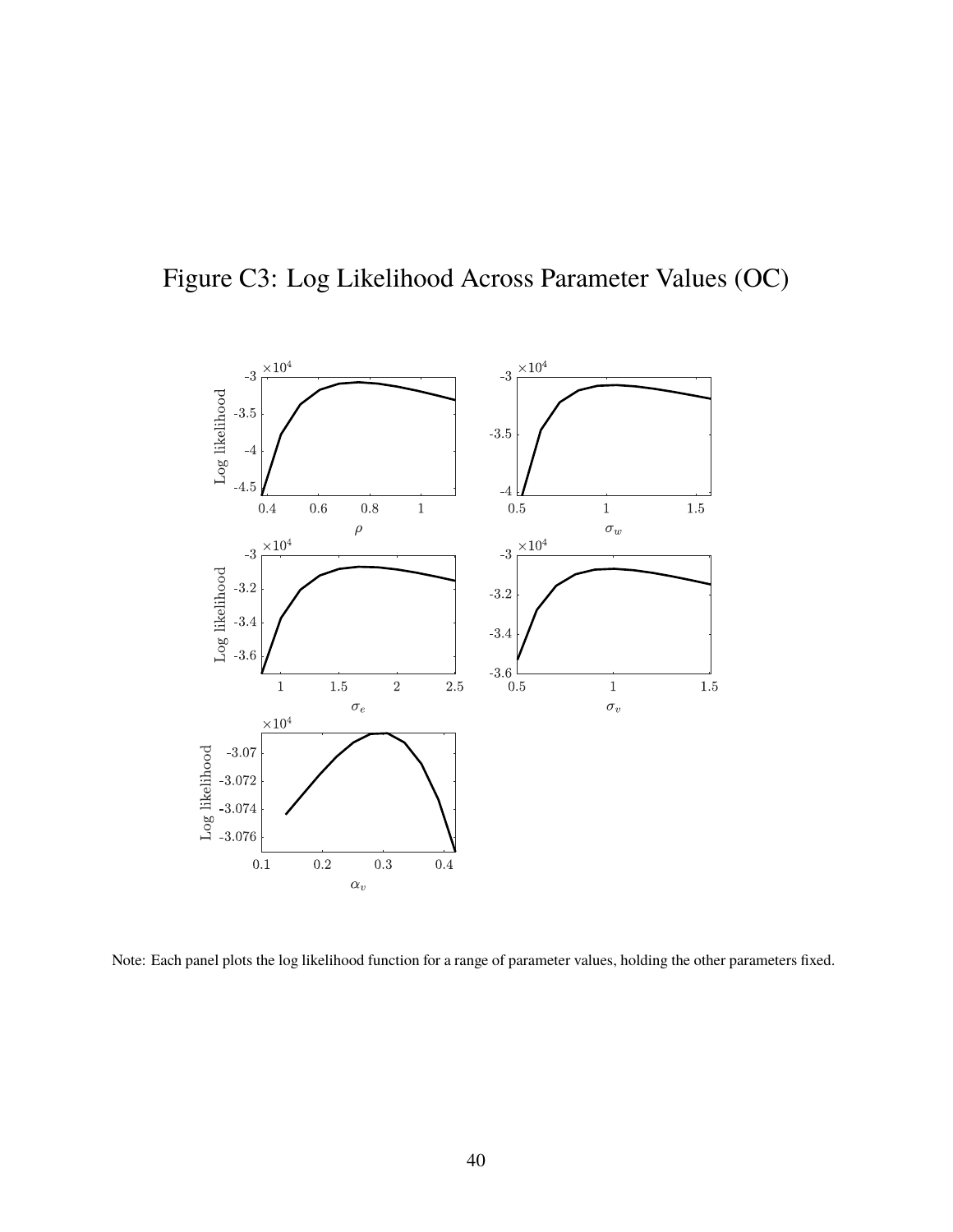# Figure C3: Log Likelihood Across Parameter Values (OC)

Note: Each panel plots the log likelihood function for a range of parameter values, holding the other parameters fixed.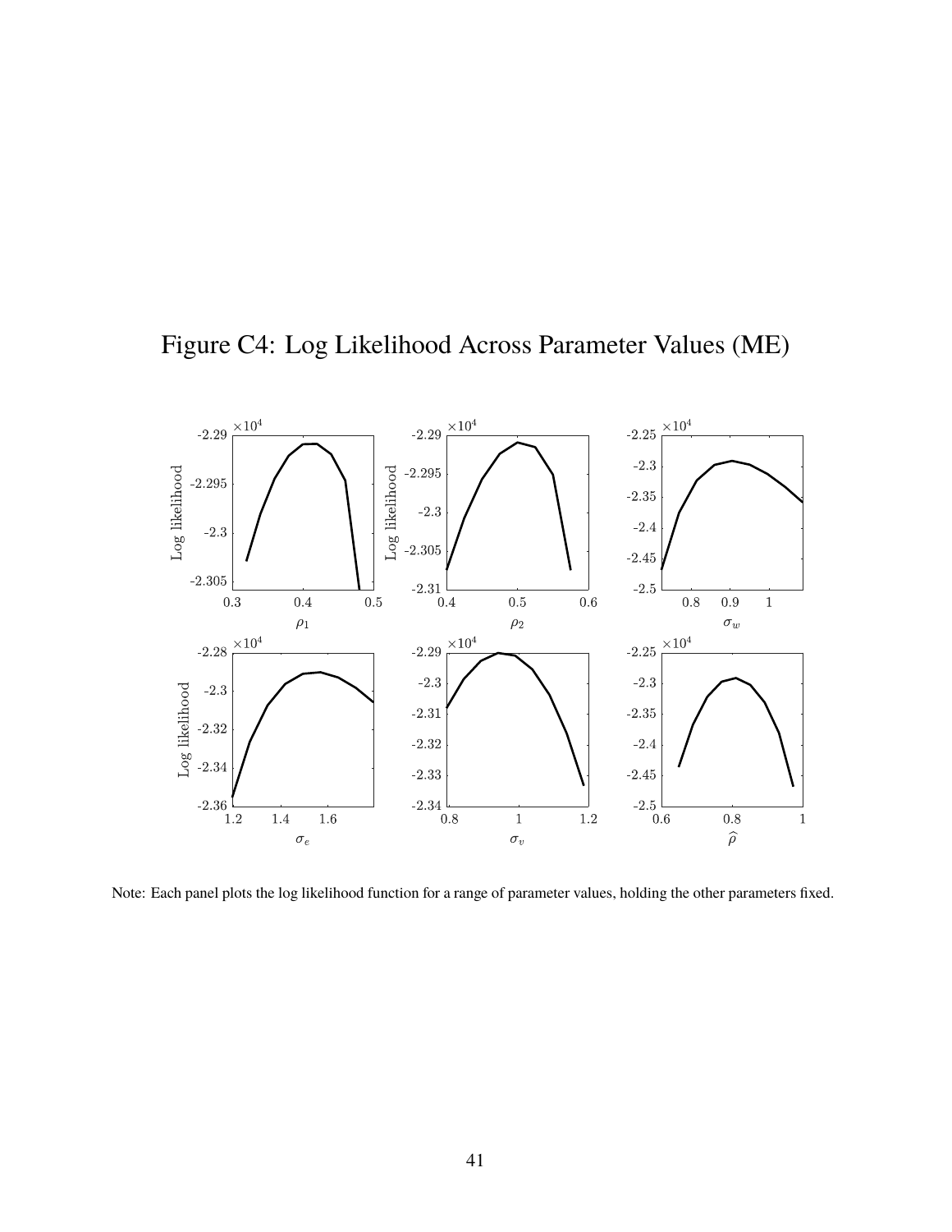# Figure C4: Log Likelihood Across Parameter Values (ME)

Note: Each panel plots the log likelihood function for a range of parameter values, holding the other parameters fixed.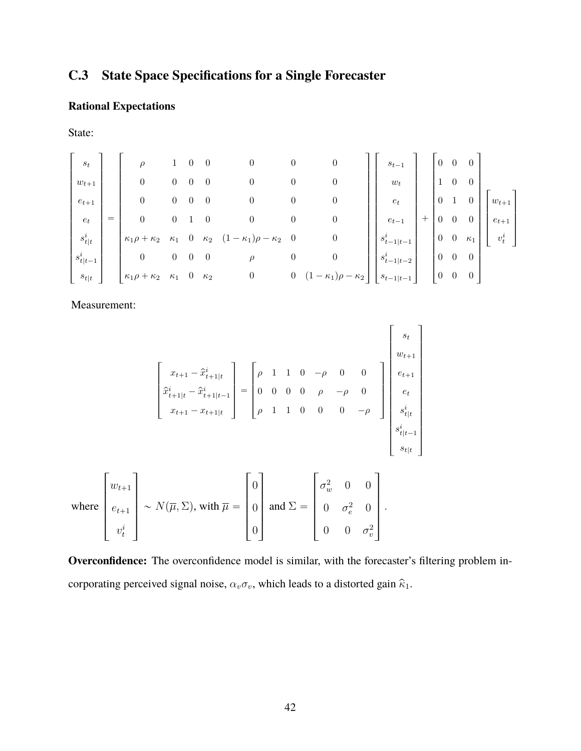## C.3 State Space Specifications for a Single Forecaster

**Rational Expectations**

State:

$$
\begin{bmatrix} s_t \\ w_{t+1} \\ e_{t+1} \\ e_t \\ s^i_{t|t} \\ s^i_{t|t-1} \\ s_{t|t} \end{bmatrix} = \begin{bmatrix} \rho & 1 & 0 & 0 & 0 & 0 & 0 \\ 0 & 0 & 0 & 0 & 0 & 0 & 0 \\ 0 & 0 & 0 & 0 & 0 & 0 & 0 \\ 0 & 0 & 1 & 0 & 0 & 0 & 0 \\ \kappa_1\rho + \kappa_2 & \kappa_1 & 0 & \kappa_2 & (1-\kappa_1)\rho - \kappa_2 & 0 & 0 \\ 0 & 0 & 0 & 0 & \rho & 0 & 0 \\ \kappa_1\rho + \kappa_2 & \kappa_1 & 0 & \kappa_2 & 0 & 0 & (1-\kappa_1)\rho - \kappa_2 \end{bmatrix} \begin{bmatrix} s_{t-1} \\ w_t \\ e_t \\ e_{t-1} \\ s^i_{t-1|t-1} \\ s^i_{t-1|t-2} \\ s_{t-1|t-1} \end{bmatrix} + \begin{bmatrix} 0 & 0 & 0 \\ 1 & 0 & 0 \\ 0 & 1 & 0 \\ 0 & 0 & 0 \\ 0 & 0 & \kappa_1 \\ 0 & 0 & 0 \\ 0 & 0 & 0 \end{bmatrix} \begin{bmatrix} w_{t+1} \\ e_{t+1} \\ v^i_t \end{bmatrix}
$$

Measurement:

$$
\begin{bmatrix} x_{t+1} - \widehat{x}^i_{t+1|t} \\ \widehat{x}^i_{t+1|t} - \widehat{x}^i_{t+1|t-1} \\ x_{t+1} - x_{t+1|t} \end{bmatrix} = \begin{bmatrix} \rho & 1 & 1 & 0 & -\rho & 0 & 0 \\ 0 & 0 & 0 & 0 & \rho & -\rho & 0 \\ \rho & 1 & 1 & 0 & 0 & 0 & -\rho \end{bmatrix} \begin{bmatrix} s_t \\ w_{t+1} \\ e_{t+1} \\ e_t \\ s^i_{t|t} \\ s^i_{t|t-1} \\ s_{t|t} \end{bmatrix}
$$

where $\begin{bmatrix} w_{t+1} \\ e_{t+1} \\ v^i_t \end{bmatrix} \sim N(\overline{\mu}, \Sigma)$, with $\overline{\mu} = \begin{bmatrix} 0 \\ 0 \\ 0 \end{bmatrix}$ and $\Sigma = \begin{bmatrix} \sigma^2_w & 0 & 0 \\ 0 & \sigma^2_e & 0 \\ 0 & 0 & \sigma^2_v \end{bmatrix}$.

**Overconfidence:** The overconfidence model is similar, with the forecaster's filtering problem incorporating perceived signal noise, $\alpha_v\sigma_v$, which leads to a distorted gain $\widehat{\kappa}_1$.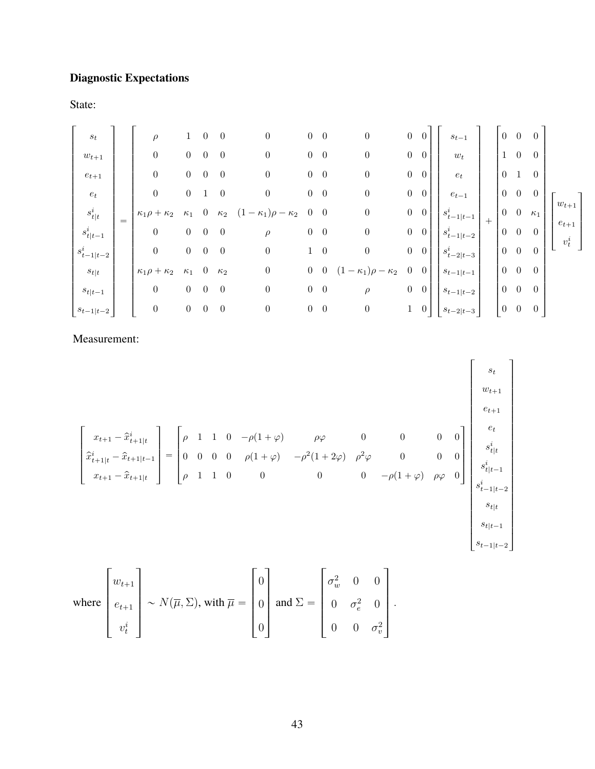**Diagnostic Expectations**

State:

$$
\begin{bmatrix} s_t \\ w_{t+1} \\ e_{t+1} \\ e_t \\ s^i_{t|t} \\ s^i_{t|t-1} \\ s^i_{t-1|t-2} \\ s_{t|t} \\ s_{t|t-1} \\ s_{t-1|t-2} \end{bmatrix} = \begin{bmatrix} \rho & 1 & 0 & 0 & 0 & 0 & 0 & 0 & 0 & 0 \\ 0 & 0 & 0 & 0 & 0 & 0 & 0 & 0 & 0 & 0 \\ 0 & 0 & 0 & 0 & 0 & 0 & 0 & 0 & 0 & 0 \\ 0 & 0 & 1 & 0 & 0 & 0 & 0 & 0 & 0 & 0 \\ \kappa_1\rho + \kappa_2 & \kappa_1 & 0 & \kappa_2 & (1-\kappa_1)\rho - \kappa_2 & 0 & 0 & 0 & 0 & 0 \\ 0 & 0 & 0 & 0 & \rho & 0 & 0 & 0 & 0 & 0 \\ 0 & 0 & 0 & 0 & 0 & 1 & 0 & 0 & 0 & 0 \\ \kappa_1\rho + \kappa_2 & \kappa_1 & 0 & \kappa_2 & 0 & 0 & 0 & (1-\kappa_1)\rho - \kappa_2 & 0 & 0 \\ 0 & 0 & 0 & 0 & 0 & 0 & 0 & \rho & 0 & 0 \\ 0 & 0 & 0 & 0 & 0 & 0 & 0 & 0 & 1 & 0 \end{bmatrix} \begin{bmatrix} s_{t-1} \\ w_t \\ e_t \\ e_{t-1} \\ s^i_{t-1|t-1} \\ s^i_{t-1|t-2} \\ s^i_{t-2|t-3} \\ s_{t-1|t-1} \\ s_{t-1|t-2} \\ s_{t-2|t-3} \end{bmatrix} + \begin{bmatrix} 0 & 0 & 0 \\ 1 & 0 & 0 \\ 0 & 1 & 0 \\ 0 & 0 & 0 \\ 0 & 0 & \kappa_1 \\ 0 & 0 & 0 \\ 0 & 0 & 0 \\ 0 & 0 & 0 \\ 0 & 0 & 0 \\ 0 & 0 & 0 \end{bmatrix} \begin{bmatrix} w_{t+1} \\ e_{t+1} \\ v^i_t \end{bmatrix}
$$

Measurement:

$$
\begin{bmatrix} x_{t+1} - \widehat{x}^i_{t+1|t} \\ \widehat{x}^i_{t+1|t} - \widehat{x}_{t+1|t-1} \\ x_{t+1} - \widehat{x}_{t+1|t} \end{bmatrix} = \begin{bmatrix} \rho & 1 & 1 & 0 & -\rho(1+\varphi) & \rho\varphi & 0 & 0 & 0 & 0 \\ 0 & 0 & 0 & 0 & \rho(1+\varphi) & -\rho^2(1+2\varphi) & \rho^2\varphi & 0 & 0 & 0 \\ \rho & 1 & 1 & 0 & 0 & 0 & 0 & -\rho(1+\varphi) & \rho\varphi & 0 \end{bmatrix} \begin{bmatrix} s_t \\ w_{t+1} \\ e_{t+1} \\ e_t \\ s^i_{t|t} \\ s^i_{t|t-1} \\ s^i_{t-1|t-2} \\ s_{t|t} \\ s_{t|t-1} \\ s_{t-1|t-2} \end{bmatrix}
$$

where $\begin{bmatrix} w_{t+1} \\ e_{t+1} \\ v^i_t \end{bmatrix} \sim N(\overline{\mu}, \Sigma)$, with $\overline{\mu} = \begin{bmatrix} 0 \\ 0 \\ 0 \end{bmatrix}$ and $\Sigma = \begin{bmatrix} \sigma^2_w & 0 & 0 \\ 0 & \sigma^2_e & 0 \\ 0 & 0 & \sigma^2_v \end{bmatrix}$.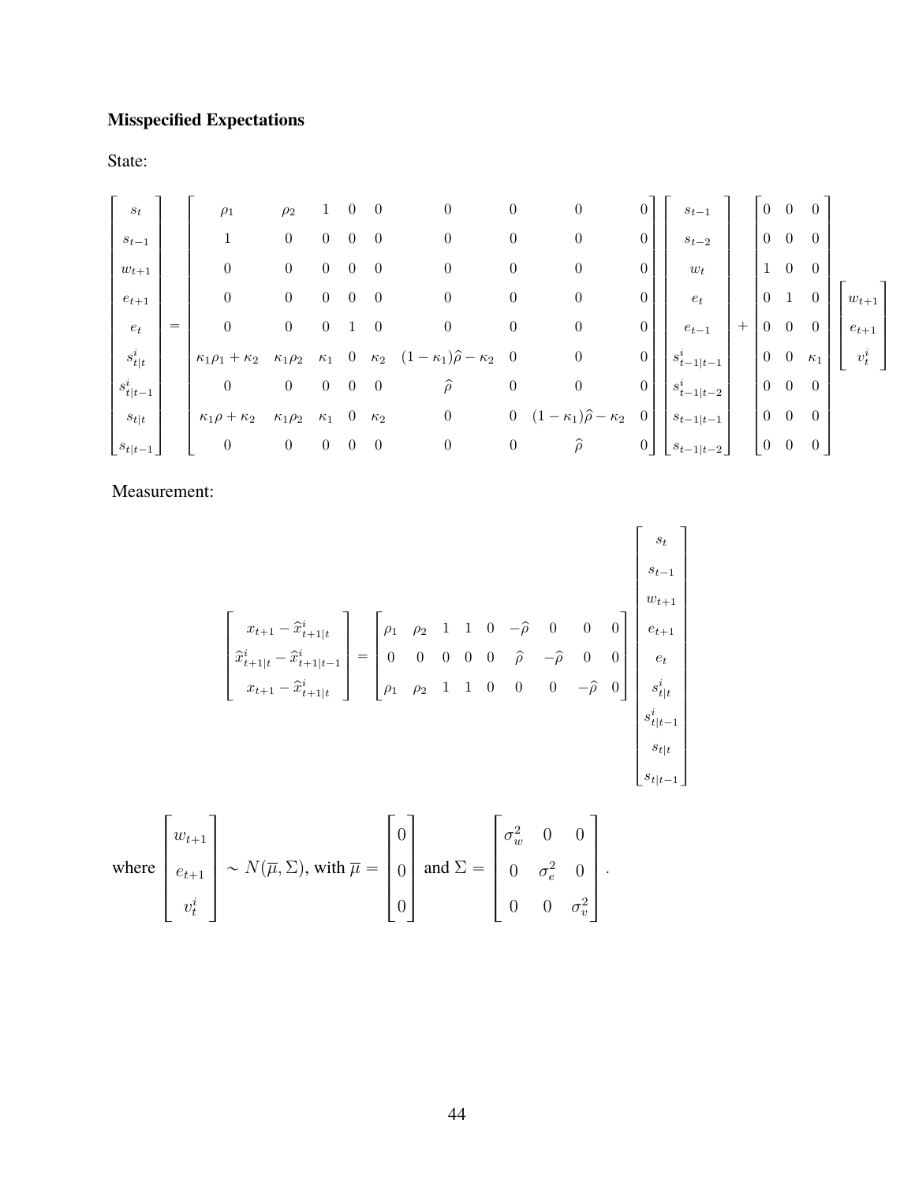**Misspecified Expectations**

State:

$$
\begin{bmatrix} s_t \\ s_{t-1} \\ w_{t+1} \\ e_{t+1} \\ e_t \\ s^i_{t|t} \\ s^i_{t|t-1} \\ s_{t|t} \\ s_{t|t-1} \end{bmatrix}
=
\begin{bmatrix}
\rho_1 & \rho_2 & 1 & 0 & 0 & 0 & 0 & 0 & 0 \\
1 & 0 & 0 & 0 & 0 & 0 & 0 & 0 & 0 \\
0 & 0 & 0 & 0 & 0 & 0 & 0 & 0 & 0 \\
0 & 0 & 0 & 0 & 0 & 0 & 0 & 0 & 0 \\
0 & 0 & 0 & 1 & 0 & 0 & 0 & 0 & 0 \\
\kappa_1\rho_1 + \kappa_2 & \kappa_1\rho_2 & \kappa_1 & 0 & \kappa_2 & (1-\kappa_1)\widehat{\rho} - \kappa_2 & 0 & 0 & 0 \\
0 & 0 & 0 & 0 & 0 & \widehat{\rho} & 0 & 0 & 0 \\
\kappa_1\rho + \kappa_2 & \kappa_1\rho_2 & \kappa_1 & 0 & \kappa_2 & 0 & 0 & (1-\kappa_1)\widehat{\rho} - \kappa_2 & 0 \\
0 & 0 & 0 & 0 & 0 & 0 & 0 & \widehat{\rho} & 0
\end{bmatrix}
\begin{bmatrix} s_{t-1} \\ s_{t-2} \\ w_t \\ e_t \\ e_{t-1} \\ s^i_{t-1|t-1} \\ s^i_{t-1|t-2} \\ s_{t-1|t-1} \\ s_{t-1|t-2} \end{bmatrix}
+
\begin{bmatrix}
0 & 0 & 0 \\
0 & 0 & 0 \\
1 & 0 & 0 \\
0 & 1 & 0 \\
0 & 0 & 0 \\
0 & 0 & \kappa_1 \\
0 & 0 & 0 \\
0 & 0 & 0 \\
0 & 0 & 0
\end{bmatrix}
\begin{bmatrix} w_{t+1} \\ e_{t+1} \\ v^i_t \end{bmatrix}
$$

Measurement:

$$
\begin{bmatrix} x_{t+1} - \widehat{x}^i_{t+1|t} \\ \widehat{x}^i_{t+1|t} - \widehat{x}^i_{t+1|t-1} \\ x_{t+1} - \widehat{x}^i_{t+1|t} \end{bmatrix}
=
\begin{bmatrix}
\rho_1 & \rho_2 & 1 & 1 & 0 & -\widehat{\rho} & 0 & 0 & 0 \\
0 & 0 & 0 & 0 & 0 & \widehat{\rho} & -\widehat{\rho} & 0 & 0 \\
\rho_1 & \rho_2 & 1 & 1 & 0 & 0 & 0 & -\widehat{\rho} & 0
\end{bmatrix}
\begin{bmatrix} s_t \\ s_{t-1} \\ w_{t+1} \\ e_{t+1} \\ e_t \\ s^i_{t|t} \\ s^i_{t|t-1} \\ s_{t|t} \\ s_{t|t-1} \end{bmatrix}
$$

where $\begin{bmatrix} w_{t+1} \\ e_{t+1} \\ v^i_t \end{bmatrix} \sim N(\overline{\mu}, \Sigma)$, with $\overline{\mu} = \begin{bmatrix} 0 \\ 0 \\ 0 \end{bmatrix}$ and $\Sigma = \begin{bmatrix} \sigma^2_w & 0 & 0 \\ 0 & \sigma^2_e & 0 \\ 0 & 0 & \sigma^2_v \end{bmatrix}$.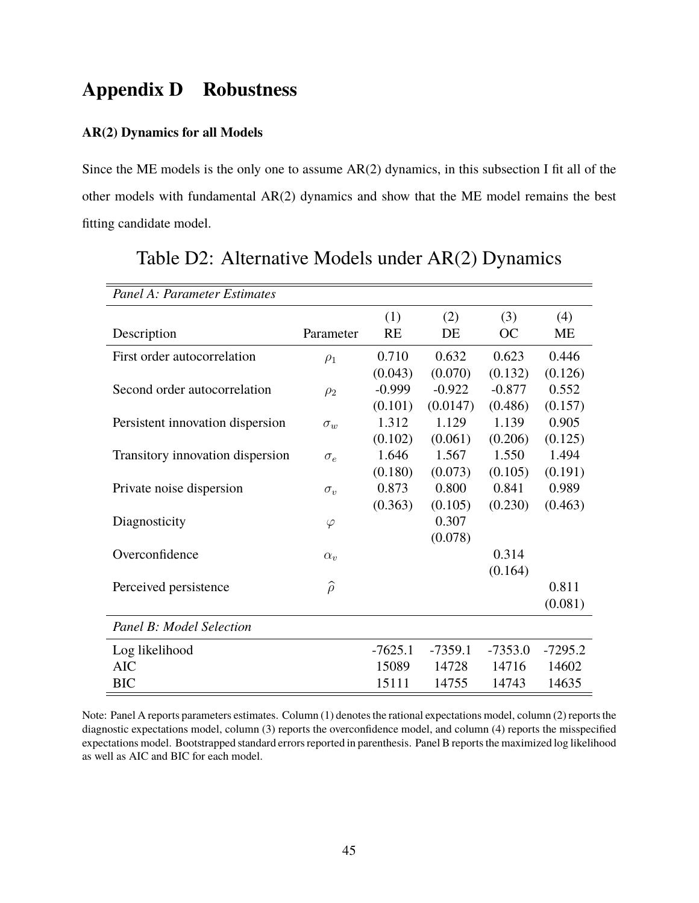# Appendix D Robustness

### AR(2) Dynamics for all Models

Since the ME models is the only one to assume AR(2) dynamics, in this subsection I fit all of the other models with fundamental AR(2) dynamics and show that the ME model remains the best fitting candidate model.

Table D2: Alternative Models under AR(2) Dynamics

| *Panel A: Parameter Estimates* | | | | | |
|---|---|---|---|---|---|
| | | (1) | (2) | (3) | (4) |
| Description | Parameter | RE | DE | OC | ME |
| First order autocorrelation | $\rho_1$ | 0.710 | 0.632 | 0.623 | 0.446 |
| | | (0.043) | (0.070) | (0.132) | (0.126) |
| Second order autocorrelation | $\rho_2$ | -0.999 | -0.922 | -0.877 | 0.552 |
| | | (0.101) | (0.0147) | (0.486) | (0.157) |
| Persistent innovation dispersion | $\sigma_w$ | 1.312 | 1.129 | 1.139 | 0.905 |
| | | (0.102) | (0.061) | (0.206) | (0.125) |
| Transitory innovation dispersion | $\sigma_e$ | 1.646 | 1.567 | 1.550 | 1.494 |
| | | (0.180) | (0.073) | (0.105) | (0.191) |
| Private noise dispersion | $\sigma_v$ | 0.873 | 0.800 | 0.841 | 0.989 |
| | | (0.363) | (0.105) | (0.230) | (0.463) |
| Diagnosticity | $\varphi$ | | 0.307 | | |
| | | | (0.078) | | |
| Overconfidence | $\alpha_v$ | | | 0.314 | |
| | | | | (0.164) | |
| Perceived persistence | $\widehat{\rho}$ | | | | 0.811 |
| | | | | | (0.081) |
| *Panel B: Model Selection* | | | | | |
| Log likelihood | | -7625.1 | -7359.1 | -7353.0 | -7295.2 |
| AIC | | 15089 | 14728 | 14716 | 14602 |
| BIC | | 15111 | 14755 | 14743 | 14635 |

Note: Panel A reports parameters estimates. Column (1) denotes the rational expectations model, column (2) reports the diagnostic expectations model, column (3) reports the overconfidence model, and column (4) reports the misspecified expectations model. Bootstrapped standard errors reported in parenthesis. Panel B reports the maximized log likelihood as well as AIC and BIC for each model.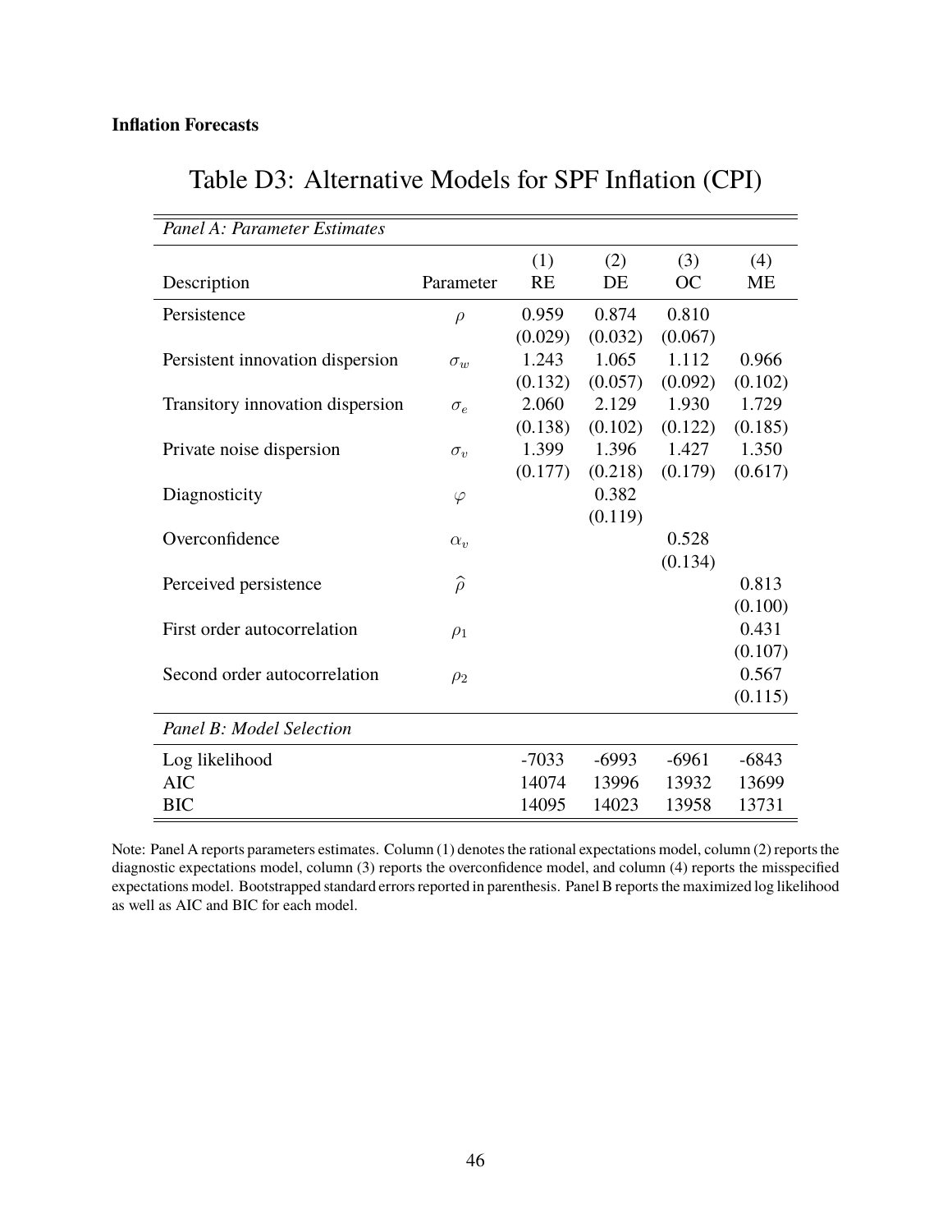**Inflation Forecasts**

## Table D3: Alternative Models for SPF Inflation (CPI)

| *Panel A: Parameter Estimates* | | | | | |
|---|---|---|---|---|---|
| Description | Parameter | (1) RE | (2) DE | (3) OC | (4) ME |
| Persistence | $\rho$ | 0.959 | 0.874 | 0.810 | |
| | | (0.029) | (0.032) | (0.067) | |
| Persistent innovation dispersion | $\sigma_w$ | 1.243 | 1.065 | 1.112 | 0.966 |
| | | (0.132) | (0.057) | (0.092) | (0.102) |
| Transitory innovation dispersion | $\sigma_e$ | 2.060 | 2.129 | 1.930 | 1.729 |
| | | (0.138) | (0.102) | (0.122) | (0.185) |
| Private noise dispersion | $\sigma_v$ | 1.399 | 1.396 | 1.427 | 1.350 |
| | | (0.177) | (0.218) | (0.179) | (0.617) |
| Diagnosticity | $\varphi$ | | 0.382 | | |
| | | | (0.119) | | |
| Overconfidence | $\alpha_v$ | | | 0.528 | |
| | | | | (0.134) | |
| Perceived persistence | $\widehat{\rho}$ | | | | 0.813 |
| | | | | | (0.100) |
| First order autocorrelation | $\rho_1$ | | | | 0.431 |
| | | | | | (0.107) |
| Second order autocorrelation | $\rho_2$ | | | | 0.567 |
| | | | | | (0.115) |
| *Panel B: Model Selection* | | | | | |
| Log likelihood | | -7033 | -6993 | -6961 | -6843 |
| AIC | | 14074 | 13996 | 13932 | 13699 |
| BIC | | 14095 | 14023 | 13958 | 13731 |

Note: Panel A reports parameters estimates. Column (1) denotes the rational expectations model, column (2) reports the diagnostic expectations model, column (3) reports the overconfidence model, and column (4) reports the misspecified expectations model. Bootstrapped standard errors reported in parenthesis. Panel B reports the maximized log likelihood as well as AIC and BIC for each model.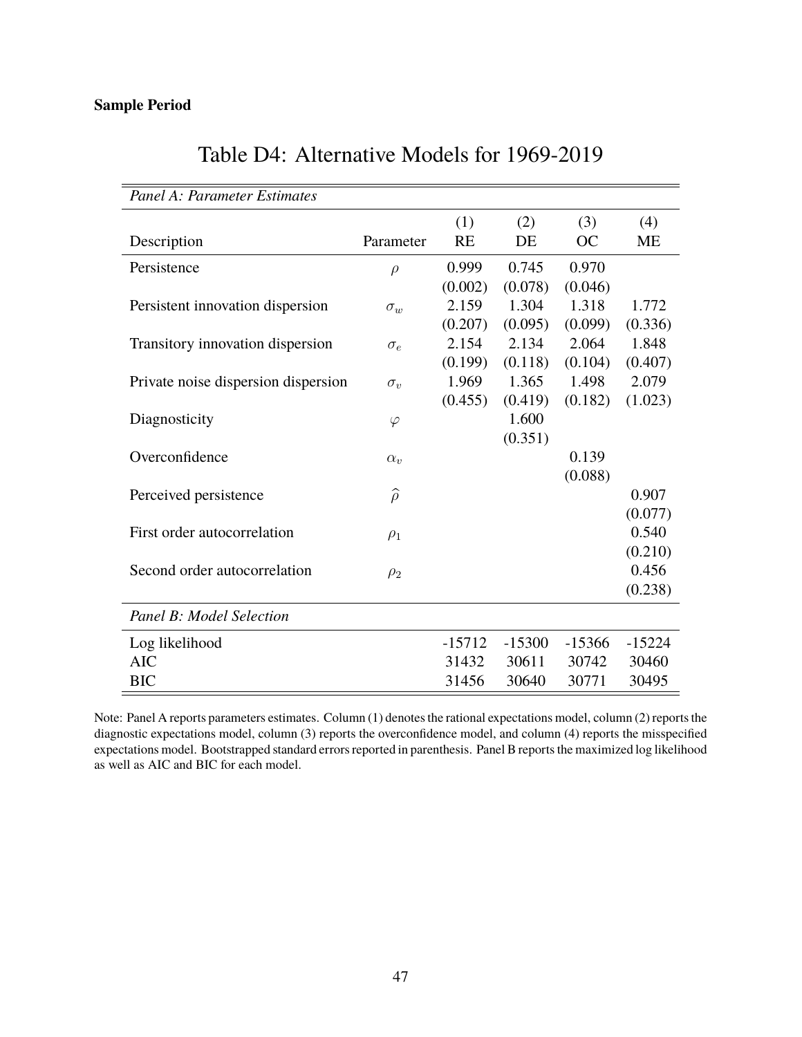**Sample Period**

## Table D4: Alternative Models for 1969-2019

| *Panel A: Parameter Estimates* | | | | | |
|---|---|---|---|---|---|
| | | (1) | (2) | (3) | (4) |
| Description | Parameter | RE | DE | OC | ME |
| Persistence | $\rho$ | 0.999 | 0.745 | 0.970 | |
| | | (0.002) | (0.078) | (0.046) | |
| Persistent innovation dispersion | $\sigma_w$ | 2.159 | 1.304 | 1.318 | 1.772 |
| | | (0.207) | (0.095) | (0.099) | (0.336) |
| Transitory innovation dispersion | $\sigma_e$ | 2.154 | 2.134 | 2.064 | 1.848 |
| | | (0.199) | (0.118) | (0.104) | (0.407) |
| Private noise dispersion dispersion | $\sigma_v$ | 1.969 | 1.365 | 1.498 | 2.079 |
| | | (0.455) | (0.419) | (0.182) | (1.023) |
| Diagnosticity | $\varphi$ | | 1.600 | | |
| | | | (0.351) | | |
| Overconfidence | $\alpha_v$ | | | 0.139 | |
| | | | | (0.088) | |
| Perceived persistence | $\widehat{\rho}$ | | | | 0.907 |
| | | | | | (0.077) |
| First order autocorrelation | $\rho_1$ | | | | 0.540 |
| | | | | | (0.210) |
| Second order autocorrelation | $\rho_2$ | | | | 0.456 |
| | | | | | (0.238) |
| *Panel B: Model Selection* | | | | | |
| Log likelihood | | -15712 | -15300 | -15366 | -15224 |
| AIC | | 31432 | 30611 | 30742 | 30460 |
| BIC | | 31456 | 30640 | 30771 | 30495 |

Note: Panel A reports parameters estimates. Column (1) denotes the rational expectations model, column (2) reports the diagnostic expectations model, column (3) reports the overconfidence model, and column (4) reports the misspecified expectations model. Bootstrapped standard errors reported in parenthesis. Panel B reports the maximized log likelihood as well as AIC and BIC for each model.